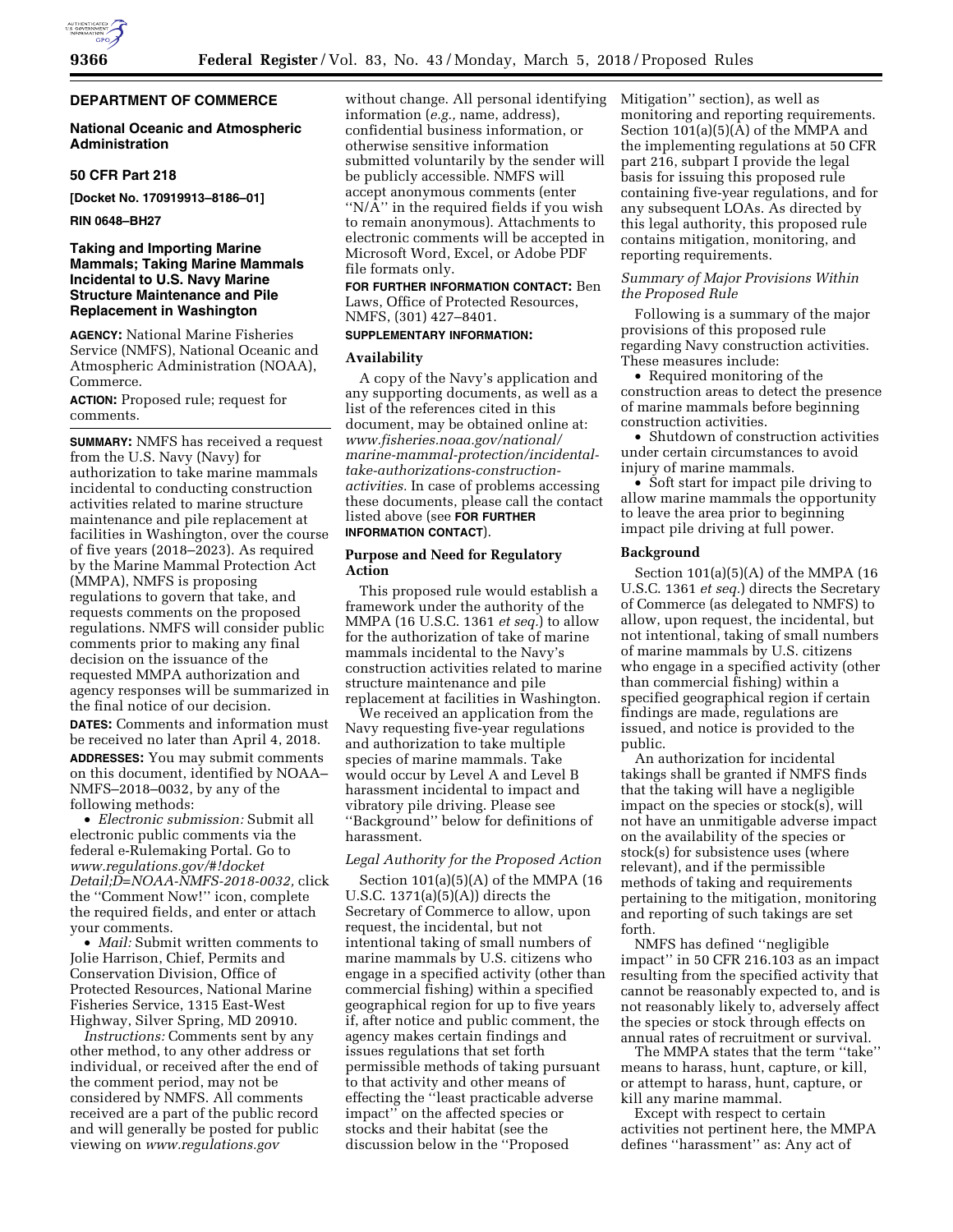# DEPARTMENT OF COMMERCE

## National Oceanic and Atmospheric Administration

### 50 CFR Part 218

**[Docket No. 170919913–8186–01]**

**RIN 0648–BH27**

## Taking and Importing Marine Mammals; Taking Marine Mammals Incidental to U.S. Navy Marine Structure Maintenance and Pile Replacement in Washington

**AGENCY:** National Marine Fisheries Service (NMFS), National Oceanic and Atmospheric Administration (NOAA), Commerce.

**ACTION:** Proposed rule; request for comments.

**SUMMARY:** NMFS has received a request from the U.S. Navy (Navy) for authorization to take marine mammals incidental to conducting construction activities related to marine structure maintenance and pile replacement at facilities in Washington, over the course of five years (2018–2023). As required by the Marine Mammal Protection Act (MMPA), NMFS is proposing regulations to govern that take, and requests comments on the proposed regulations. NMFS will consider public comments prior to making any final decision on the issuance of the requested MMPA authorization and agency responses will be summarized in the final notice of our decision.

**DATES:** Comments and information must be received no later than April 4, 2018.

**ADDRESSES:** You may submit comments on this document, identified by NOAA–NMFS–2018–0032, by any of the following methods:

- *Electronic submission:* Submit all electronic public comments via the federal e-Rulemaking Portal. Go to *www.regulations.gov/#!docketDetail;D=NOAA-NMFS-2018-0032,* click the "Comment Now!" icon, complete the required fields, and enter or attach your comments.
- *Mail:* Submit written comments to Jolie Harrison, Chief, Permits and Conservation Division, Office of Protected Resources, National Marine Fisheries Service, 1315 East-West Highway, Silver Spring, MD 20910.

*Instructions:* Comments sent by any other method, to any other address or individual, or received after the end of the comment period, may not be considered by NMFS. All comments received are a part of the public record and will generally be posted for public viewing on *www.regulations.gov* without change. All personal identifying information (*e.g.,* name, address), confidential business information, or otherwise sensitive information submitted voluntarily by the sender will be publicly accessible. NMFS will accept anonymous comments (enter "N/A" in the required fields if you wish to remain anonymous). Attachments to electronic comments will be accepted in Microsoft Word, Excel, or Adobe PDF file formats only.

**FOR FURTHER INFORMATION CONTACT:** Ben Laws, Office of Protected Resources, NMFS, (301) 427–8401.

**SUPPLEMENTARY INFORMATION:**

### Availability

A copy of the Navy's application and any supporting documents, as well as a list of the references cited in this document, may be obtained online at: *www.fisheries.noaa.gov/national/marine-mammal-protection/incidental-take-authorizations-construction-activities.* In case of problems accessing these documents, please call the contact listed above (see **FOR FURTHER INFORMATION CONTACT**).

### Purpose and Need for Regulatory Action

This proposed rule would establish a framework under the authority of the MMPA (16 U.S.C. 1361 *et seq.*) to allow for the authorization of take of marine mammals incidental to the Navy's construction activities related to marine structure maintenance and pile replacement at facilities in Washington.

We received an application from the Navy requesting five-year regulations and authorization to take multiple species of marine mammals. Take would occur by Level A and Level B harassment incidental to impact and vibratory pile driving. Please see "Background" below for definitions of harassment.

*Legal Authority for the Proposed Action*

Section 101(a)(5)(A) of the MMPA (16 U.S.C. 1371(a)(5)(A)) directs the Secretary of Commerce to allow, upon request, the incidental, but not intentional taking of small numbers of marine mammals by U.S. citizens who engage in a specified activity (other than commercial fishing) within a specified geographical region for up to five years if, after notice and public comment, the agency makes certain findings and issues regulations that set forth permissible methods of taking pursuant to that activity and other means of effecting the "least practicable adverse impact" on the affected species or stocks and their habitat (see the discussion below in the "Proposed Mitigation" section), as well as monitoring and reporting requirements. Section 101(a)(5)(A) of the MMPA and the implementing regulations at 50 CFR part 216, subpart I provide the legal basis for issuing this proposed rule containing five-year regulations, and for any subsequent LOAs. As directed by this legal authority, this proposed rule contains mitigation, monitoring, and reporting requirements.

*Summary of Major Provisions Within the Proposed Rule*

Following is a summary of the major provisions of this proposed rule regarding Navy construction activities. These measures include:

- Required monitoring of the construction areas to detect the presence of marine mammals before beginning construction activities.
- Shutdown of construction activities under certain circumstances to avoid injury of marine mammals.
- Soft start for impact pile driving to allow marine mammals the opportunity to leave the area prior to beginning impact pile driving at full power.

### Background

Section 101(a)(5)(A) of the MMPA (16 U.S.C. 1361 *et seq.*) directs the Secretary of Commerce (as delegated to NMFS) to allow, upon request, the incidental, but not intentional, taking of small numbers of marine mammals by U.S. citizens who engage in a specified activity (other than commercial fishing) within a specified geographical region if certain findings are made, regulations are issued, and notice is provided to the public.

An authorization for incidental takings shall be granted if NMFS finds that the taking will have a negligible impact on the species or stock(s), will not have an unmitigable adverse impact on the availability of the species or stock(s) for subsistence uses (where relevant), and if the permissible methods of taking and requirements pertaining to the mitigation, monitoring and reporting of such takings are set forth.

NMFS has defined "negligible impact" in 50 CFR 216.103 as an impact resulting from the specified activity that cannot be reasonably expected to, and is not reasonably likely to, adversely affect the species or stock through effects on annual rates of recruitment or survival.

The MMPA states that the term "take" means to harass, hunt, capture, or kill, or attempt to harass, hunt, capture, or kill any marine mammal.

Except with respect to certain activities not pertinent here, the MMPA defines "harassment" as: Any act of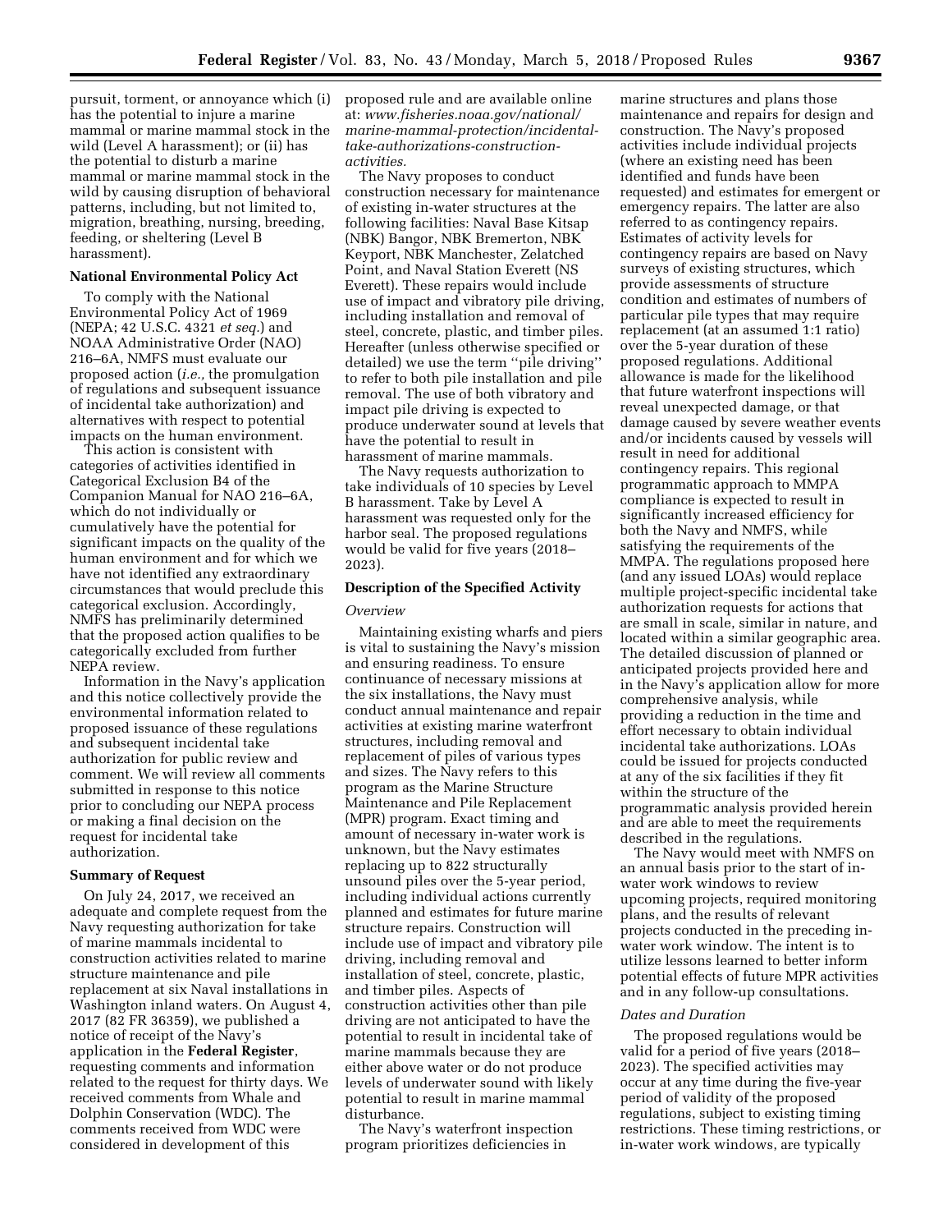pursuit, torment, or annoyance which (i) has the potential to injure a marine mammal or marine mammal stock in the wild (Level A harassment); or (ii) has the potential to disturb a marine mammal or marine mammal stock in the wild by causing disruption of behavioral patterns, including, but not limited to, migration, breathing, nursing, breeding, feeding, or sheltering (Level B harassment).

**National Environmental Policy Act**

To comply with the National Environmental Policy Act of 1969 (NEPA; 42 U.S.C. 4321 *et seq.*) and NOAA Administrative Order (NAO) 216–6A, NMFS must evaluate our proposed action (*i.e.,* the promulgation of regulations and subsequent issuance of incidental take authorization) and alternatives with respect to potential impacts on the human environment.

This action is consistent with categories of activities identified in Categorical Exclusion B4 of the Companion Manual for NAO 216–6A, which do not individually or cumulatively have the potential for significant impacts on the quality of the human environment and for which we have not identified any extraordinary circumstances that would preclude this categorical exclusion. Accordingly, NMFS has preliminarily determined that the proposed action qualifies to be categorically excluded from further NEPA review.

Information in the Navy's application and this notice collectively provide the environmental information related to proposed issuance of these regulations and subsequent incidental take authorization for public review and comment. We will review all comments submitted in response to this notice prior to concluding our NEPA process or making a final decision on the request for incidental take authorization.

**Summary of Request**

On July 24, 2017, we received an adequate and complete request from the Navy requesting authorization for take of marine mammals incidental to construction activities related to marine structure maintenance and pile replacement at six Naval installations in Washington inland waters. On August 4, 2017 (82 FR 36359), we published a notice of receipt of the Navy's application in the **Federal Register**, requesting comments and information related to the request for thirty days. We received comments from Whale and Dolphin Conservation (WDC). The comments received from WDC were considered in development of this proposed rule and are available online at: *www.fisheries.noaa.gov/national/marine-mammal-protection/incidental-take-authorizations-construction-activities.*

The Navy proposes to conduct construction necessary for maintenance of existing in-water structures at the following facilities: Naval Base Kitsap (NBK) Bangor, NBK Bremerton, NBK Keyport, NBK Manchester, Zelatched Point, and Naval Station Everett (NS Everett). These repairs would include use of impact and vibratory pile driving, including installation and removal of steel, concrete, plastic, and timber piles. Hereafter (unless otherwise specified or detailed) we use the term ''pile driving'' to refer to both pile installation and pile removal. The use of both vibratory and impact pile driving is expected to produce underwater sound at levels that have the potential to result in harassment of marine mammals.

The Navy requests authorization to take individuals of 10 species by Level B harassment. Take by Level A harassment was requested only for the harbor seal. The proposed regulations would be valid for five years (2018–2023).

**Description of the Specified Activity**

*Overview*

Maintaining existing wharfs and piers is vital to sustaining the Navy's mission and ensuring readiness. To ensure continuance of necessary missions at the six installations, the Navy must conduct annual maintenance and repair activities at existing marine waterfront structures, including removal and replacement of piles of various types and sizes. The Navy refers to this program as the Marine Structure Maintenance and Pile Replacement (MPR) program. Exact timing and amount of necessary in-water work is unknown, but the Navy estimates replacing up to 822 structurally unsound piles over the 5-year period, including individual actions currently planned and estimates for future marine structure repairs. Construction will include use of impact and vibratory pile driving, including removal and installation of steel, concrete, plastic, and timber piles. Aspects of construction activities other than pile driving are not anticipated to have the potential to result in incidental take of marine mammals because they are either above water or do not produce levels of underwater sound with likely potential to result in marine mammal disturbance.

The Navy's waterfront inspection program prioritizes deficiencies in marine structures and plans those maintenance and repairs for design and construction. The Navy's proposed activities include individual projects (where an existing need has been identified and funds have been requested) and estimates for emergent or emergency repairs. The latter are also referred to as contingency repairs. Estimates of activity levels for contingency repairs are based on Navy surveys of existing structures, which provide assessments of structure condition and estimates of numbers of particular pile types that may require replacement (at an assumed 1:1 ratio) over the 5-year duration of these proposed regulations. Additional allowance is made for the likelihood that future waterfront inspections will reveal unexpected damage, or that damage caused by severe weather events and/or incidents caused by vessels will result in need for additional contingency repairs. This regional programmatic approach to MMPA compliance is expected to result in significantly increased efficiency for both the Navy and NMFS, while satisfying the requirements of the MMPA. The regulations proposed here (and any issued LOAs) would replace multiple project-specific incidental take authorization requests for actions that are small in scale, similar in nature, and located within a similar geographic area. The detailed discussion of planned or anticipated projects provided here and in the Navy's application allow for more comprehensive analysis, while providing a reduction in the time and effort necessary to obtain individual incidental take authorizations. LOAs could be issued for projects conducted at any of the six facilities if they fit within the structure of the programmatic analysis provided herein and are able to meet the requirements described in the regulations.

The Navy would meet with NMFS on an annual basis prior to the start of in-water work windows to review upcoming projects, required monitoring plans, and the results of relevant projects conducted in the preceding in-water work window. The intent is to utilize lessons learned to better inform potential effects of future MPR activities and in any follow-up consultations.

*Dates and Duration*

The proposed regulations would be valid for a period of five years (2018–2023). The specified activities may occur at any time during the five-year period of validity of the proposed regulations, subject to existing timing restrictions. These timing restrictions, or in-water work windows, are typically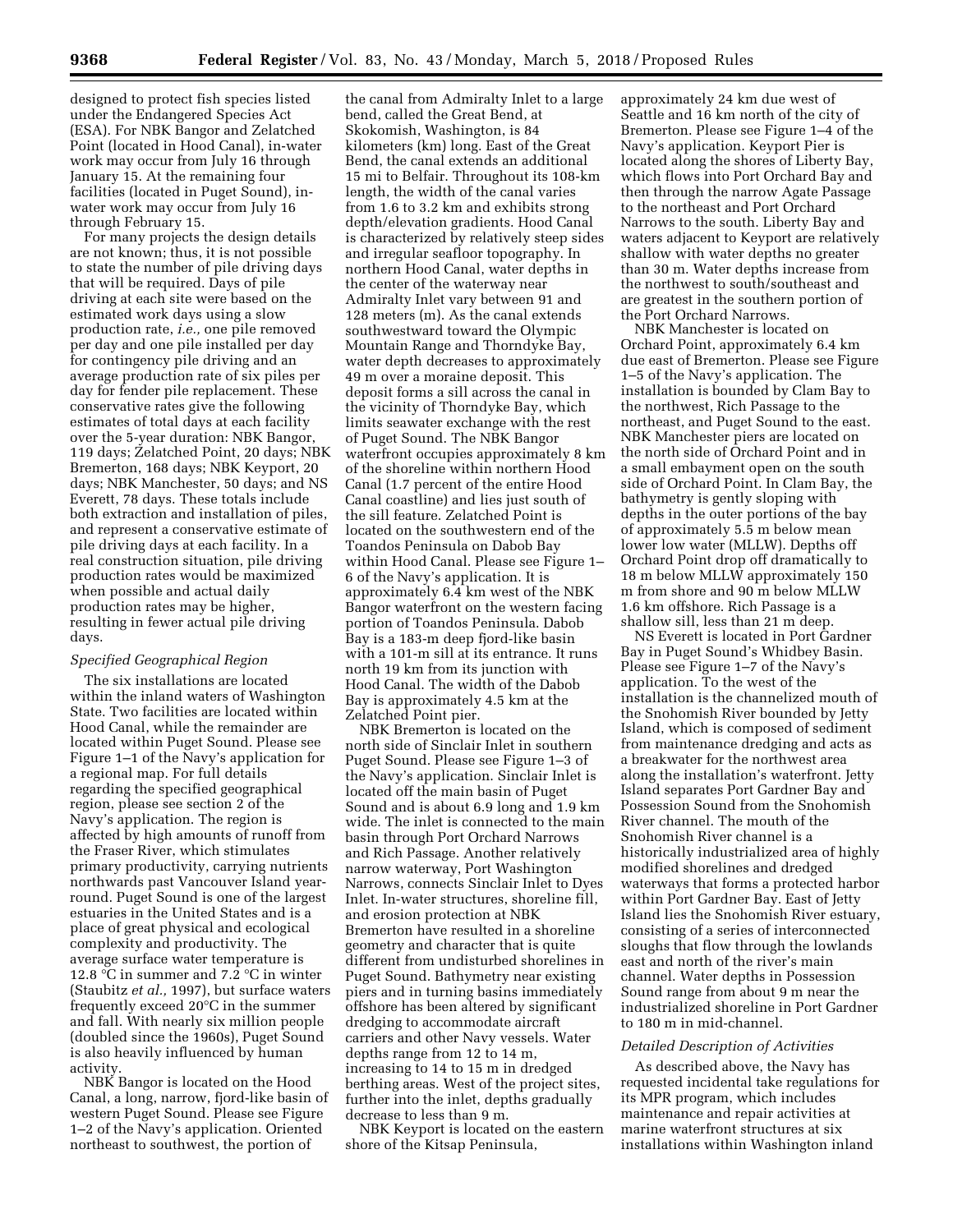designed to protect fish species listed under the Endangered Species Act (ESA). For NBK Bangor and Zelatched Point (located in Hood Canal), in-water work may occur from July 16 through January 15. At the remaining four facilities (located in Puget Sound), in-water work may occur from July 16 through February 15.

For many projects the design details are not known; thus, it is not possible to state the number of pile driving days that will be required. Days of pile driving at each site were based on the estimated work days using a slow production rate, *i.e.,* one pile removed per day and one pile installed per day for contingency pile driving and an average production rate of six piles per day for fender pile replacement. These conservative rates give the following estimates of total days at each facility over the 5-year duration: NBK Bangor, 119 days; Zelatched Point, 20 days; NBK Bremerton, 168 days; NBK Keyport, 20 days; NBK Manchester, 50 days; and NS Everett, 78 days. These totals include both extraction and installation of piles, and represent a conservative estimate of pile driving days at each facility. In a real construction situation, pile driving production rates would be maximized when possible and actual daily production rates may be higher, resulting in fewer actual pile driving days.

*Specified Geographical Region*

The six installations are located within the inland waters of Washington State. Two facilities are located within Hood Canal, while the remainder are located within Puget Sound. Please see Figure 1–1 of the Navy's application for a regional map. For full details regarding the specified geographical region, please see section 2 of the Navy's application. The region is affected by high amounts of runoff from the Fraser River, which stimulates primary productivity, carrying nutrients northwards past Vancouver Island year-round. Puget Sound is one of the largest estuaries in the United States and is a place of great physical and ecological complexity and productivity. The average surface water temperature is 12.8 °C in summer and 7.2 °C in winter (Staubitz *et al.,* 1997), but surface waters frequently exceed 20°C in the summer and fall. With nearly six million people (doubled since the 1960s), Puget Sound is also heavily influenced by human activity.

NBK Bangor is located on the Hood Canal, a long, narrow, fjord-like basin of western Puget Sound. Please see Figure 1–2 of the Navy's application. Oriented northeast to southwest, the portion of the canal from Admiralty Inlet to a large bend, called the Great Bend, at Skokomish, Washington, is 84 kilometers (km) long. East of the Great Bend, the canal extends an additional 15 mi to Belfair. Throughout its 108-km length, the width of the canal varies from 1.6 to 3.2 km and exhibits strong depth/elevation gradients. Hood Canal is characterized by relatively steep sides and irregular seafloor topography. In northern Hood Canal, water depths in the center of the waterway near Admiralty Inlet vary between 91 and 128 meters (m). As the canal extends southwestward toward the Olympic Mountain Range and Thorndyke Bay, water depth decreases to approximately 49 m over a moraine deposit. This deposit forms a sill across the canal in the vicinity of Thorndyke Bay, which limits seawater exchange with the rest of Puget Sound. The NBK Bangor waterfront occupies approximately 8 km of the shoreline within northern Hood Canal (1.7 percent of the entire Hood Canal coastline) and lies just south of the sill feature. Zelatched Point is located on the southwestern end of the Toandos Peninsula on Dabob Bay within Hood Canal. Please see Figure 1–6 of the Navy's application. It is approximately 6.4 km west of the NBK Bangor waterfront on the western facing portion of Toandos Peninsula. Dabob Bay is a 183-m deep fjord-like basin with a 101-m sill at its entrance. It runs north 19 km from its junction with Hood Canal. The width of the Dabob Bay is approximately 4.5 km at the Zelatched Point pier.

NBK Bremerton is located on the north side of Sinclair Inlet in southern Puget Sound. Please see Figure 1–3 of the Navy's application. Sinclair Inlet is located off the main basin of Puget Sound and is about 6.9 long and 1.9 km wide. The inlet is connected to the main basin through Port Orchard Narrows and Rich Passage. Another relatively narrow waterway, Port Washington Narrows, connects Sinclair Inlet to Dyes Inlet. In-water structures, shoreline fill, and erosion protection at NBK Bremerton have resulted in a shoreline geometry and character that is quite different from undisturbed shorelines in Puget Sound. Bathymetry near existing piers and in turning basins immediately offshore has been altered by significant dredging to accommodate aircraft carriers and other Navy vessels. Water depths range from 12 to 14 m, increasing to 14 to 15 m in dredged berthing areas. West of the project sites, further into the inlet, depths gradually decrease to less than 9 m.

NBK Keyport is located on the eastern shore of the Kitsap Peninsula, approximately 24 km due west of Seattle and 16 km north of the city of Bremerton. Please see Figure 1–4 of the Navy's application. Keyport Pier is located along the shores of Liberty Bay, which flows into Port Orchard Bay and then through the narrow Agate Passage to the northeast and Port Orchard Narrows to the south. Liberty Bay and waters adjacent to Keyport are relatively shallow with water depths no greater than 30 m. Water depths increase from the northwest to south/southeast and are greatest in the southern portion of the Port Orchard Narrows.

NBK Manchester is located on Orchard Point, approximately 6.4 km due east of Bremerton. Please see Figure 1–5 of the Navy's application. The installation is bounded by Clam Bay to the northwest, Rich Passage to the northeast, and Puget Sound to the east. NBK Manchester piers are located on the north side of Orchard Point and in a small embayment open on the south side of Orchard Point. In Clam Bay, the bathymetry is gently sloping with depths in the outer portions of the bay of approximately 5.5 m below mean lower low water (MLLW). Depths off Orchard Point drop off dramatically to 18 m below MLLW approximately 150 m from shore and 90 m below MLLW 1.6 km offshore. Rich Passage is a shallow sill, less than 21 m deep.

NS Everett is located in Port Gardner Bay in Puget Sound's Whidbey Basin. Please see Figure 1–7 of the Navy's application. To the west of the installation is the channelized mouth of the Snohomish River bounded by Jetty Island, which is composed of sediment from maintenance dredging and acts as a breakwater for the northwest area along the installation's waterfront. Jetty Island separates Port Gardner Bay and Possession Sound from the Snohomish River channel. The mouth of the Snohomish River channel is a historically industrialized area of highly modified shorelines and dredged waterways that forms a protected harbor within Port Gardner Bay. East of Jetty Island lies the Snohomish River estuary, consisting of a series of interconnected sloughs that flow through the lowlands east and north of the river's main channel. Water depths in Possession Sound range from about 9 m near the industrialized shoreline in Port Gardner to 180 m in mid-channel.

*Detailed Description of Activities*

As described above, the Navy has requested incidental take regulations for its MPR program, which includes maintenance and repair activities at marine waterfront structures at six installations within Washington inland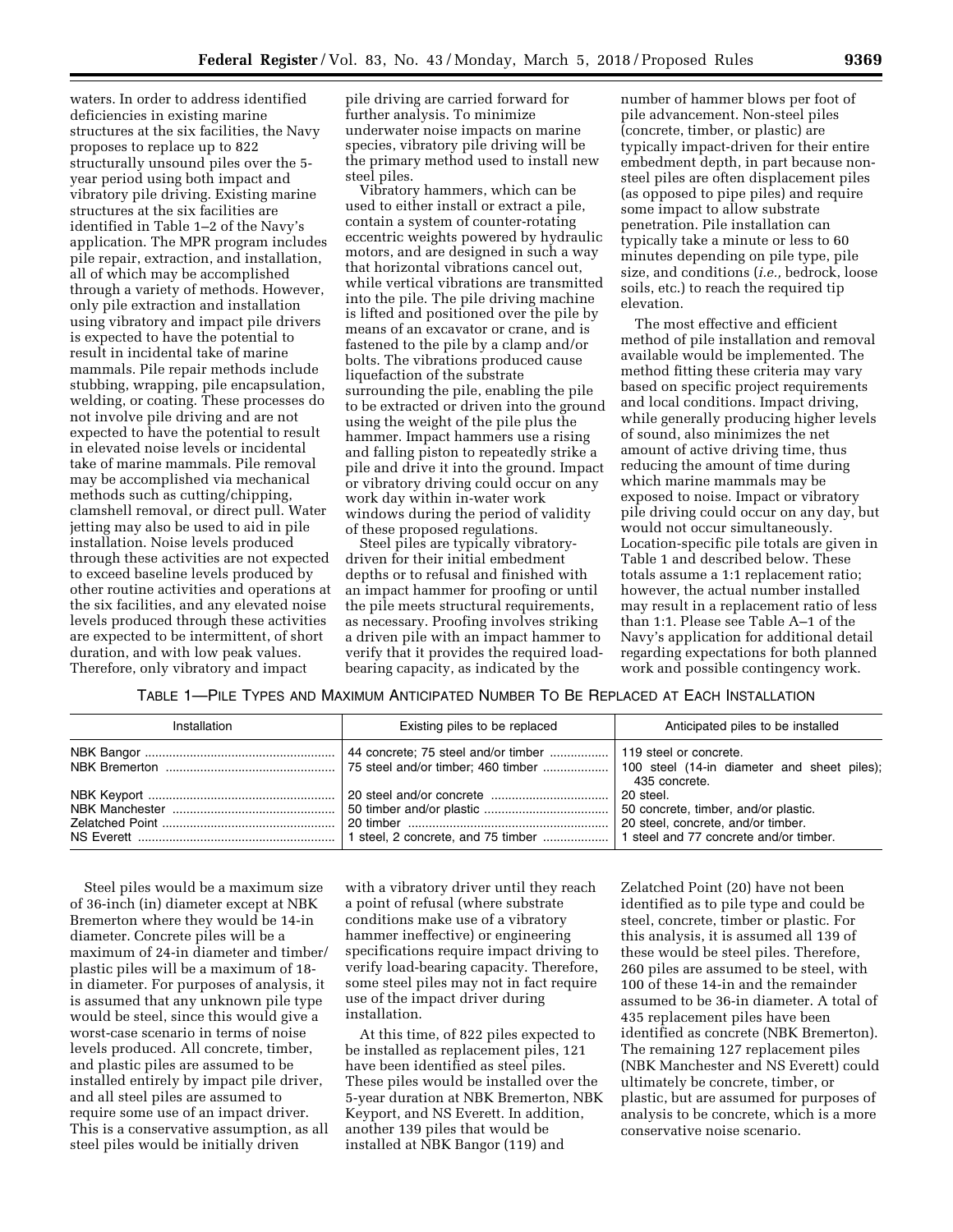waters. In order to address identified deficiencies in existing marine structures at the six facilities, the Navy proposes to replace up to 822 structurally unsound piles over the 5-year period using both impact and vibratory pile driving. Existing marine structures at the six facilities are identified in Table 1–2 of the Navy's application. The MPR program includes pile repair, extraction, and installation, all of which may be accomplished through a variety of methods. However, only pile extraction and installation using vibratory and impact pile drivers is expected to have the potential to result in incidental take of marine mammals. Pile repair methods include stubbing, wrapping, pile encapsulation, welding, or coating. These processes do not involve pile driving and are not expected to have the potential to result in elevated noise levels or incidental take of marine mammals. Pile removal may be accomplished via mechanical methods such as cutting/chipping, clamshell removal, or direct pull. Water jetting may also be used to aid in pile installation. Noise levels produced through these activities are not expected to exceed baseline levels produced by other routine activities and operations at the six facilities, and any elevated noise levels produced through these activities are expected to be intermittent, of short duration, and with low peak values. Therefore, only vibratory and impact pile driving are carried forward for further analysis. To minimize underwater noise impacts on marine species, vibratory pile driving will be the primary method used to install new steel piles.

Vibratory hammers, which can be used to either install or extract a pile, contain a system of counter-rotating eccentric weights powered by hydraulic motors, and are designed in such a way that horizontal vibrations cancel out, while vertical vibrations are transmitted into the pile. The pile driving machine is lifted and positioned over the pile by means of an excavator or crane, and is fastened to the pile by a clamp and/or bolts. The vibrations produced cause liquefaction of the substrate surrounding the pile, enabling the pile to be extracted or driven into the ground using the weight of the pile plus the hammer. Impact hammers use a rising and falling piston to repeatedly strike a pile and drive it into the ground. Impact or vibratory driving could occur on any work day within in-water work windows during the period of validity of these proposed regulations.

Steel piles are typically vibratory-driven for their initial embedment depths or to refusal and finished with an impact hammer for proofing or until the pile meets structural requirements, as necessary. Proofing involves striking a driven pile with an impact hammer to verify that it provides the required load-bearing capacity, as indicated by the number of hammer blows per foot of pile advancement. Non-steel piles (concrete, timber, or plastic) are typically impact-driven for their entire embedment depth, in part because non-steel piles are often displacement piles (as opposed to pipe piles) and require some impact to allow substrate penetration. Pile installation can typically take a minute or less to 60 minutes depending on pile type, pile size, and conditions (*i.e.,* bedrock, loose soils, etc.) to reach the required tip elevation.

The most effective and efficient method of pile installation and removal available would be implemented. The method fitting these criteria may vary based on specific project requirements and local conditions. Impact driving, while generally producing higher levels of sound, also minimizes the net amount of active driving time, thus reducing the amount of time during which marine mammals may be exposed to noise. Impact or vibratory pile driving could occur on any day, but would not occur simultaneously. Location-specific pile totals are given in Table 1 and described below. These totals assume a 1:1 replacement ratio; however, the actual number installed may result in a replacement ratio of less than 1:1. Please see Table A–1 of the Navy's application for additional detail regarding expectations for both planned work and possible contingency work.

TABLE 1—PILE TYPES AND MAXIMUM ANTICIPATED NUMBER TO BE REPLACED AT EACH INSTALLATION

| Installation | Existing piles to be replaced | Anticipated piles to be installed |
|---|---|---|
| NBK Bangor | 44 concrete; 75 steel and/or timber | 119 steel or concrete. |
| NBK Bremerton | 75 steel and/or timber; 460 timber | 100 steel (14-in diameter and sheet piles); 435 concrete. |
| NBK Keyport | 20 steel and/or concrete | 20 steel. |
| NBK Manchester | 50 timber and/or plastic | 50 concrete, timber, and/or plastic. |
| Zelatched Point | 20 timber | 20 steel, concrete, and/or timber. |
| NS Everett | 1 steel, 2 concrete, and 75 timber | 1 steel and 77 concrete and/or timber. |

Steel piles would be a maximum size of 36-inch (in) diameter except at NBK Bremerton where they would be 14-in diameter. Concrete piles will be a maximum of 24-in diameter and timber/plastic piles will be a maximum of 18-in diameter. For purposes of analysis, it is assumed that any unknown pile type would be steel, since this would give a worst-case scenario in terms of noise levels produced. All concrete, timber, and plastic piles are assumed to be installed entirely by impact pile driver, and all steel piles are assumed to require some use of an impact driver. This is a conservative assumption, as all steel piles would be initially driven with a vibratory driver until they reach a point of refusal (where substrate conditions make use of a vibratory hammer ineffective) or engineering specifications require impact driving to verify load-bearing capacity. Therefore, some steel piles may not in fact require use of the impact driver during installation.

At this time, of 822 piles expected to be installed as replacement piles, 121 have been identified as steel piles. These piles would be installed over the 5-year duration at NBK Bremerton, NBK Keyport, and NS Everett. In addition, another 139 piles that would be installed at NBK Bangor (119) and Zelatched Point (20) have not been identified as to pile type and could be steel, concrete, timber or plastic. For this analysis, it is assumed all 139 of these would be steel piles. Therefore, 260 piles are assumed to be steel, with 100 of these 14-in and the remainder assumed to be 36-in diameter. A total of 435 replacement piles have been identified as concrete (NBK Bremerton). The remaining 127 replacement piles (NBK Manchester and NS Everett) could ultimately be concrete, timber, or plastic, but are assumed for purposes of analysis to be concrete, which is a more conservative noise scenario.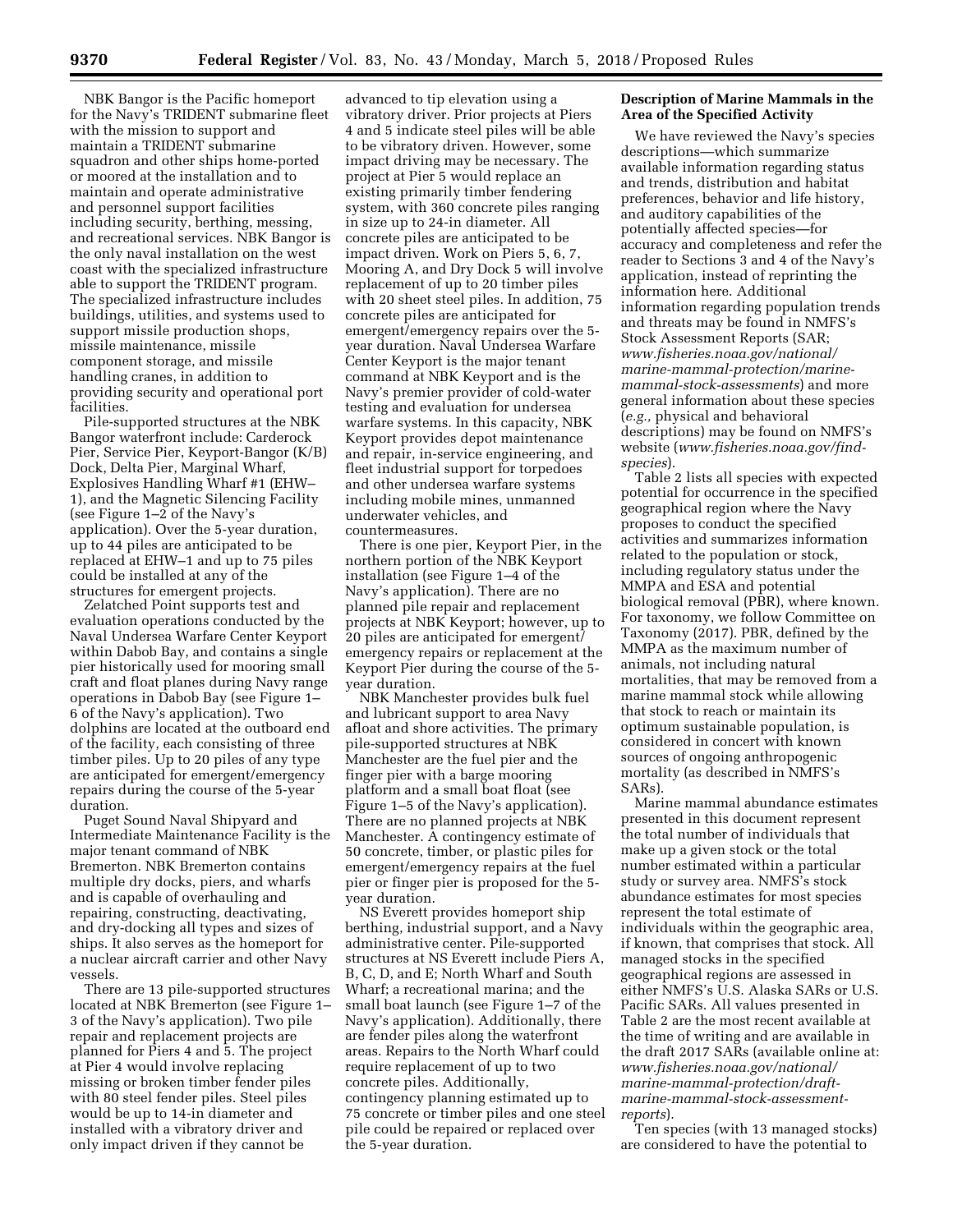NBK Bangor is the Pacific homeport for the Navy's TRIDENT submarine fleet with the mission to support and maintain a TRIDENT submarine squadron and other ships home-ported or moored at the installation and to maintain and operate administrative and personnel support facilities including security, berthing, messing, and recreational services. NBK Bangor is the only naval installation on the west coast with the specialized infrastructure able to support the TRIDENT program. The specialized infrastructure includes buildings, utilities, and systems used to support missile production shops, missile maintenance, missile component storage, and missile handling cranes, in addition to providing security and operational port facilities.

Pile-supported structures at the NBK Bangor waterfront include: Carderock Pier, Service Pier, Keyport-Bangor (K/B) Dock, Delta Pier, Marginal Wharf, Explosives Handling Wharf #1 (EHW–1), and the Magnetic Silencing Facility (see Figure 1–2 of the Navy's application). Over the 5-year duration, up to 44 piles are anticipated to be replaced at EHW–1 and up to 75 piles could be installed at any of the structures for emergent projects.

Zelatched Point supports test and evaluation operations conducted by the Naval Undersea Warfare Center Keyport within Dabob Bay, and contains a single pier historically used for mooring small craft and float planes during Navy range operations in Dabob Bay (see Figure 1–6 of the Navy's application). Two dolphins are located at the outboard end of the facility, each consisting of three timber piles. Up to 20 piles of any type are anticipated for emergent/emergency repairs during the course of the 5-year duration.

Puget Sound Naval Shipyard and Intermediate Maintenance Facility is the major tenant command of NBK Bremerton. NBK Bremerton contains multiple dry docks, piers, and wharfs and is capable of overhauling and repairing, constructing, deactivating, and dry-docking all types and sizes of ships. It also serves as the homeport for a nuclear aircraft carrier and other Navy vessels.

There are 13 pile-supported structures located at NBK Bremerton (see Figure 1–3 of the Navy's application). Two pile repair and replacement projects are planned for Piers 4 and 5. The project at Pier 4 would involve replacing missing or broken timber fender piles with 80 steel fender piles. Steel piles would be up to 14-in diameter and installed with a vibratory driver and only impact driven if they cannot be advanced to tip elevation using a vibratory driver. Prior projects at Piers 4 and 5 indicate steel piles will be able to be vibratory driven. However, some impact driving may be necessary. The project at Pier 5 would replace an existing primarily timber fendering system, with 360 concrete piles ranging in size up to 24-in diameter. All concrete piles are anticipated to be impact driven. Work on Piers 5, 6, 7, Mooring A, and Dry Dock 5 will involve replacement of up to 20 timber piles with 20 sheet steel piles. In addition, 75 concrete piles are anticipated for emergent/emergency repairs over the 5-year duration. Naval Undersea Warfare Center Keyport is the major tenant command at NBK Keyport and is the Navy's premier provider of cold-water testing and evaluation for undersea warfare systems. In this capacity, NBK Keyport provides depot maintenance and repair, in-service engineering, and fleet industrial support for torpedoes and other undersea warfare systems including mobile mines, unmanned underwater vehicles, and countermeasures.

There is one pier, Keyport Pier, in the northern portion of the NBK Keyport installation (see Figure 1–4 of the Navy's application). There are no planned pile repair and replacement projects at NBK Keyport; however, up to 20 piles are anticipated for emergent/emergency repairs or replacement at the Keyport Pier during the course of the 5-year duration.

NBK Manchester provides bulk fuel and lubricant support to area Navy afloat and shore activities. The primary pile-supported structures at NBK Manchester are the fuel pier and the finger pier with a barge mooring platform and a small boat float (see Figure 1–5 of the Navy's application). There are no planned projects at NBK Manchester. A contingency estimate of 50 concrete, timber, or plastic piles for emergent/emergency repairs at the fuel pier or finger pier is proposed for the 5-year duration.

NS Everett provides homeport ship berthing, industrial support, and a Navy administrative center. Pile-supported structures at NS Everett include Piers A, B, C, D, and E; North Wharf and South Wharf; a recreational marina; and the small boat launch (see Figure 1–7 of the Navy's application). Additionally, there are fender piles along the waterfront areas. Repairs to the North Wharf could require replacement of up to two concrete piles. Additionally, contingency planning estimated up to 75 concrete or timber piles and one steel pile could be repaired or replaced over the 5-year duration.

## Description of Marine Mammals in the Area of the Specified Activity

We have reviewed the Navy's species descriptions—which summarize available information regarding status and trends, distribution and habitat preferences, behavior and life history, and auditory capabilities of the potentially affected species—for accuracy and completeness and refer the reader to Sections 3 and 4 of the Navy's application, instead of reprinting the information here. Additional information regarding population trends and threats may be found in NMFS's Stock Assessment Reports (SAR; *www.fisheries.noaa.gov/national/marine-mammal-protection/marine-mammal-stock-assessments*) and more general information about these species (*e.g.,* physical and behavioral descriptions) may be found on NMFS's website (*www.fisheries.noaa.gov/find-species*).

Table 2 lists all species with expected potential for occurrence in the specified geographical region where the Navy proposes to conduct the specified activities and summarizes information related to the population or stock, including regulatory status under the MMPA and ESA and potential biological removal (PBR), where known. For taxonomy, we follow Committee on Taxonomy (2017). PBR, defined by the MMPA as the maximum number of animals, not including natural mortalities, that may be removed from a marine mammal stock while allowing that stock to reach or maintain its optimum sustainable population, is considered in concert with known sources of ongoing anthropogenic mortality (as described in NMFS's SARs).

Marine mammal abundance estimates presented in this document represent the total number of individuals that make up a given stock or the total number estimated within a particular study or survey area. NMFS's stock abundance estimates for most species represent the total estimate of individuals within the geographic area, if known, that comprises that stock. All managed stocks in the specified geographical regions are assessed in either NMFS's U.S. Alaska SARs or U.S. Pacific SARs. All values presented in Table 2 are the most recent available at the time of writing and are available in the draft 2017 SARs (available online at: *www.fisheries.noaa.gov/national/marine-mammal-protection/draft-marine-mammal-stock-assessment-reports*).

Ten species (with 13 managed stocks) are considered to have the potential to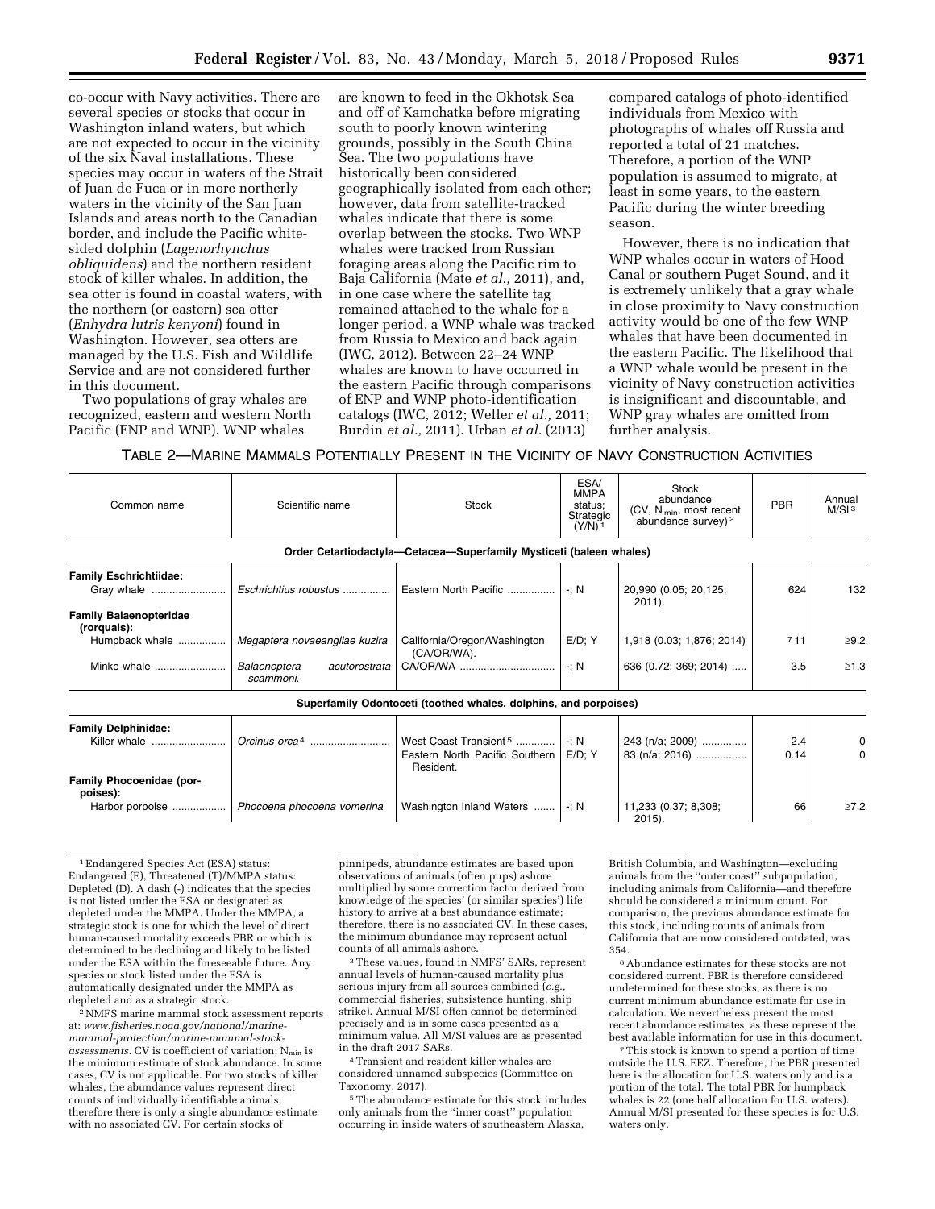co-occur with Navy activities. There are several species or stocks that occur in Washington inland waters, but which are not expected to occur in the vicinity of the six Naval installations. These species may occur in waters of the Strait of Juan de Fuca or in more northerly waters in the vicinity of the San Juan Islands and areas north to the Canadian border, and include the Pacific white-sided dolphin (*Lagenorhynchus obliquidens*) and the northern resident stock of killer whales. In addition, the sea otter is found in coastal waters, with the northern (or eastern) sea otter (*Enhydra lutris kenyoni*) found in Washington. However, sea otters are managed by the U.S. Fish and Wildlife Service and are not considered further in this document.

Two populations of gray whales are recognized, eastern and western North Pacific (ENP and WNP). WNP whales are known to feed in the Okhotsk Sea and off of Kamchatka before migrating south to poorly known wintering grounds, possibly in the South China Sea. The two populations have historically been considered geographically isolated from each other; however, data from satellite-tracked whales indicate that there is some overlap between the stocks. Two WNP whales were tracked from Russian foraging areas along the Pacific rim to Baja California (Mate *et al.,* 2011), and, in one case where the satellite tag remained attached to the whale for a longer period, a WNP whale was tracked from Russia to Mexico and back again (IWC, 2012). Between 22–24 WNP whales are known to have occurred in the eastern Pacific through comparisons of ENP and WNP photo-identification catalogs (IWC, 2012; Weller *et al.,* 2011; Burdin *et al.,* 2011). Urban *et al.* (2013) compared catalogs of photo-identified individuals from Mexico with photographs of whales off Russia and reported a total of 21 matches. Therefore, a portion of the WNP population is assumed to migrate, at least in some years, to the eastern Pacific during the winter breeding season.

However, there is no indication that WNP whales occur in waters of Hood Canal or southern Puget Sound, and it is extremely unlikely that a gray whale in close proximity to Navy construction activity would be one of the few WNP whales that have been documented in the eastern Pacific. The likelihood that a WNP whale would be present in the vicinity of Navy construction activities is insignificant and discountable, and WNP gray whales are omitted from further analysis.

TABLE 2—MARINE MAMMALS POTENTIALLY PRESENT IN THE VICINITY OF NAVY CONSTRUCTION ACTIVITIES

| Common name | Scientific name | Stock | ESA/MMPA status; Strategic (Y/N)[1] | Stock abundance (CV, $N_{min}$, most recent abundance survey)[2] | PBR | Annual M/SI[3] |
|---|---|---|---|---|---|---|
| **Order Cetartiodactyla—Cetacea—Superfamily Mysticeti (baleen whales)** | | | | | | |
| **Family Eschrichtiidae:** | | | | | | |
| Gray whale | *Eschrichtius robustus* | Eastern North Pacific | -; N | 20,990 (0.05; 20,125; 2011). | 624 | 132 |
| **Family Balaenopteridae (rorquals):** | | | | | | |
| Humpback whale | *Megaptera novaeangliae kuzira* | California/Oregon/Washington (CA/OR/WA). | E/D; Y | 1,918 (0.03; 1,876; 2014) | [7]11 | ≥9.2 |
| Minke whale | *Balaenoptera acutorostrata scammoni.* | CA/OR/WA | -; N | 636 (0.72; 369; 2014) | 3.5 | ≥1.3 |
| **Superfamily Odontoceti (toothed whales, dolphins, and porpoises)** | | | | | | |
| **Family Delphinidae:** | | | | | | |
| Killer whale | *Orcinus orca*[4] | West Coast Transient[5] | -; N | 243 (n/a; 2009) | 2.4 | 0 |
| | | Eastern North Pacific Southern Resident. | E/D; Y | 83 (n/a; 2016) | 0.14 | 0 |
| **Family Phocoenidae (porpoises):** | | | | | | |
| Harbor porpoise | *Phocoena phocoena vomerina* | Washington Inland Waters | -; N | 11,233 (0.37; 8,308; 2015). | 66 | ≥7.2 |

[1] Endangered Species Act (ESA) status: Endangered (E), Threatened (T)/MMPA status: Depleted (D). A dash (-) indicates that the species is not listed under the ESA or designated as depleted under the MMPA. Under the MMPA, a strategic stock is one for which the level of direct human-caused mortality exceeds PBR or which is determined to be declining and likely to be listed under the ESA within the foreseeable future. Any species or stock listed under the ESA is automatically designated under the MMPA as depleted and as a strategic stock.

[2] NMFS marine mammal stock assessment reports at: *www.fisheries.noaa.gov/national/marine-mammal-protection/marine-mammal-stock-assessments.* CV is coefficient of variation; $N_{min}$ is the minimum estimate of stock abundance. In some cases, CV is not applicable. For two stocks of killer whales, the abundance values represent direct counts of individually identifiable animals; therefore there is only a single abundance estimate with no associated CV. For certain stocks of pinnipeds, abundance estimates are based upon observations of animals (often pups) ashore multiplied by some correction factor derived from knowledge of the species' (or similar species') life history to arrive at a best abundance estimate; therefore, there is no associated CV. In these cases, the minimum abundance may represent actual counts of all animals ashore.

[3] These values, found in NMFS' SARs, represent annual levels of human-caused mortality plus serious injury from all sources combined (*e.g.,* commercial fisheries, subsistence hunting, ship strike). Annual M/SI often cannot be determined precisely and is in some cases presented as a minimum value. All M/SI values are as presented in the draft 2017 SARs.

[4] Transient and resident killer whales are considered unnamed subspecies (Committee on Taxonomy, 2017).

[5] The abundance estimate for this stock includes only animals from the "inner coast" population occurring in inside waters of southeastern Alaska, British Columbia, and Washington—excluding animals from the "outer coast" subpopulation, including animals from California—and therefore should be considered a minimum count. For comparison, the previous abundance estimate for this stock, including counts of animals from California that are now considered outdated, was 354.

[6] Abundance estimates for these stocks are not considered current. PBR is therefore considered undetermined for these stocks, as there is no current minimum abundance estimate for use in calculation. We nevertheless present the most recent abundance estimates, as these represent the best available information for use in this document.

[7] This stock is known to spend a portion of time outside the U.S. EEZ. Therefore, the PBR presented here is the allocation for U.S. waters only and is a portion of the total. The total PBR for humpback whales is 22 (one half allocation for U.S. waters). Annual M/SI presented for these species is for U.S. waters only.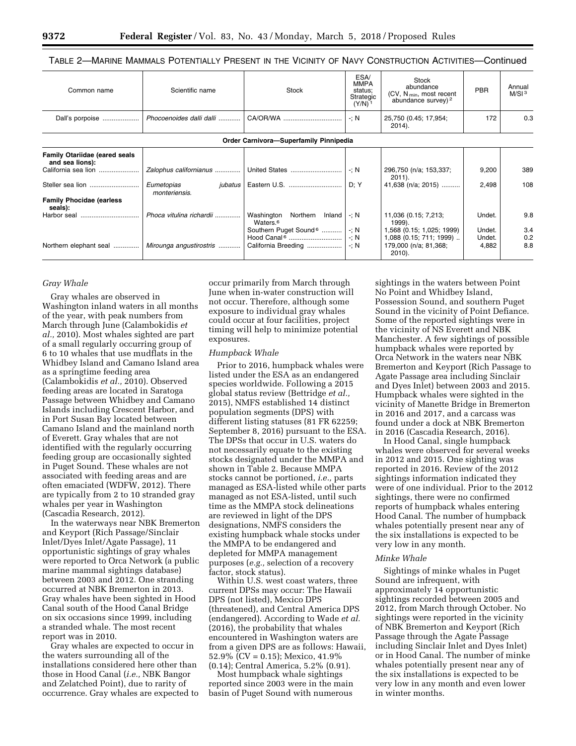TABLE 2—MARINE MAMMALS POTENTIALLY PRESENT IN THE VICINITY OF NAVY CONSTRUCTION ACTIVITIES—Continued

| Common name | Scientific name | Stock | ESA/MMPA status; Strategic (Y/N) [1] | Stock abundance (CV, $N_{min}$, most recent abundance survey) [2] | PBR | Annual M/SI [3] |
|---|---|---|---|---|---|---|
| Dall's porpoise | *Phocoenoides dalli dalli* | CA/OR/WA | -; N | 25,750 (0.45; 17,954; 2014). | 172 | 0.3 |
| **Order Carnivora—Superfamily Pinnipedia** | | | | | | |
| **Family Otariidae (eared seals and sea lions):** | | | | | | |
| California sea lion | *Zalophus californianus* | United States | -; N | 296,750 (n/a; 153,337; 2011). | 9,200 | 389 |
| Steller sea lion | *Eumetopias jubatus monteriensis.* | Eastern U.S. | D; Y | 41,638 (n/a; 2015) | 2,498 | 108 |
| **Family Phocidae (earless seals):** | | | | | | |
| Harbor seal | *Phoca vitulina richardii* | Washington Northern Inland Waters.[6] | -; N | 11,036 (0.15; 7,213; 1999). | Undet. | 9.8 |
| | | Southern Puget Sound [6] | -; N | 1,568 (0.15; 1,025; 1999) | Undet. | 3.4 |
| | | Hood Canal [6] | -; N | 1,088 (0.15; 711; 1999) | Undet. | 0.2 |
| Northern elephant seal | *Mirounga angustirostris* | California Breeding | -; N | 179,000 (n/a; 81,368; 2010). | 4,882 | 8.8 |

*Gray Whale*

Gray whales are observed in Washington inland waters in all months of the year, with peak numbers from March through June (Calambokidis *et al.,* 2010). Most whales sighted are part of a small regularly occurring group of 6 to 10 whales that use mudflats in the Whidbey Island and Camano Island area as a springtime feeding area (Calambokidis *et al.,* 2010). Observed feeding areas are located in Saratoga Passage between Whidbey and Camano Islands including Crescent Harbor, and in Port Susan Bay located between Camano Island and the mainland north of Everett. Gray whales that are not identified with the regularly occurring feeding group are occasionally sighted in Puget Sound. These whales are not associated with feeding areas and are often emaciated (WDFW, 2012). There are typically from 2 to 10 stranded gray whales per year in Washington (Cascadia Research, 2012).

In the waterways near NBK Bremerton and Keyport (Rich Passage/Sinclair Inlet/Dyes Inlet/Agate Passage), 11 opportunistic sightings of gray whales were reported to Orca Network (a public marine mammal sightings database) between 2003 and 2012. One stranding occurred at NBK Bremerton in 2013. Gray whales have been sighted in Hood Canal south of the Hood Canal Bridge on six occasions since 1999, including a stranded whale. The most recent report was in 2010.

Gray whales are expected to occur in the waters surrounding all of the installations considered here other than those in Hood Canal (*i.e.,* NBK Bangor and Zelatched Point), due to rarity of occurrence. Gray whales are expected to occur primarily from March through June when in-water construction will not occur. Therefore, although some exposure to individual gray whales could occur at four facilities, project timing will help to minimize potential exposures.

*Humpback Whale*

Prior to 2016, humpback whales were listed under the ESA as an endangered species worldwide. Following a 2015 global status review (Bettridge *et al.,* 2015), NMFS established 14 distinct population segments (DPS) with different listing statuses (81 FR 62259; September 8, 2016) pursuant to the ESA. The DPSs that occur in U.S. waters do not necessarily equate to the existing stocks designated under the MMPA and shown in Table 2. Because MMPA stocks cannot be portioned, *i.e.,* parts managed as ESA-listed while other parts managed as not ESA-listed, until such time as the MMPA stock delineations are reviewed in light of the DPS designations, NMFS considers the existing humpback whale stocks under the MMPA to be endangered and depleted for MMPA management purposes (*e.g.,* selection of a recovery factor, stock status).

Within U.S. west coast waters, three current DPSs may occur: The Hawaii DPS (not listed), Mexico DPS (threatened), and Central America DPS (endangered). According to Wade *et al.* (2016), the probability that whales encountered in Washington waters are from a given DPS are as follows: Hawaii, 52.9% (CV = 0.15); Mexico, 41.9% (0.14); Central America, 5.2% (0.91).

Most humpback whale sightings reported since 2003 were in the main basin of Puget Sound with numerous sightings in the waters between Point No Point and Whidbey Island, Possession Sound, and southern Puget Sound in the vicinity of Point Defiance. Some of the reported sightings were in the vicinity of NS Everett and NBK Manchester. A few sightings of possible humpback whales were reported by Orca Network in the waters near NBK Bremerton and Keyport (Rich Passage to Agate Passage area including Sinclair and Dyes Inlet) between 2003 and 2015. Humpback whales were sighted in the vicinity of Manette Bridge in Bremerton in 2016 and 2017, and a carcass was found under a dock at NBK Bremerton in 2016 (Cascadia Research, 2016).

In Hood Canal, single humpback whales were observed for several weeks in 2012 and 2015. One sighting was reported in 2016. Review of the 2012 sightings information indicated they were of one individual. Prior to the 2012 sightings, there were no confirmed reports of humpback whales entering Hood Canal. The number of humpback whales potentially present near any of the six installations is expected to be very low in any month.

*Minke Whale*

Sightings of minke whales in Puget Sound are infrequent, with approximately 14 opportunistic sightings recorded between 2005 and 2012, from March through October. No sightings were reported in the vicinity of NBK Bremerton and Keyport (Rich Passage through the Agate Passage including Sinclair Inlet and Dyes Inlet) or in Hood Canal. The number of minke whales potentially present near any of the six installations is expected to be very low in any month and even lower in winter months.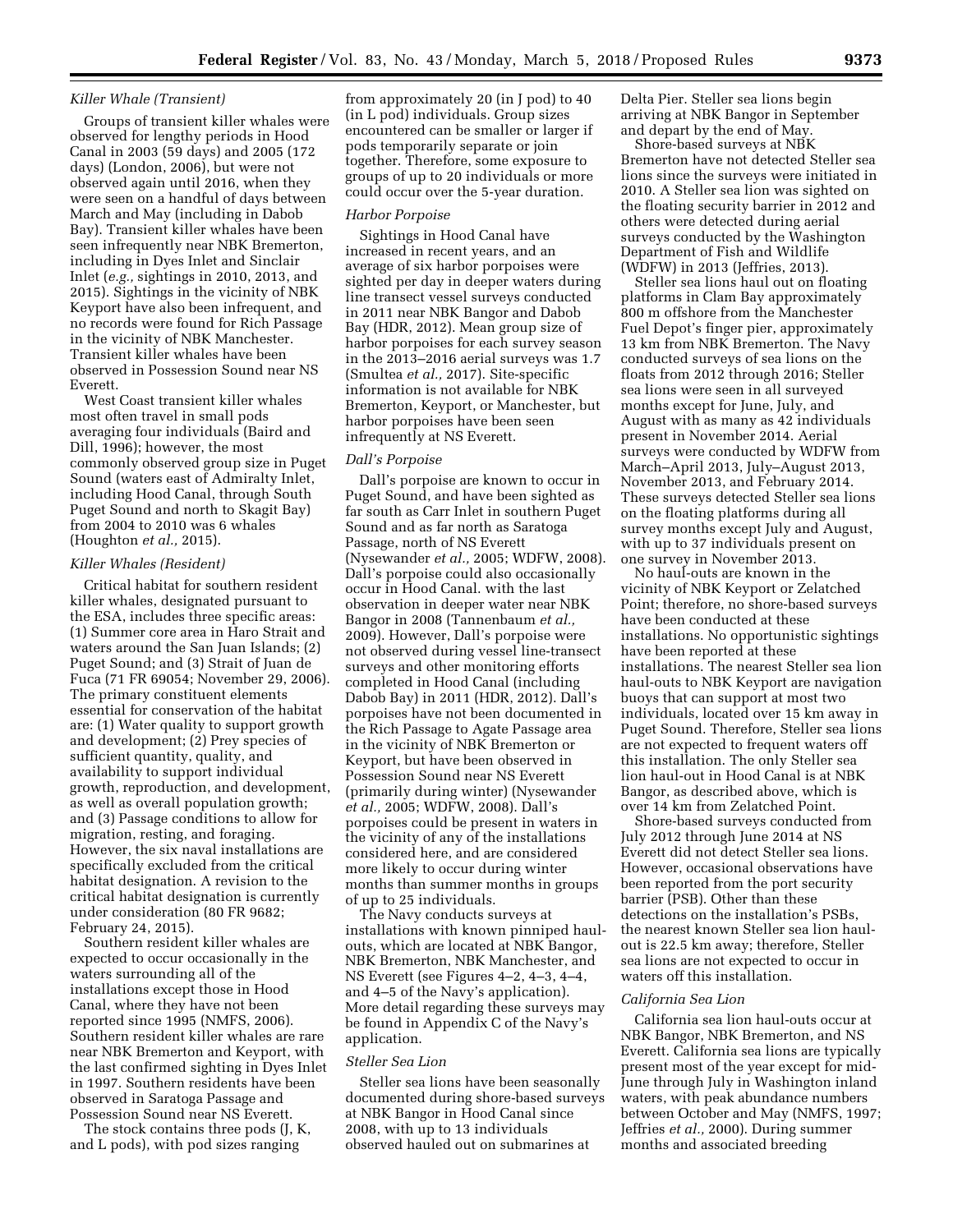#### *Killer Whale (Transient)*

Groups of transient killer whales were observed for lengthy periods in Hood Canal in 2003 (59 days) and 2005 (172 days) (London, 2006), but were not observed again until 2016, when they were seen on a handful of days between March and May (including in Dabob Bay). Transient killer whales have been seen infrequently near NBK Bremerton, including in Dyes Inlet and Sinclair Inlet (*e.g.,* sightings in 2010, 2013, and 2015). Sightings in the vicinity of NBK Keyport have also been infrequent, and no records were found for Rich Passage in the vicinity of NBK Manchester. Transient killer whales have been observed in Possession Sound near NS Everett.

West Coast transient killer whales most often travel in small pods averaging four individuals (Baird and Dill, 1996); however, the most commonly observed group size in Puget Sound (waters east of Admiralty Inlet, including Hood Canal, through South Puget Sound and north to Skagit Bay) from 2004 to 2010 was 6 whales (Houghton *et al.,* 2015).

#### *Killer Whales (Resident)*

Critical habitat for southern resident killer whales, designated pursuant to the ESA, includes three specific areas: (1) Summer core area in Haro Strait and waters around the San Juan Islands; (2) Puget Sound; and (3) Strait of Juan de Fuca (71 FR 69054; November 29, 2006). The primary constituent elements essential for conservation of the habitat are: (1) Water quality to support growth and development; (2) Prey species of sufficient quantity, quality, and availability to support individual growth, reproduction, and development, as well as overall population growth; and (3) Passage conditions to allow for migration, resting, and foraging. However, the six naval installations are specifically excluded from the critical habitat designation. A revision to the critical habitat designation is currently under consideration (80 FR 9682; February 24, 2015).

Southern resident killer whales are expected to occur occasionally in the waters surrounding all of the installations except those in Hood Canal, where they have not been reported since 1995 (NMFS, 2006). Southern resident killer whales are rare near NBK Bremerton and Keyport, with the last confirmed sighting in Dyes Inlet in 1997. Southern residents have been observed in Saratoga Passage and Possession Sound near NS Everett.

The stock contains three pods (J, K, and L pods), with pod sizes ranging from approximately 20 (in J pod) to 40 (in L pod) individuals. Group sizes encountered can be smaller or larger if pods temporarily separate or join together. Therefore, some exposure to groups of up to 20 individuals or more could occur over the 5-year duration.

#### *Harbor Porpoise*

Sightings in Hood Canal have increased in recent years, and an average of six harbor porpoises were sighted per day in deeper waters during line transect vessel surveys conducted in 2011 near NBK Bangor and Dabob Bay (HDR, 2012). Mean group size of harbor porpoises for each survey season in the 2013–2016 aerial surveys was 1.7 (Smultea *et al.,* 2017). Site-specific information is not available for NBK Bremerton, Keyport, or Manchester, but harbor porpoises have been seen infrequently at NS Everett.

#### *Dall's Porpoise*

Dall's porpoise are known to occur in Puget Sound, and have been sighted as far south as Carr Inlet in southern Puget Sound and as far north as Saratoga Passage, north of NS Everett (Nysewander *et al.,* 2005; WDFW, 2008). Dall's porpoise could also occasionally occur in Hood Canal. with the last observation in deeper water near NBK Bangor in 2008 (Tannenbaum *et al.,* 2009). However, Dall's porpoise were not observed during vessel line-transect surveys and other monitoring efforts completed in Hood Canal (including Dabob Bay) in 2011 (HDR, 2012). Dall's porpoises have not been documented in the Rich Passage to Agate Passage area in the vicinity of NBK Bremerton or Keyport, but have been observed in Possession Sound near NS Everett (primarily during winter) (Nysewander *et al.,* 2005; WDFW, 2008). Dall's porpoises could be present in waters in the vicinity of any of the installations considered here, and are considered more likely to occur during winter months than summer months in groups of up to 25 individuals.

The Navy conducts surveys at installations with known pinniped haul-outs, which are located at NBK Bangor, NBK Bremerton, NBK Manchester, and NS Everett (see Figures 4–2, 4–3, 4–4, and 4–5 of the Navy's application). More detail regarding these surveys may be found in Appendix C of the Navy's application.

#### *Steller Sea Lion*

Steller sea lions have been seasonally documented during shore-based surveys at NBK Bangor in Hood Canal since 2008, with up to 13 individuals observed hauled out on submarines at Delta Pier. Steller sea lions begin arriving at NBK Bangor in September and depart by the end of May.

Shore-based surveys at NBK Bremerton have not detected Steller sea lions since the surveys were initiated in 2010. A Steller sea lion was sighted on the floating security barrier in 2012 and others were detected during aerial surveys conducted by the Washington Department of Fish and Wildlife (WDFW) in 2013 (Jeffries, 2013).

Steller sea lions haul out on floating platforms in Clam Bay approximately 800 m offshore from the Manchester Fuel Depot's finger pier, approximately 13 km from NBK Bremerton. The Navy conducted surveys of sea lions on the floats from 2012 through 2016; Steller sea lions were seen in all surveyed months except for June, July, and August with as many as 42 individuals present in November 2014. Aerial surveys were conducted by WDFW from March–April 2013, July–August 2013, November 2013, and February 2014. These surveys detected Steller sea lions on the floating platforms during all survey months except July and August, with up to 37 individuals present on one survey in November 2013.

No haul-outs are known in the vicinity of NBK Keyport or Zelatched Point; therefore, no shore-based surveys have been conducted at these installations. No opportunistic sightings have been reported at these installations. The nearest Steller sea lion haul-outs to NBK Keyport are navigation buoys that can support at most two individuals, located over 15 km away in Puget Sound. Therefore, Steller sea lions are not expected to frequent waters off this installation. The only Steller sea lion haul-out in Hood Canal is at NBK Bangor, as described above, which is over 14 km from Zelatched Point.

Shore-based surveys conducted from July 2012 through June 2014 at NS Everett did not detect Steller sea lions. However, occasional observations have been reported from the port security barrier (PSB). Other than these detections on the installation's PSBs, the nearest known Steller sea lion haul-out is 22.5 km away; therefore, Steller sea lions are not expected to occur in waters off this installation.

#### *California Sea Lion*

California sea lion haul-outs occur at NBK Bangor, NBK Bremerton, and NS Everett. California sea lions are typically present most of the year except for mid-June through July in Washington inland waters, with peak abundance numbers between October and May (NMFS, 1997; Jeffries *et al.,* 2000). During summer months and associated breeding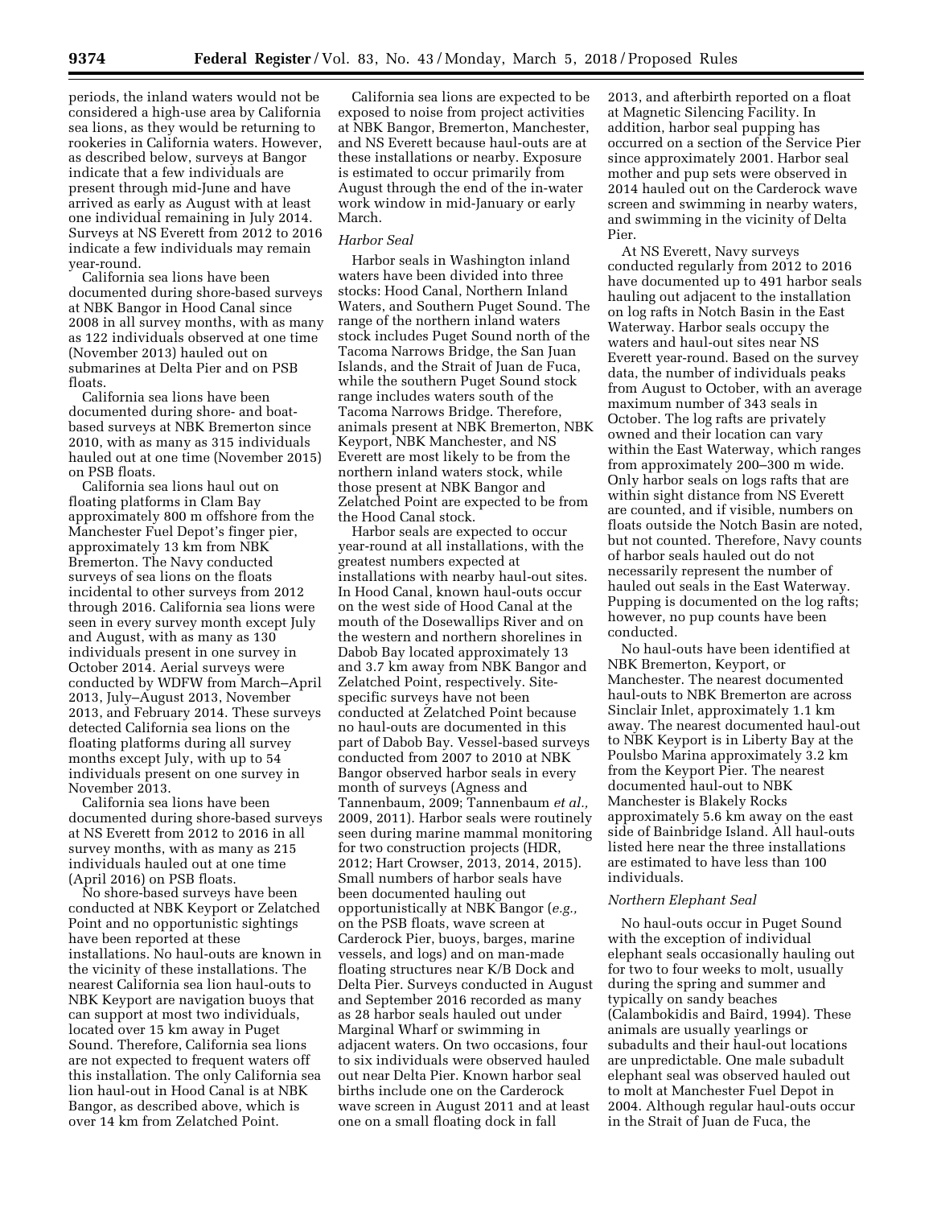periods, the inland waters would not be considered a high-use area by California sea lions, as they would be returning to rookeries in California waters. However, as described below, surveys at Bangor indicate that a few individuals are present through mid-June and have arrived as early as August with at least one individual remaining in July 2014. Surveys at NS Everett from 2012 to 2016 indicate a few individuals may remain year-round.

California sea lions have been documented during shore-based surveys at NBK Bangor in Hood Canal since 2008 in all survey months, with as many as 122 individuals observed at one time (November 2013) hauled out on submarines at Delta Pier and on PSB floats.

California sea lions have been documented during shore- and boat-based surveys at NBK Bremerton since 2010, with as many as 315 individuals hauled out at one time (November 2015) on PSB floats.

California sea lions haul out on floating platforms in Clam Bay approximately 800 m offshore from the Manchester Fuel Depot's finger pier, approximately 13 km from NBK Bremerton. The Navy conducted surveys of sea lions on the floats incidental to other surveys from 2012 through 2016. California sea lions were seen in every survey month except July and August, with as many as 130 individuals present in one survey in October 2014. Aerial surveys were conducted by WDFW from March–April 2013, July–August 2013, November 2013, and February 2014. These surveys detected California sea lions on the floating platforms during all survey months except July, with up to 54 individuals present on one survey in November 2013.

California sea lions have been documented during shore-based surveys at NS Everett from 2012 to 2016 in all survey months, with as many as 215 individuals hauled out at one time (April 2016) on PSB floats.

No shore-based surveys have been conducted at NBK Keyport or Zelatched Point and no opportunistic sightings have been reported at these installations. No haul-outs are known in the vicinity of these installations. The nearest California sea lion haul-outs to NBK Keyport are navigation buoys that can support at most two individuals, located over 15 km away in Puget Sound. Therefore, California sea lions are not expected to frequent waters off this installation. The only California sea lion haul-out in Hood Canal is at NBK Bangor, as described above, which is over 14 km from Zelatched Point.

California sea lions are expected to be exposed to noise from project activities at NBK Bangor, Bremerton, Manchester, and NS Everett because haul-outs are at these installations or nearby. Exposure is estimated to occur primarily from August through the end of the in-water work window in mid-January or early March.

### *Harbor Seal*

Harbor seals in Washington inland waters have been divided into three stocks: Hood Canal, Northern Inland Waters, and Southern Puget Sound. The range of the northern inland waters stock includes Puget Sound north of the Tacoma Narrows Bridge, the San Juan Islands, and the Strait of Juan de Fuca, while the southern Puget Sound stock range includes waters south of the Tacoma Narrows Bridge. Therefore, animals present at NBK Bremerton, NBK Keyport, NBK Manchester, and NS Everett are most likely to be from the northern inland waters stock, while those present at NBK Bangor and Zelatched Point are expected to be from the Hood Canal stock.

Harbor seals are expected to occur year-round at all installations, with the greatest numbers expected at installations with nearby haul-out sites. In Hood Canal, known haul-outs occur on the west side of Hood Canal at the mouth of the Dosewallips River and on the western and northern shorelines in Dabob Bay located approximately 13 and 3.7 km away from NBK Bangor and Zelatched Point, respectively. Site-specific surveys have not been conducted at Zelatched Point because no haul-outs are documented in this part of Dabob Bay. Vessel-based surveys conducted from 2007 to 2010 at NBK Bangor observed harbor seals in every month of surveys (Agness and Tannenbaum, 2009; Tannenbaum *et al.,* 2009, 2011). Harbor seals were routinely seen during marine mammal monitoring for two construction projects (HDR, 2012; Hart Crowser, 2013, 2014, 2015). Small numbers of harbor seals have been documented hauling out opportunistically at NBK Bangor (*e.g.,* on the PSB floats, wave screen at Carderock Pier, buoys, barges, marine vessels, and logs) and on man-made floating structures near K/B Dock and Delta Pier. Surveys conducted in August and September 2016 recorded as many as 28 harbor seals hauled out under Marginal Wharf or swimming in adjacent waters. On two occasions, four to six individuals were observed hauled out near Delta Pier. Known harbor seal births include one on the Carderock wave screen in August 2011 and at least one on a small floating dock in fall 2013, and afterbirth reported on a float at Magnetic Silencing Facility. In addition, harbor seal pupping has occurred on a section of the Service Pier since approximately 2001. Harbor seal mother and pup sets were observed in 2014 hauled out on the Carderock wave screen and swimming in nearby waters, and swimming in the vicinity of Delta Pier.

At NS Everett, Navy surveys conducted regularly from 2012 to 2016 have documented up to 491 harbor seals hauling out adjacent to the installation on log rafts in Notch Basin in the East Waterway. Harbor seals occupy the waters and haul-out sites near NS Everett year-round. Based on the survey data, the number of individuals peaks from August to October, with an average maximum number of 343 seals in October. The log rafts are privately owned and their location can vary within the East Waterway, which ranges from approximately 200–300 m wide. Only harbor seals on logs rafts that are within sight distance from NS Everett are counted, and if visible, numbers on floats outside the Notch Basin are noted, but not counted. Therefore, Navy counts of harbor seals hauled out do not necessarily represent the number of hauled out seals in the East Waterway. Pupping is documented on the log rafts; however, no pup counts have been conducted.

No haul-outs have been identified at NBK Bremerton, Keyport, or Manchester. The nearest documented haul-outs to NBK Bremerton are across Sinclair Inlet, approximately 1.1 km away. The nearest documented haul-out to NBK Keyport is in Liberty Bay at the Poulsbo Marina approximately 3.2 km from the Keyport Pier. The nearest documented haul-out to NBK Manchester is Blakely Rocks approximately 5.6 km away on the east side of Bainbridge Island. All haul-outs listed here near the three installations are estimated to have less than 100 individuals.

### *Northern Elephant Seal*

No haul-outs occur in Puget Sound with the exception of individual elephant seals occasionally hauling out for two to four weeks to molt, usually during the spring and summer and typically on sandy beaches (Calambokidis and Baird, 1994). These animals are usually yearlings or subadults and their haul-out locations are unpredictable. One male subadult elephant seal was observed hauled out to molt at Manchester Fuel Depot in 2004. Although regular haul-outs occur in the Strait of Juan de Fuca, the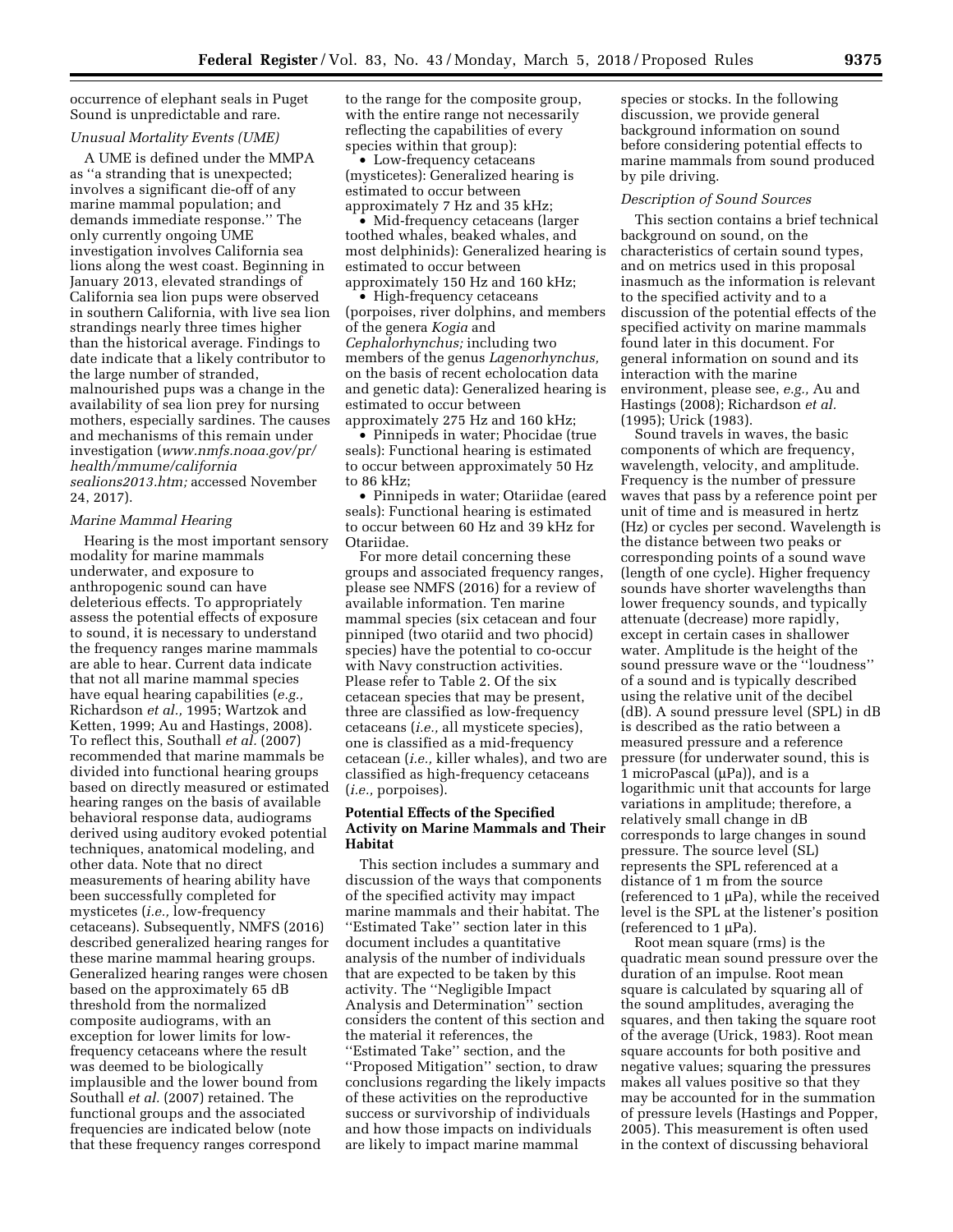occurrence of elephant seals in Puget Sound is unpredictable and rare.

*Unusual Mortality Events (UME)*

A UME is defined under the MMPA as ''a stranding that is unexpected; involves a significant die-off of any marine mammal population; and demands immediate response.'' The only currently ongoing UME investigation involves California sea lions along the west coast. Beginning in January 2013, elevated strandings of California sea lion pups were observed in southern California, with live sea lion strandings nearly three times higher than the historical average. Findings to date indicate that a likely contributor to the large number of stranded, malnourished pups was a change in the availability of sea lion prey for nursing mothers, especially sardines. The causes and mechanisms of this remain under investigation (*www.nmfs.noaa.gov/pr/health/mmume/californiasealions2013.htm;* accessed November 24, 2017).

*Marine Mammal Hearing*

Hearing is the most important sensory modality for marine mammals underwater, and exposure to anthropogenic sound can have deleterious effects. To appropriately assess the potential effects of exposure to sound, it is necessary to understand the frequency ranges marine mammals are able to hear. Current data indicate that not all marine mammal species have equal hearing capabilities (*e.g.,* Richardson *et al.,* 1995; Wartzok and Ketten, 1999; Au and Hastings, 2008). To reflect this, Southall *et al.* (2007) recommended that marine mammals be divided into functional hearing groups based on directly measured or estimated hearing ranges on the basis of available behavioral response data, audiograms derived using auditory evoked potential techniques, anatomical modeling, and other data. Note that no direct measurements of hearing ability have been successfully completed for mysticetes (*i.e.,* low-frequency cetaceans). Subsequently, NMFS (2016) described generalized hearing ranges for these marine mammal hearing groups. Generalized hearing ranges were chosen based on the approximately 65 dB threshold from the normalized composite audiograms, with an exception for lower limits for low-frequency cetaceans where the result was deemed to be biologically implausible and the lower bound from Southall *et al.* (2007) retained. The functional groups and the associated frequencies are indicated below (note that these frequency ranges correspond to the range for the composite group, with the entire range not necessarily reflecting the capabilities of every species within that group):

- Low-frequency cetaceans (mysticetes): Generalized hearing is estimated to occur between approximately 7 Hz and 35 kHz;
- Mid-frequency cetaceans (larger toothed whales, beaked whales, and most delphinids): Generalized hearing is estimated to occur between approximately 150 Hz and 160 kHz;
- High-frequency cetaceans (porpoises, river dolphins, and members of the genera *Kogia* and *Cephalorhynchus;* including two members of the genus *Lagenorhynchus,* on the basis of recent echolocation data and genetic data): Generalized hearing is estimated to occur between approximately 275 Hz and 160 kHz;
- Pinnipeds in water; Phocidae (true seals): Functional hearing is estimated to occur between approximately 50 Hz to 86 kHz;
- Pinnipeds in water; Otariidae (eared seals): Functional hearing is estimated to occur between 60 Hz and 39 kHz for Otariidae.

For more detail concerning these groups and associated frequency ranges, please see NMFS (2016) for a review of available information. Ten marine mammal species (six cetacean and four pinniped (two otariid and two phocid) species) have the potential to co-occur with Navy construction activities. Please refer to Table 2. Of the six cetacean species that may be present, three are classified as low-frequency cetaceans (*i.e.,* all mysticete species), one is classified as a mid-frequency cetacean (*i.e.,* killer whales), and two are classified as high-frequency cetaceans (*i.e.,* porpoises).

## Potential Effects of the Specified Activity on Marine Mammals and Their Habitat

This section includes a summary and discussion of the ways that components of the specified activity may impact marine mammals and their habitat. The ''Estimated Take'' section later in this document includes a quantitative analysis of the number of individuals that are expected to be taken by this activity. The ''Negligible Impact Analysis and Determination'' section considers the content of this section and the material it references, the ''Estimated Take'' section, and the ''Proposed Mitigation'' section, to draw conclusions regarding the likely impacts of these activities on the reproductive success or survivorship of individuals and how those impacts on individuals are likely to impact marine mammal species or stocks. In the following discussion, we provide general background information on sound before considering potential effects to marine mammals from sound produced by pile driving.

*Description of Sound Sources*

This section contains a brief technical background on sound, on the characteristics of certain sound types, and on metrics used in this proposal inasmuch as the information is relevant to the specified activity and to a discussion of the potential effects of the specified activity on marine mammals found later in this document. For general information on sound and its interaction with the marine environment, please see, *e.g.,* Au and Hastings (2008); Richardson *et al.* (1995); Urick (1983).

Sound travels in waves, the basic components of which are frequency, wavelength, velocity, and amplitude. Frequency is the number of pressure waves that pass by a reference point per unit of time and is measured in hertz (Hz) or cycles per second. Wavelength is the distance between two peaks or corresponding points of a sound wave (length of one cycle). Higher frequency sounds have shorter wavelengths than lower frequency sounds, and typically attenuate (decrease) more rapidly, except in certain cases in shallower water. Amplitude is the height of the sound pressure wave or the ''loudness'' of a sound and is typically described using the relative unit of the decibel (dB). A sound pressure level (SPL) in dB is described as the ratio between a measured pressure and a reference pressure (for underwater sound, this is 1 microPascal (μPa)), and is a logarithmic unit that accounts for large variations in amplitude; therefore, a relatively small change in dB corresponds to large changes in sound pressure. The source level (SL) represents the SPL referenced at a distance of 1 m from the source (referenced to 1 μPa), while the received level is the SPL at the listener's position (referenced to 1 μPa).

Root mean square (rms) is the quadratic mean sound pressure over the duration of an impulse. Root mean square is calculated by squaring all of the sound amplitudes, averaging the squares, and then taking the square root of the average (Urick, 1983). Root mean square accounts for both positive and negative values; squaring the pressures makes all values positive so that they may be accounted for in the summation of pressure levels (Hastings and Popper, 2005). This measurement is often used in the context of discussing behavioral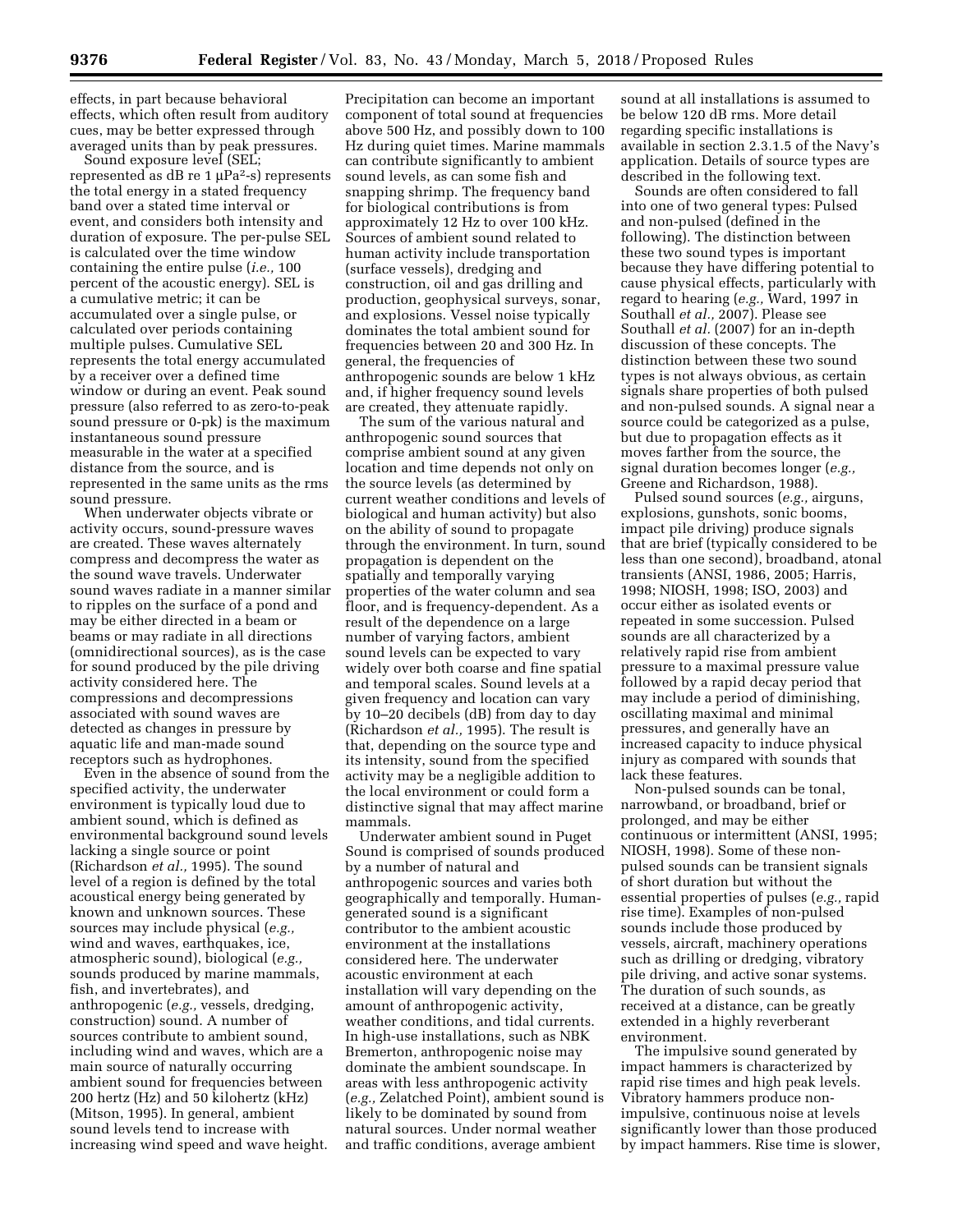effects, in part because behavioral effects, which often result from auditory cues, may be better expressed through averaged units than by peak pressures.

Sound exposure level (SEL; represented as dB re 1 $\mu Pa^2$-s) represents the total energy in a stated frequency band over a stated time interval or event, and considers both intensity and duration of exposure. The per-pulse SEL is calculated over the time window containing the entire pulse (*i.e.,* 100 percent of the acoustic energy). SEL is a cumulative metric; it can be accumulated over a single pulse, or calculated over periods containing multiple pulses. Cumulative SEL represents the total energy accumulated by a receiver over a defined time window or during an event. Peak sound pressure (also referred to as zero-to-peak sound pressure or 0-pk) is the maximum instantaneous sound pressure measurable in the water at a specified distance from the source, and is represented in the same units as the rms sound pressure.

When underwater objects vibrate or activity occurs, sound-pressure waves are created. These waves alternately compress and decompress the water as the sound wave travels. Underwater sound waves radiate in a manner similar to ripples on the surface of a pond and may be either directed in a beam or beams or may radiate in all directions (omnidirectional sources), as is the case for sound produced by the pile driving activity considered here. The compressions and decompressions associated with sound waves are detected as changes in pressure by aquatic life and man-made sound receptors such as hydrophones.

Even in the absence of sound from the specified activity, the underwater environment is typically loud due to ambient sound, which is defined as environmental background sound levels lacking a single source or point (Richardson *et al.,* 1995). The sound level of a region is defined by the total acoustical energy being generated by known and unknown sources. These sources may include physical (*e.g.,* wind and waves, earthquakes, ice, atmospheric sound), biological (*e.g.,* sounds produced by marine mammals, fish, and invertebrates), and anthropogenic (*e.g.,* vessels, dredging, construction) sound. A number of sources contribute to ambient sound, including wind and waves, which are a main source of naturally occurring ambient sound for frequencies between 200 hertz (Hz) and 50 kilohertz (kHz) (Mitson, 1995). In general, ambient sound levels tend to increase with increasing wind speed and wave height. Precipitation can become an important component of total sound at frequencies above 500 Hz, and possibly down to 100 Hz during quiet times. Marine mammals can contribute significantly to ambient sound levels, as can some fish and snapping shrimp. The frequency band for biological contributions is from approximately 12 Hz to over 100 kHz. Sources of ambient sound related to human activity include transportation (surface vessels), dredging and construction, oil and gas drilling and production, geophysical surveys, sonar, and explosions. Vessel noise typically dominates the total ambient sound for frequencies between 20 and 300 Hz. In general, the frequencies of anthropogenic sounds are below 1 kHz and, if higher frequency sound levels are created, they attenuate rapidly.

The sum of the various natural and anthropogenic sound sources that comprise ambient sound at any given location and time depends not only on the source levels (as determined by current weather conditions and levels of biological and human activity) but also on the ability of sound to propagate through the environment. In turn, sound propagation is dependent on the spatially and temporally varying properties of the water column and sea floor, and is frequency-dependent. As a result of the dependence on a large number of varying factors, ambient sound levels can be expected to vary widely over both coarse and fine spatial and temporal scales. Sound levels at a given frequency and location can vary by 10–20 decibels (dB) from day to day (Richardson *et al.,* 1995). The result is that, depending on the source type and its intensity, sound from the specified activity may be a negligible addition to the local environment or could form a distinctive signal that may affect marine mammals.

Underwater ambient sound in Puget Sound is comprised of sounds produced by a number of natural and anthropogenic sources and varies both geographically and temporally. Human-generated sound is a significant contributor to the ambient acoustic environment at the installations considered here. The underwater acoustic environment at each installation will vary depending on the amount of anthropogenic activity, weather conditions, and tidal currents. In high-use installations, such as NBK Bremerton, anthropogenic noise may dominate the ambient soundscape. In areas with less anthropogenic activity (*e.g.,* Zelatched Point), ambient sound is likely to be dominated by sound from natural sources. Under normal weather and traffic conditions, average ambient sound at all installations is assumed to be below 120 dB rms. More detail regarding specific installations is available in section 2.3.1.5 of the Navy's application. Details of source types are described in the following text.

Sounds are often considered to fall into one of two general types: Pulsed and non-pulsed (defined in the following). The distinction between these two sound types is important because they have differing potential to cause physical effects, particularly with regard to hearing (*e.g.,* Ward, 1997 in Southall *et al.,* 2007). Please see Southall *et al.* (2007) for an in-depth discussion of these concepts. The distinction between these two sound types is not always obvious, as certain signals share properties of both pulsed and non-pulsed sounds. A signal near a source could be categorized as a pulse, but due to propagation effects as it moves farther from the source, the signal duration becomes longer (*e.g.,* Greene and Richardson, 1988).

Pulsed sound sources (*e.g.,* airguns, explosions, gunshots, sonic booms, impact pile driving) produce signals that are brief (typically considered to be less than one second), broadband, atonal transients (ANSI, 1986, 2005; Harris, 1998; NIOSH, 1998; ISO, 2003) and occur either as isolated events or repeated in some succession. Pulsed sounds are all characterized by a relatively rapid rise from ambient pressure to a maximal pressure value followed by a rapid decay period that may include a period of diminishing, oscillating maximal and minimal pressures, and generally have an increased capacity to induce physical injury as compared with sounds that lack these features.

Non-pulsed sounds can be tonal, narrowband, or broadband, brief or prolonged, and may be either continuous or intermittent (ANSI, 1995; NIOSH, 1998). Some of these non-pulsed sounds can be transient signals of short duration but without the essential properties of pulses (*e.g.,* rapid rise time). Examples of non-pulsed sounds include those produced by vessels, aircraft, machinery operations such as drilling or dredging, vibratory pile driving, and active sonar systems. The duration of such sounds, as received at a distance, can be greatly extended in a highly reverberant environment.

The impulsive sound generated by impact hammers is characterized by rapid rise times and high peak levels. Vibratory hammers produce non-impulsive, continuous noise at levels significantly lower than those produced by impact hammers. Rise time is slower,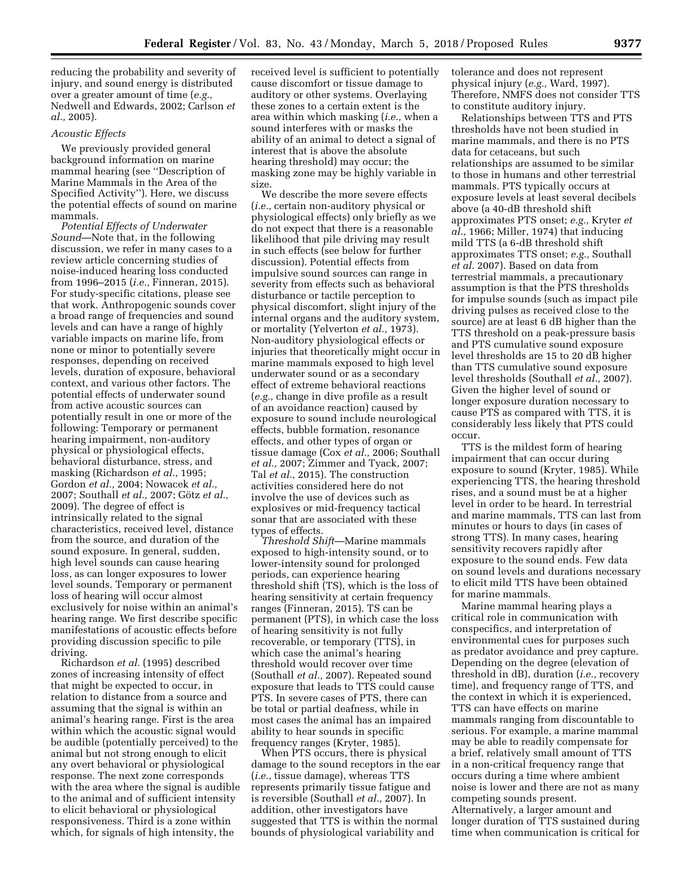reducing the probability and severity of injury, and sound energy is distributed over a greater amount of time (*e.g.,* Nedwell and Edwards, 2002; Carlson *et al.,* 2005).

*Acoustic Effects*

We previously provided general background information on marine mammal hearing (see ''Description of Marine Mammals in the Area of the Specified Activity''). Here, we discuss the potential effects of sound on marine mammals.

*Potential Effects of Underwater Sound*—Note that, in the following discussion, we refer in many cases to a review article concerning studies of noise-induced hearing loss conducted from 1996–2015 (*i.e.,* Finneran, 2015). For study-specific citations, please see that work. Anthropogenic sounds cover a broad range of frequencies and sound levels and can have a range of highly variable impacts on marine life, from none or minor to potentially severe responses, depending on received levels, duration of exposure, behavioral context, and various other factors. The potential effects of underwater sound from active acoustic sources can potentially result in one or more of the following: Temporary or permanent hearing impairment, non-auditory physical or physiological effects, behavioral disturbance, stress, and masking (Richardson *et al.,* 1995; Gordon *et al.,* 2004; Nowacek *et al.,* 2007; Southall *et al.,* 2007; Götz *et al.,* 2009). The degree of effect is intrinsically related to the signal characteristics, received level, distance from the source, and duration of the sound exposure. In general, sudden, high level sounds can cause hearing loss, as can longer exposures to lower level sounds. Temporary or permanent loss of hearing will occur almost exclusively for noise within an animal's hearing range. We first describe specific manifestations of acoustic effects before providing discussion specific to pile driving.

Richardson *et al.* (1995) described zones of increasing intensity of effect that might be expected to occur, in relation to distance from a source and assuming that the signal is within an animal's hearing range. First is the area within which the acoustic signal would be audible (potentially perceived) to the animal but not strong enough to elicit any overt behavioral or physiological response. The next zone corresponds with the area where the signal is audible to the animal and of sufficient intensity to elicit behavioral or physiological responsiveness. Third is a zone within which, for signals of high intensity, the received level is sufficient to potentially cause discomfort or tissue damage to auditory or other systems. Overlaying these zones to a certain extent is the area within which masking (*i.e.,* when a sound interferes with or masks the ability of an animal to detect a signal of interest that is above the absolute hearing threshold) may occur; the masking zone may be highly variable in size.

We describe the more severe effects (*i.e.,* certain non-auditory physical or physiological effects) only briefly as we do not expect that there is a reasonable likelihood that pile driving may result in such effects (see below for further discussion). Potential effects from impulsive sound sources can range in severity from effects such as behavioral disturbance or tactile perception to physical discomfort, slight injury of the internal organs and the auditory system, or mortality (Yelverton *et al.,* 1973). Non-auditory physiological effects or injuries that theoretically might occur in marine mammals exposed to high level underwater sound or as a secondary effect of extreme behavioral reactions (*e.g.,* change in dive profile as a result of an avoidance reaction) caused by exposure to sound include neurological effects, bubble formation, resonance effects, and other types of organ or tissue damage (Cox *et al.,* 2006; Southall *et al.,* 2007; Zimmer and Tyack, 2007; Tal *et al.,* 2015). The construction activities considered here do not involve the use of devices such as explosives or mid-frequency tactical sonar that are associated with these types of effects.

*Threshold Shift*—Marine mammals exposed to high-intensity sound, or to lower-intensity sound for prolonged periods, can experience hearing threshold shift (TS), which is the loss of hearing sensitivity at certain frequency ranges (Finneran, 2015). TS can be permanent (PTS), in which case the loss of hearing sensitivity is not fully recoverable, or temporary (TTS), in which case the animal's hearing threshold would recover over time (Southall *et al.,* 2007). Repeated sound exposure that leads to TTS could cause PTS. In severe cases of PTS, there can be total or partial deafness, while in most cases the animal has an impaired ability to hear sounds in specific frequency ranges (Kryter, 1985).

When PTS occurs, there is physical damage to the sound receptors in the ear (*i.e.,* tissue damage), whereas TTS represents primarily tissue fatigue and is reversible (Southall *et al.,* 2007). In addition, other investigators have suggested that TTS is within the normal bounds of physiological variability and tolerance and does not represent physical injury (*e.g.,* Ward, 1997). Therefore, NMFS does not consider TTS to constitute auditory injury.

Relationships between TTS and PTS thresholds have not been studied in marine mammals, and there is no PTS data for cetaceans, but such relationships are assumed to be similar to those in humans and other terrestrial mammals. PTS typically occurs at exposure levels at least several decibels above (a 40-dB threshold shift approximates PTS onset; *e.g.,* Kryter *et al.,* 1966; Miller, 1974) that inducing mild TTS (a 6-dB threshold shift approximates TTS onset; *e.g.,* Southall *et al.* 2007). Based on data from terrestrial mammals, a precautionary assumption is that the PTS thresholds for impulse sounds (such as impact pile driving pulses as received close to the source) are at least 6 dB higher than the TTS threshold on a peak-pressure basis and PTS cumulative sound exposure level thresholds are 15 to 20 dB higher than TTS cumulative sound exposure level thresholds (Southall *et al.,* 2007). Given the higher level of sound or longer exposure duration necessary to cause PTS as compared with TTS, it is considerably less likely that PTS could occur.

TTS is the mildest form of hearing impairment that can occur during exposure to sound (Kryter, 1985). While experiencing TTS, the hearing threshold rises, and a sound must be at a higher level in order to be heard. In terrestrial and marine mammals, TTS can last from minutes or hours to days (in cases of strong TTS). In many cases, hearing sensitivity recovers rapidly after exposure to the sound ends. Few data on sound levels and durations necessary to elicit mild TTS have been obtained for marine mammals.

Marine mammal hearing plays a critical role in communication with conspecifics, and interpretation of environmental cues for purposes such as predator avoidance and prey capture. Depending on the degree (elevation of threshold in dB), duration (*i.e.,* recovery time), and frequency range of TTS, and the context in which it is experienced, TTS can have effects on marine mammals ranging from discountable to serious. For example, a marine mammal may be able to readily compensate for a brief, relatively small amount of TTS in a non-critical frequency range that occurs during a time where ambient noise is lower and there are not as many competing sounds present. Alternatively, a larger amount and longer duration of TTS sustained during time when communication is critical for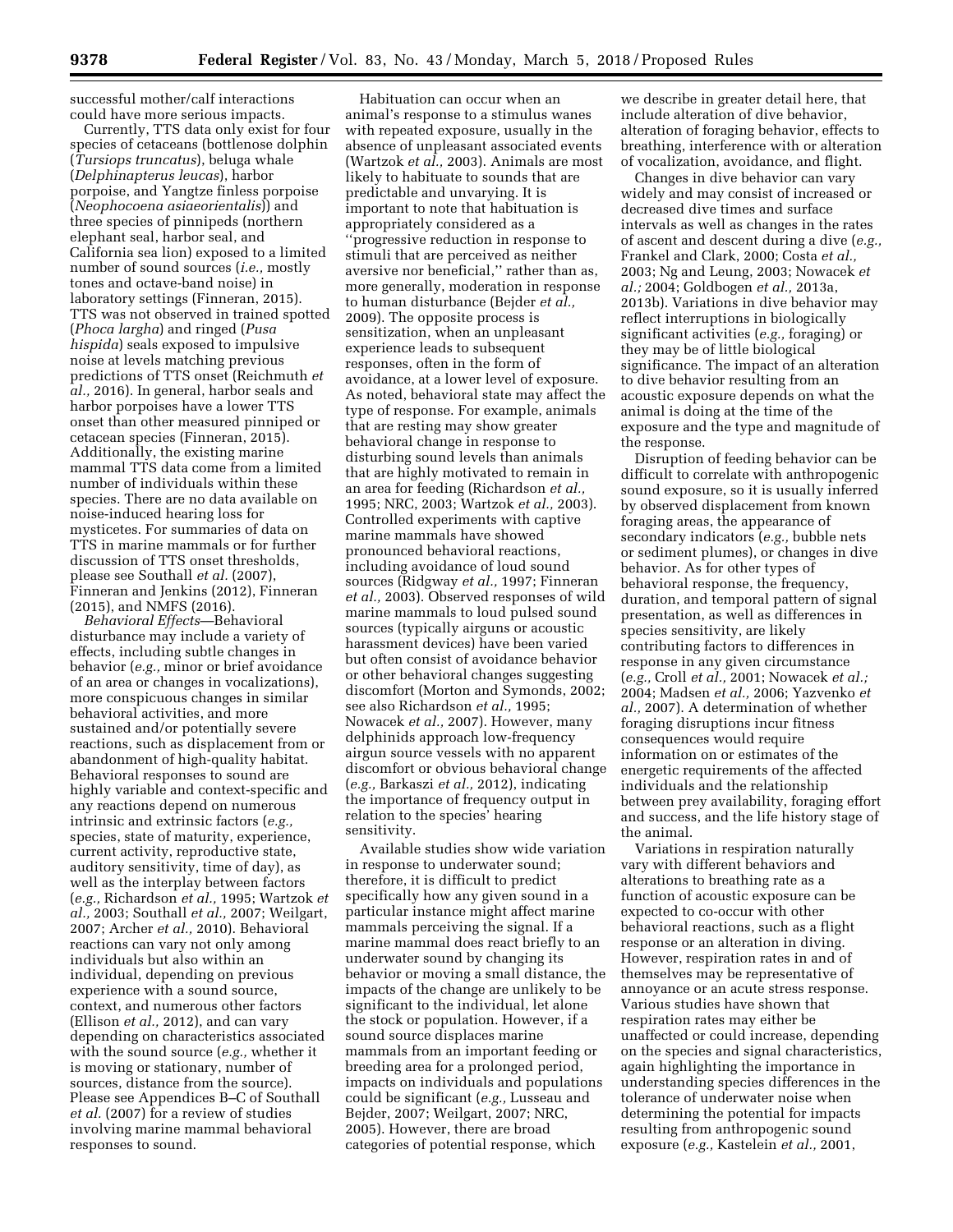successful mother/calf interactions could have more serious impacts.

Currently, TTS data only exist for four species of cetaceans (bottlenose dolphin (*Tursiops truncatus*), beluga whale (*Delphinapterus leucas*), harbor porpoise, and Yangtze finless porpoise (*Neophocoena asiaeorientalis*)) and three species of pinnipeds (northern elephant seal, harbor seal, and California sea lion) exposed to a limited number of sound sources (*i.e.,* mostly tones and octave-band noise) in laboratory settings (Finneran, 2015). TTS was not observed in trained spotted (*Phoca largha*) and ringed (*Pusa hispida*) seals exposed to impulsive noise at levels matching previous predictions of TTS onset (Reichmuth *et al.,* 2016). In general, harbor seals and harbor porpoises have a lower TTS onset than other measured pinniped or cetacean species (Finneran, 2015). Additionally, the existing marine mammal TTS data come from a limited number of individuals within these species. There are no data available on noise-induced hearing loss for mysticetes. For summaries of data on TTS in marine mammals or for further discussion of TTS onset thresholds, please see Southall *et al.* (2007), Finneran and Jenkins (2012), Finneran (2015), and NMFS (2016).

*Behavioral Effects*—Behavioral disturbance may include a variety of effects, including subtle changes in behavior (*e.g.,* minor or brief avoidance of an area or changes in vocalizations), more conspicuous changes in similar behavioral activities, and more sustained and/or potentially severe reactions, such as displacement from or abandonment of high-quality habitat. Behavioral responses to sound are highly variable and context-specific and any reactions depend on numerous intrinsic and extrinsic factors (*e.g.,* species, state of maturity, experience, current activity, reproductive state, auditory sensitivity, time of day), as well as the interplay between factors (*e.g.,* Richardson *et al.,* 1995; Wartzok *et al.,* 2003; Southall *et al.,* 2007; Weilgart, 2007; Archer *et al.,* 2010). Behavioral reactions can vary not only among individuals but also within an individual, depending on previous experience with a sound source, context, and numerous other factors (Ellison *et al.,* 2012), and can vary depending on characteristics associated with the sound source (*e.g.,* whether it is moving or stationary, number of sources, distance from the source). Please see Appendices B–C of Southall *et al.* (2007) for a review of studies involving marine mammal behavioral responses to sound.

Habituation can occur when an animal's response to a stimulus wanes with repeated exposure, usually in the absence of unpleasant associated events (Wartzok *et al.,* 2003). Animals are most likely to habituate to sounds that are predictable and unvarying. It is important to note that habituation is appropriately considered as a ''progressive reduction in response to stimuli that are perceived as neither aversive nor beneficial,'' rather than as, more generally, moderation in response to human disturbance (Bejder *et al.,* 2009). The opposite process is sensitization, when an unpleasant experience leads to subsequent responses, often in the form of avoidance, at a lower level of exposure. As noted, behavioral state may affect the type of response. For example, animals that are resting may show greater behavioral change in response to disturbing sound levels than animals that are highly motivated to remain in an area for feeding (Richardson *et al.,* 1995; NRC, 2003; Wartzok *et al.,* 2003). Controlled experiments with captive marine mammals have showed pronounced behavioral reactions, including avoidance of loud sound sources (Ridgway *et al.,* 1997; Finneran *et al.,* 2003). Observed responses of wild marine mammals to loud pulsed sound sources (typically airguns or acoustic harassment devices) have been varied but often consist of avoidance behavior or other behavioral changes suggesting discomfort (Morton and Symonds, 2002; see also Richardson *et al.,* 1995; Nowacek *et al.,* 2007). However, many delphinids approach low-frequency airgun source vessels with no apparent discomfort or obvious behavioral change (*e.g.,* Barkaszi *et al.,* 2012), indicating the importance of frequency output in relation to the species' hearing sensitivity.

Available studies show wide variation in response to underwater sound; therefore, it is difficult to predict specifically how any given sound in a particular instance might affect marine mammals perceiving the signal. If a marine mammal does react briefly to an underwater sound by changing its behavior or moving a small distance, the impacts of the change are unlikely to be significant to the individual, let alone the stock or population. However, if a sound source displaces marine mammals from an important feeding or breeding area for a prolonged period, impacts on individuals and populations could be significant (*e.g.,* Lusseau and Bejder, 2007; Weilgart, 2007; NRC, 2005). However, there are broad categories of potential response, which we describe in greater detail here, that include alteration of dive behavior, alteration of foraging behavior, effects to breathing, interference with or alteration of vocalization, avoidance, and flight.

Changes in dive behavior can vary widely and may consist of increased or decreased dive times and surface intervals as well as changes in the rates of ascent and descent during a dive (*e.g.,* Frankel and Clark, 2000; Costa *et al.,* 2003; Ng and Leung, 2003; Nowacek *et al.;* 2004; Goldbogen *et al.,* 2013a, 2013b). Variations in dive behavior may reflect interruptions in biologically significant activities (*e.g.,* foraging) or they may be of little biological significance. The impact of an alteration to dive behavior resulting from an acoustic exposure depends on what the animal is doing at the time of the exposure and the type and magnitude of the response.

Disruption of feeding behavior can be difficult to correlate with anthropogenic sound exposure, so it is usually inferred by observed displacement from known foraging areas, the appearance of secondary indicators (*e.g.,* bubble nets or sediment plumes), or changes in dive behavior. As for other types of behavioral response, the frequency, duration, and temporal pattern of signal presentation, as well as differences in species sensitivity, are likely contributing factors to differences in response in any given circumstance (*e.g.,* Croll *et al.,* 2001; Nowacek *et al.;* 2004; Madsen *et al.,* 2006; Yazvenko *et al.,* 2007). A determination of whether foraging disruptions incur fitness consequences would require information on or estimates of the energetic requirements of the affected individuals and the relationship between prey availability, foraging effort and success, and the life history stage of the animal.

Variations in respiration naturally vary with different behaviors and alterations to breathing rate as a function of acoustic exposure can be expected to co-occur with other behavioral reactions, such as a flight response or an alteration in diving. However, respiration rates in and of themselves may be representative of annoyance or an acute stress response. Various studies have shown that respiration rates may either be unaffected or could increase, depending on the species and signal characteristics, again highlighting the importance in understanding species differences in the tolerance of underwater noise when determining the potential for impacts resulting from anthropogenic sound exposure (*e.g.,* Kastelein *et al.,* 2001,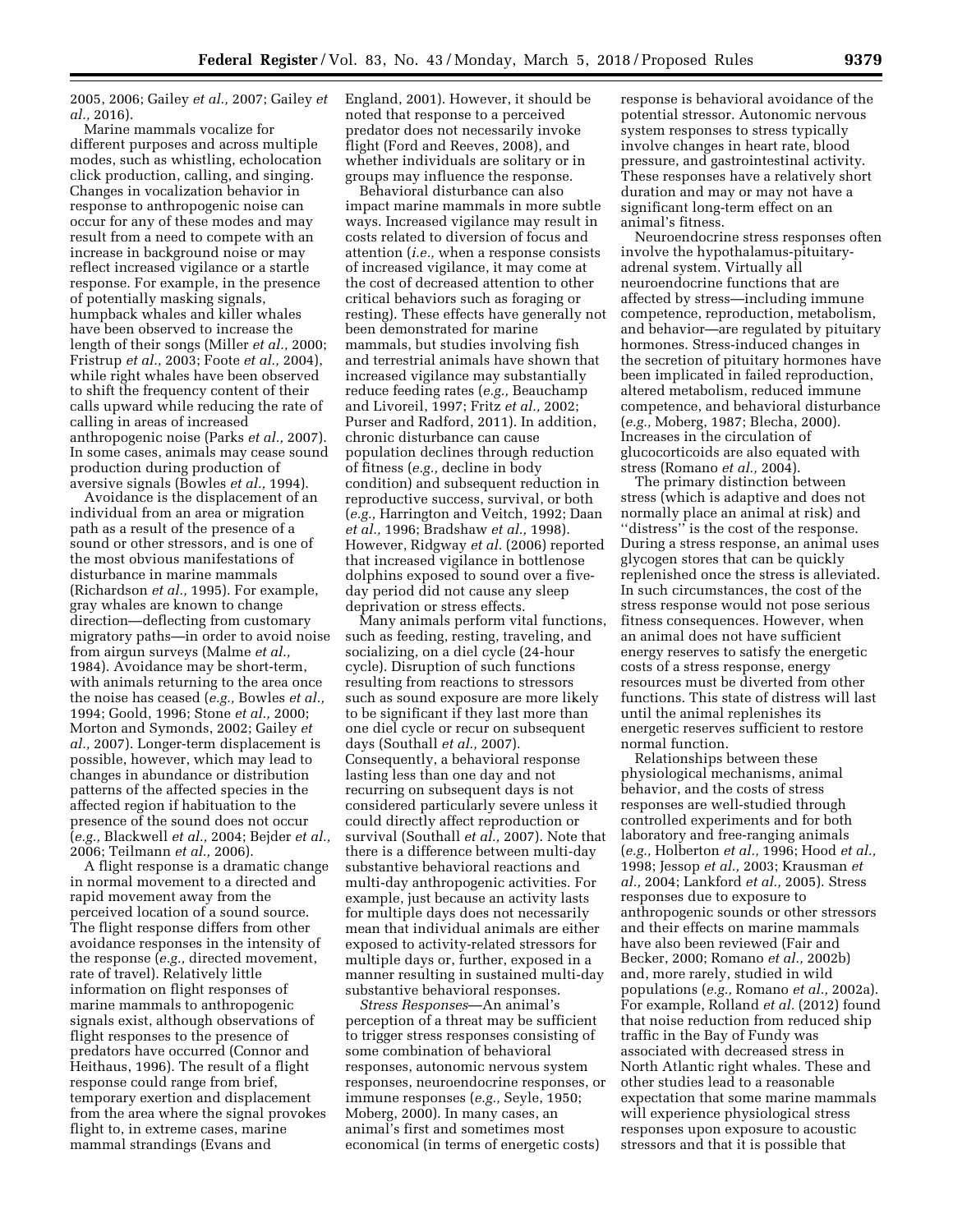2005, 2006; Gailey *et al.,* 2007; Gailey *et al.,* 2016).

Marine mammals vocalize for different purposes and across multiple modes, such as whistling, echolocation click production, calling, and singing. Changes in vocalization behavior in response to anthropogenic noise can occur for any of these modes and may result from a need to compete with an increase in background noise or may reflect increased vigilance or a startle response. For example, in the presence of potentially masking signals, humpback whales and killer whales have been observed to increase the length of their songs (Miller *et al.,* 2000; Fristrup *et al.,* 2003; Foote *et al.,* 2004), while right whales have been observed to shift the frequency content of their calls upward while reducing the rate of calling in areas of increased anthropogenic noise (Parks *et al.,* 2007). In some cases, animals may cease sound production during production of aversive signals (Bowles *et al.,* 1994).

Avoidance is the displacement of an individual from an area or migration path as a result of the presence of a sound or other stressors, and is one of the most obvious manifestations of disturbance in marine mammals (Richardson *et al.,* 1995). For example, gray whales are known to change direction—deflecting from customary migratory paths—in order to avoid noise from airgun surveys (Malme *et al.,* 1984). Avoidance may be short-term, with animals returning to the area once the noise has ceased (*e.g.,* Bowles *et al.,* 1994; Goold, 1996; Stone *et al.,* 2000; Morton and Symonds, 2002; Gailey *et al.,* 2007). Longer-term displacement is possible, however, which may lead to changes in abundance or distribution patterns of the affected species in the affected region if habituation to the presence of the sound does not occur (*e.g.,* Blackwell *et al.,* 2004; Bejder *et al.,* 2006; Teilmann *et al.,* 2006).

A flight response is a dramatic change in normal movement to a directed and rapid movement away from the perceived location of a sound source. The flight response differs from other avoidance responses in the intensity of the response (*e.g.,* directed movement, rate of travel). Relatively little information on flight responses of marine mammals to anthropogenic signals exist, although observations of flight responses to the presence of predators have occurred (Connor and Heithaus, 1996). The result of a flight response could range from brief, temporary exertion and displacement from the area where the signal provokes flight to, in extreme cases, marine mammal strandings (Evans and England, 2001). However, it should be noted that response to a perceived predator does not necessarily invoke flight (Ford and Reeves, 2008), and whether individuals are solitary or in groups may influence the response.

Behavioral disturbance can also impact marine mammals in more subtle ways. Increased vigilance may result in costs related to diversion of focus and attention (*i.e.,* when a response consists of increased vigilance, it may come at the cost of decreased attention to other critical behaviors such as foraging or resting). These effects have generally not been demonstrated for marine mammals, but studies involving fish and terrestrial animals have shown that increased vigilance may substantially reduce feeding rates (*e.g.,* Beauchamp and Livoreil, 1997; Fritz *et al.,* 2002; Purser and Radford, 2011). In addition, chronic disturbance can cause population declines through reduction of fitness (*e.g.,* decline in body condition) and subsequent reduction in reproductive success, survival, or both (*e.g.,* Harrington and Veitch, 1992; Daan *et al.,* 1996; Bradshaw *et al.,* 1998). However, Ridgway *et al.* (2006) reported that increased vigilance in bottlenose dolphins exposed to sound over a five-day period did not cause any sleep deprivation or stress effects.

Many animals perform vital functions, such as feeding, resting, traveling, and socializing, on a diel cycle (24-hour cycle). Disruption of such functions resulting from reactions to stressors such as sound exposure are more likely to be significant if they last more than one diel cycle or recur on subsequent days (Southall *et al.,* 2007). Consequently, a behavioral response lasting less than one day and not recurring on subsequent days is not considered particularly severe unless it could directly affect reproduction or survival (Southall *et al.,* 2007). Note that there is a difference between multi-day substantive behavioral reactions and multi-day anthropogenic activities. For example, just because an activity lasts for multiple days does not necessarily mean that individual animals are either exposed to activity-related stressors for multiple days or, further, exposed in a manner resulting in sustained multi-day substantive behavioral responses.

*Stress Responses*—An animal's perception of a threat may be sufficient to trigger stress responses consisting of some combination of behavioral responses, autonomic nervous system responses, neuroendocrine responses, or immune responses (*e.g.,* Seyle, 1950; Moberg, 2000). In many cases, an animal's first and sometimes most economical (in terms of energetic costs) response is behavioral avoidance of the potential stressor. Autonomic nervous system responses to stress typically involve changes in heart rate, blood pressure, and gastrointestinal activity. These responses have a relatively short duration and may or may not have a significant long-term effect on an animal's fitness.

Neuroendocrine stress responses often involve the hypothalamus-pituitary-adrenal system. Virtually all neuroendocrine functions that are affected by stress—including immune competence, reproduction, metabolism, and behavior—are regulated by pituitary hormones. Stress-induced changes in the secretion of pituitary hormones have been implicated in failed reproduction, altered metabolism, reduced immune competence, and behavioral disturbance (*e.g.,* Moberg, 1987; Blecha, 2000). Increases in the circulation of glucocorticoids are also equated with stress (Romano *et al.,* 2004).

The primary distinction between stress (which is adaptive and does not normally place an animal at risk) and "distress" is the cost of the response. During a stress response, an animal uses glycogen stores that can be quickly replenished once the stress is alleviated. In such circumstances, the cost of the stress response would not pose serious fitness consequences. However, when an animal does not have sufficient energy reserves to satisfy the energetic costs of a stress response, energy resources must be diverted from other functions. This state of distress will last until the animal replenishes its energetic reserves sufficient to restore normal function.

Relationships between these physiological mechanisms, animal behavior, and the costs of stress responses are well-studied through controlled experiments and for both laboratory and free-ranging animals (*e.g.,* Holberton *et al.,* 1996; Hood *et al.,* 1998; Jessop *et al.,* 2003; Krausman *et al.,* 2004; Lankford *et al.,* 2005). Stress responses due to exposure to anthropogenic sounds or other stressors and their effects on marine mammals have also been reviewed (Fair and Becker, 2000; Romano *et al.,* 2002b) and, more rarely, studied in wild populations (*e.g.,* Romano *et al.,* 2002a). For example, Rolland *et al.* (2012) found that noise reduction from reduced ship traffic in the Bay of Fundy was associated with decreased stress in North Atlantic right whales. These and other studies lead to a reasonable expectation that some marine mammals will experience physiological stress responses upon exposure to acoustic stressors and that it is possible that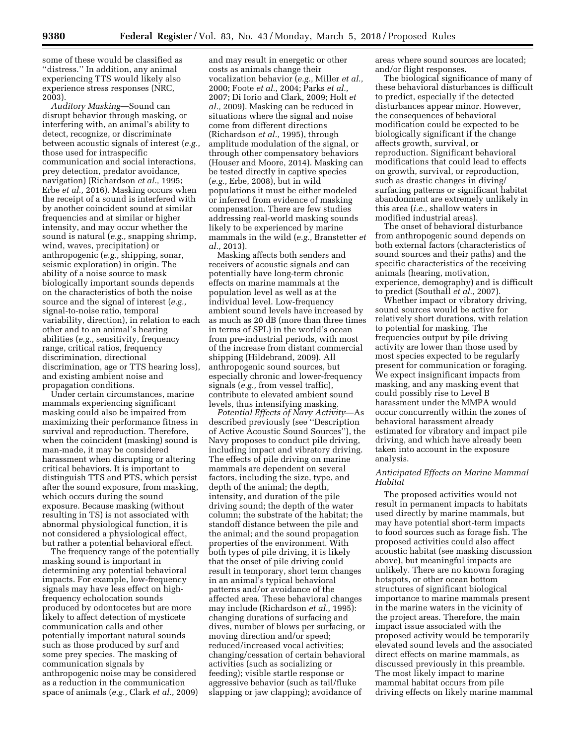some of these would be classified as ''distress.'' In addition, any animal experiencing TTS would likely also experience stress responses (NRC, 2003).

*Auditory Masking*—Sound can disrupt behavior through masking, or interfering with, an animal's ability to detect, recognize, or discriminate between acoustic signals of interest (*e.g.,* those used for intraspecific communication and social interactions, prey detection, predator avoidance, navigation) (Richardson *et al.,* 1995; Erbe *et al.,* 2016). Masking occurs when the receipt of a sound is interfered with by another coincident sound at similar frequencies and at similar or higher intensity, and may occur whether the sound is natural (*e.g.,* snapping shrimp, wind, waves, precipitation) or anthropogenic (*e.g.,* shipping, sonar, seismic exploration) in origin. The ability of a noise source to mask biologically important sounds depends on the characteristics of both the noise source and the signal of interest (*e.g.,* signal-to-noise ratio, temporal variability, direction), in relation to each other and to an animal's hearing abilities (*e.g.,* sensitivity, frequency range, critical ratios, frequency discrimination, directional discrimination, age or TTS hearing loss), and existing ambient noise and propagation conditions.

Under certain circumstances, marine mammals experiencing significant masking could also be impaired from maximizing their performance fitness in survival and reproduction. Therefore, when the coincident (masking) sound is man-made, it may be considered harassment when disrupting or altering critical behaviors. It is important to distinguish TTS and PTS, which persist after the sound exposure, from masking, which occurs during the sound exposure. Because masking (without resulting in TS) is not associated with abnormal physiological function, it is not considered a physiological effect, but rather a potential behavioral effect.

The frequency range of the potentially masking sound is important in determining any potential behavioral impacts. For example, low-frequency signals may have less effect on high-frequency echolocation sounds produced by odontocetes but are more likely to affect detection of mysticete communication calls and other potentially important natural sounds such as those produced by surf and some prey species. The masking of communication signals by anthropogenic noise may be considered as a reduction in the communication space of animals (*e.g.,* Clark *et al.,* 2009) and may result in energetic or other costs as animals change their vocalization behavior (*e.g.,* Miller *et al.,* 2000; Foote *et al.,* 2004; Parks *et al.,* 2007; Di Iorio and Clark, 2009; Holt *et al.,* 2009). Masking can be reduced in situations where the signal and noise come from different directions (Richardson *et al.,* 1995), through amplitude modulation of the signal, or through other compensatory behaviors (Houser and Moore, 2014). Masking can be tested directly in captive species (*e.g.,* Erbe, 2008), but in wild populations it must be either modeled or inferred from evidence of masking compensation. There are few studies addressing real-world masking sounds likely to be experienced by marine mammals in the wild (*e.g.,* Branstetter *et al.,* 2013).

Masking affects both senders and receivers of acoustic signals and can potentially have long-term chronic effects on marine mammals at the population level as well as at the individual level. Low-frequency ambient sound levels have increased by as much as 20 dB (more than three times in terms of SPL) in the world's ocean from pre-industrial periods, with most of the increase from distant commercial shipping (Hildebrand, 2009). All anthropogenic sound sources, but especially chronic and lower-frequency signals (*e.g.,* from vessel traffic), contribute to elevated ambient sound levels, thus intensifying masking.

*Potential Effects of Navy Activity*—As described previously (see ''Description of Active Acoustic Sound Sources''), the Navy proposes to conduct pile driving, including impact and vibratory driving. The effects of pile driving on marine mammals are dependent on several factors, including the size, type, and depth of the animal; the depth, intensity, and duration of the pile driving sound; the depth of the water column; the substrate of the habitat; the standoff distance between the pile and the animal; and the sound propagation properties of the environment. With both types of pile driving, it is likely that the onset of pile driving could result in temporary, short term changes in an animal's typical behavioral patterns and/or avoidance of the affected area. These behavioral changes may include (Richardson *et al.,* 1995): changing durations of surfacing and dives, number of blows per surfacing, or moving direction and/or speed; reduced/increased vocal activities; changing/cessation of certain behavioral activities (such as socializing or feeding); visible startle response or aggressive behavior (such as tail/fluke slapping or jaw clapping); avoidance of areas where sound sources are located; and/or flight responses.

The biological significance of many of these behavioral disturbances is difficult to predict, especially if the detected disturbances appear minor. However, the consequences of behavioral modification could be expected to be biologically significant if the change affects growth, survival, or reproduction. Significant behavioral modifications that could lead to effects on growth, survival, or reproduction, such as drastic changes in diving/surfacing patterns or significant habitat abandonment are extremely unlikely in this area (*i.e.,* shallow waters in modified industrial areas).

The onset of behavioral disturbance from anthropogenic sound depends on both external factors (characteristics of sound sources and their paths) and the specific characteristics of the receiving animals (hearing, motivation, experience, demography) and is difficult to predict (Southall *et al.,* 2007).

Whether impact or vibratory driving, sound sources would be active for relatively short durations, with relation to potential for masking. The frequencies output by pile driving activity are lower than those used by most species expected to be regularly present for communication or foraging. We expect insignificant impacts from masking, and any masking event that could possibly rise to Level B harassment under the MMPA would occur concurrently within the zones of behavioral harassment already estimated for vibratory and impact pile driving, and which have already been taken into account in the exposure analysis.

### *Anticipated Effects on Marine Mammal Habitat*

The proposed activities would not result in permanent impacts to habitats used directly by marine mammals, but may have potential short-term impacts to food sources such as forage fish. The proposed activities could also affect acoustic habitat (see masking discussion above), but meaningful impacts are unlikely. There are no known foraging hotspots, or other ocean bottom structures of significant biological importance to marine mammals present in the marine waters in the vicinity of the project areas. Therefore, the main impact issue associated with the proposed activity would be temporarily elevated sound levels and the associated direct effects on marine mammals, as discussed previously in this preamble. The most likely impact to marine mammal habitat occurs from pile driving effects on likely marine mammal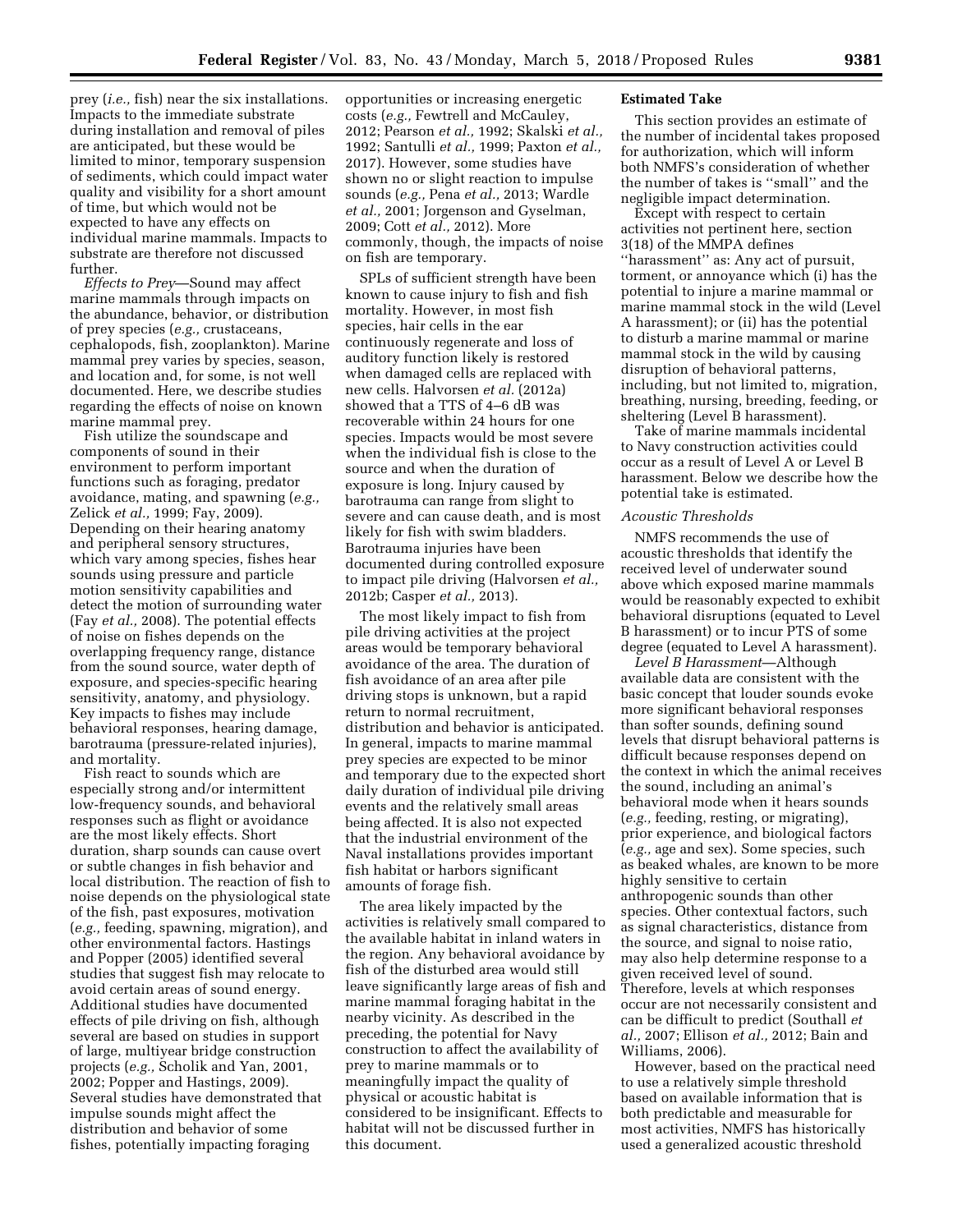prey (*i.e.,* fish) near the six installations. Impacts to the immediate substrate during installation and removal of piles are anticipated, but these would be limited to minor, temporary suspension of sediments, which could impact water quality and visibility for a short amount of time, but which would not be expected to have any effects on individual marine mammals. Impacts to substrate are therefore not discussed further.

*Effects to Prey*—Sound may affect marine mammals through impacts on the abundance, behavior, or distribution of prey species (*e.g.,* crustaceans, cephalopods, fish, zooplankton). Marine mammal prey varies by species, season, and location and, for some, is not well documented. Here, we describe studies regarding the effects of noise on known marine mammal prey.

Fish utilize the soundscape and components of sound in their environment to perform important functions such as foraging, predator avoidance, mating, and spawning (*e.g.,* Zelick *et al.,* 1999; Fay, 2009). Depending on their hearing anatomy and peripheral sensory structures, which vary among species, fishes hear sounds using pressure and particle motion sensitivity capabilities and detect the motion of surrounding water (Fay *et al.,* 2008). The potential effects of noise on fishes depends on the overlapping frequency range, distance from the sound source, water depth of exposure, and species-specific hearing sensitivity, anatomy, and physiology. Key impacts to fishes may include behavioral responses, hearing damage, barotrauma (pressure-related injuries), and mortality.

Fish react to sounds which are especially strong and/or intermittent low-frequency sounds, and behavioral responses such as flight or avoidance are the most likely effects. Short duration, sharp sounds can cause overt or subtle changes in fish behavior and local distribution. The reaction of fish to noise depends on the physiological state of the fish, past exposures, motivation (*e.g.,* feeding, spawning, migration), and other environmental factors. Hastings and Popper (2005) identified several studies that suggest fish may relocate to avoid certain areas of sound energy. Additional studies have documented effects of pile driving on fish, although several are based on studies in support of large, multiyear bridge construction projects (*e.g.,* Scholik and Yan, 2001, 2002; Popper and Hastings, 2009). Several studies have demonstrated that impulse sounds might affect the distribution and behavior of some fishes, potentially impacting foraging opportunities or increasing energetic costs (*e.g.,* Fewtrell and McCauley, 2012; Pearson *et al.,* 1992; Skalski *et al.,* 1992; Santulli *et al.,* 1999; Paxton *et al.,* 2017). However, some studies have shown no or slight reaction to impulse sounds (*e.g.,* Pena *et al.,* 2013; Wardle *et al.,* 2001; Jorgenson and Gyselman, 2009; Cott *et al.,* 2012). More commonly, though, the impacts of noise on fish are temporary.

SPLs of sufficient strength have been known to cause injury to fish and fish mortality. However, in most fish species, hair cells in the ear continuously regenerate and loss of auditory function likely is restored when damaged cells are replaced with new cells. Halvorsen *et al.* (2012a) showed that a TTS of 4–6 dB was recoverable within 24 hours for one species. Impacts would be most severe when the individual fish is close to the source and when the duration of exposure is long. Injury caused by barotrauma can range from slight to severe and can cause death, and is most likely for fish with swim bladders. Barotrauma injuries have been documented during controlled exposure to impact pile driving (Halvorsen *et al.,* 2012b; Casper *et al.,* 2013).

The most likely impact to fish from pile driving activities at the project areas would be temporary behavioral avoidance of the area. The duration of fish avoidance of an area after pile driving stops is unknown, but a rapid return to normal recruitment, distribution and behavior is anticipated. In general, impacts to marine mammal prey species are expected to be minor and temporary due to the expected short daily duration of individual pile driving events and the relatively small areas being affected. It is also not expected that the industrial environment of the Naval installations provides important fish habitat or harbors significant amounts of forage fish.

The area likely impacted by the activities is relatively small compared to the available habitat in inland waters in the region. Any behavioral avoidance by fish of the disturbed area would still leave significantly large areas of fish and marine mammal foraging habitat in the nearby vicinity. As described in the preceding, the potential for Navy construction to affect the availability of prey to marine mammals or to meaningfully impact the quality of physical or acoustic habitat is considered to be insignificant. Effects to habitat will not be discussed further in this document.

## Estimated Take

This section provides an estimate of the number of incidental takes proposed for authorization, which will inform both NMFS's consideration of whether the number of takes is ''small'' and the negligible impact determination.

Except with respect to certain activities not pertinent here, section 3(18) of the MMPA defines ''harassment'' as: Any act of pursuit, torment, or annoyance which (i) has the potential to injure a marine mammal or marine mammal stock in the wild (Level A harassment); or (ii) has the potential to disturb a marine mammal or marine mammal stock in the wild by causing disruption of behavioral patterns, including, but not limited to, migration, breathing, nursing, breeding, feeding, or sheltering (Level B harassment).

Take of marine mammals incidental to Navy construction activities could occur as a result of Level A or Level B harassment. Below we describe how the potential take is estimated.

### *Acoustic Thresholds*

NMFS recommends the use of acoustic thresholds that identify the received level of underwater sound above which exposed marine mammals would be reasonably expected to exhibit behavioral disruptions (equated to Level B harassment) or to incur PTS of some degree (equated to Level A harassment).

*Level B Harassment*—Although available data are consistent with the basic concept that louder sounds evoke more significant behavioral responses than softer sounds, defining sound levels that disrupt behavioral patterns is difficult because responses depend on the context in which the animal receives the sound, including an animal's behavioral mode when it hears sounds (*e.g.,* feeding, resting, or migrating), prior experience, and biological factors (*e.g.,* age and sex). Some species, such as beaked whales, are known to be more highly sensitive to certain anthropogenic sounds than other species. Other contextual factors, such as signal characteristics, distance from the source, and signal to noise ratio, may also help determine response to a given received level of sound. Therefore, levels at which responses occur are not necessarily consistent and can be difficult to predict (Southall *et al.,* 2007; Ellison *et al.,* 2012; Bain and Williams, 2006).

However, based on the practical need to use a relatively simple threshold based on available information that is both predictable and measurable for most activities, NMFS has historically used a generalized acoustic threshold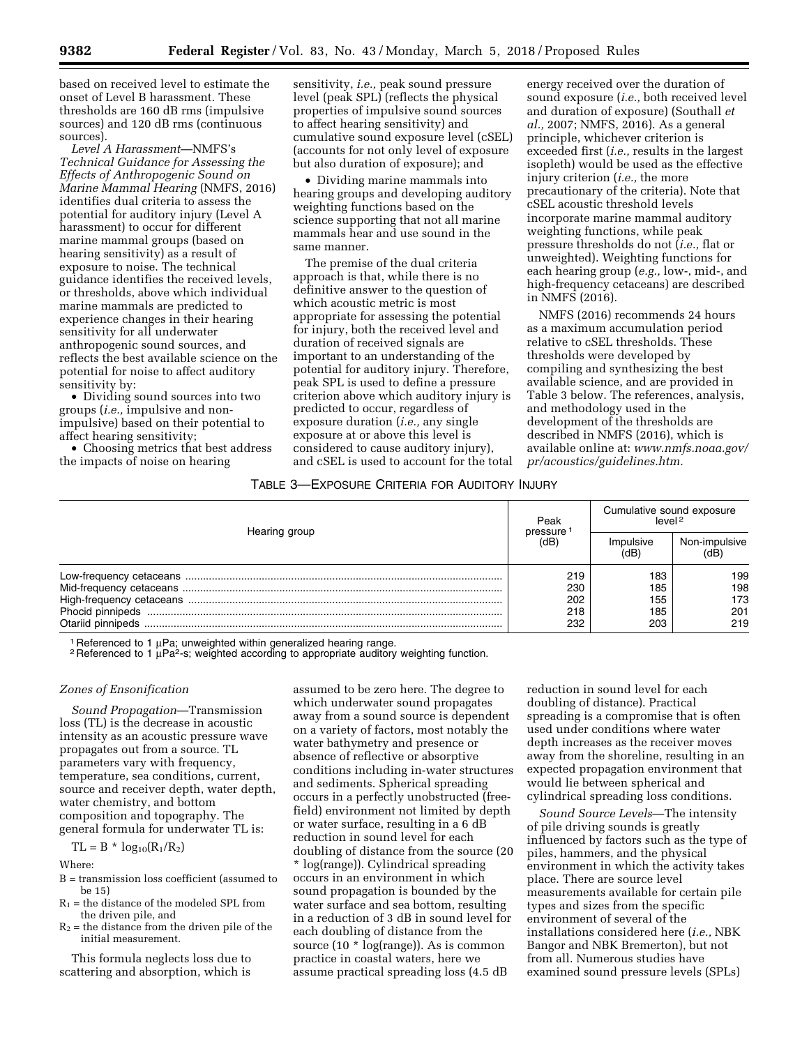based on received level to estimate the onset of Level B harassment. These thresholds are 160 dB rms (impulsive sources) and 120 dB rms (continuous sources).

*Level A Harassment*—NMFS's *Technical Guidance for Assessing the Effects of Anthropogenic Sound on Marine Mammal Hearing* (NMFS, 2016) identifies dual criteria to assess the potential for auditory injury (Level A harassment) to occur for different marine mammal groups (based on hearing sensitivity) as a result of exposure to noise. The technical guidance identifies the received levels, or thresholds, above which individual marine mammals are predicted to experience changes in their hearing sensitivity for all underwater anthropogenic sound sources, and reflects the best available science on the potential for noise to affect auditory sensitivity by:

- Dividing sound sources into two groups (*i.e.,* impulsive and non-impulsive) based on their potential to affect hearing sensitivity;
- Choosing metrics that best address the impacts of noise on hearing sensitivity, *i.e.,* peak sound pressure level (peak SPL) (reflects the physical properties of impulsive sound sources to affect hearing sensitivity) and cumulative sound exposure level (cSEL) (accounts for not only level of exposure but also duration of exposure); and
- Dividing marine mammals into hearing groups and developing auditory weighting functions based on the science supporting that not all marine mammals hear and use sound in the same manner.

The premise of the dual criteria approach is that, while there is no definitive answer to the question of which acoustic metric is most appropriate for assessing the potential for injury, both the received level and duration of received signals are important to an understanding of the potential for auditory injury. Therefore, peak SPL is used to define a pressure criterion above which auditory injury is predicted to occur, regardless of exposure duration (*i.e.,* any single exposure at or above this level is considered to cause auditory injury), and cSEL is used to account for the total energy received over the duration of sound exposure (*i.e.,* both received level and duration of exposure) (Southall *et al.,* 2007; NMFS, 2016). As a general principle, whichever criterion is exceeded first (*i.e.,* results in the largest isopleth) would be used as the effective injury criterion (*i.e.,* the more precautionary of the criteria). Note that cSEL acoustic threshold levels incorporate marine mammal auditory weighting functions, while peak pressure thresholds do not (*i.e.,* flat or unweighted). Weighting functions for each hearing group (*e.g.,* low-, mid-, and high-frequency cetaceans) are described in NMFS (2016).

NMFS (2016) recommends 24 hours as a maximum accumulation period relative to cSEL thresholds. These thresholds were developed by compiling and synthesizing the best available science, and are provided in Table 3 below. The references, analysis, and methodology used in the development of the thresholds are described in NMFS (2016), which is available online at: *www.nmfs.noaa.gov/pr/acoustics/guidelines.htm.*

TABLE 3—EXPOSURE CRITERIA FOR AUDITORY INJURY

| Hearing group | Peak pressure[1] (dB) | Cumulative sound exposure level[2] | |
|---|---|---|---|
| | | Impulsive (dB) | Non-impulsive (dB) |
| Low-frequency cetaceans | 219 | 183 | 199 |
| Mid-frequency cetaceans | 230 | 185 | 198 |
| High-frequency cetaceans | 202 | 155 | 173 |
| Phocid pinnipeds | 218 | 185 | 201 |
| Otariid pinnipeds | 232 | 203 | 219 |

[1] Referenced to 1 μPa; unweighted within generalized hearing range.
[2] Referenced to 1 $\mu Pa^2$-s; weighted according to appropriate auditory weighting function.

*Zones of Ensonification*

*Sound Propagation*—Transmission loss (TL) is the decrease in acoustic intensity as an acoustic pressure wave propagates out from a source. TL parameters vary with frequency, temperature, sea conditions, current, source and receiver depth, water depth, water chemistry, and bottom composition and topography. The general formula for underwater TL is:

$$TL = B * \log_{10}(R_1/R_2)$$

Where:

B = transmission loss coefficient (assumed to be 15)
$R_1$ = the distance of the modeled SPL from the driven pile, and
$R_2$ = the distance from the driven pile of the initial measurement.

This formula neglects loss due to scattering and absorption, which is assumed to be zero here. The degree to which underwater sound propagates away from a source is dependent on a variety of factors, most notably the water bathymetry and presence or absence of reflective or absorptive conditions including in-water structures and sediments. Spherical spreading occurs in a perfectly unobstructed (free-field) environment not limited by depth or water surface, resulting in a 6 dB reduction in sound level for each doubling of distance from the source (20 * log(range)). Cylindrical spreading occurs in an environment in which sound propagation is bounded by the water surface and sea bottom, resulting in a reduction of 3 dB in sound level for each doubling of distance from the source (10 * log(range)). As is common practice in coastal waters, here we assume practical spreading loss (4.5 dB reduction in sound level for each doubling of distance). Practical spreading is a compromise that is often used under conditions where water depth increases as the receiver moves away from the shoreline, resulting in an expected propagation environment that would lie between spherical and cylindrical spreading loss conditions.

*Sound Source Levels*—The intensity of pile driving sounds is greatly influenced by factors such as the type of piles, hammers, and the physical environment in which the activity takes place. There are source level measurements available for certain pile types and sizes from the specific environment of several of the installations considered here (*i.e.,* NBK Bangor and NBK Bremerton), but not from all. Numerous studies have examined sound pressure levels (SPLs)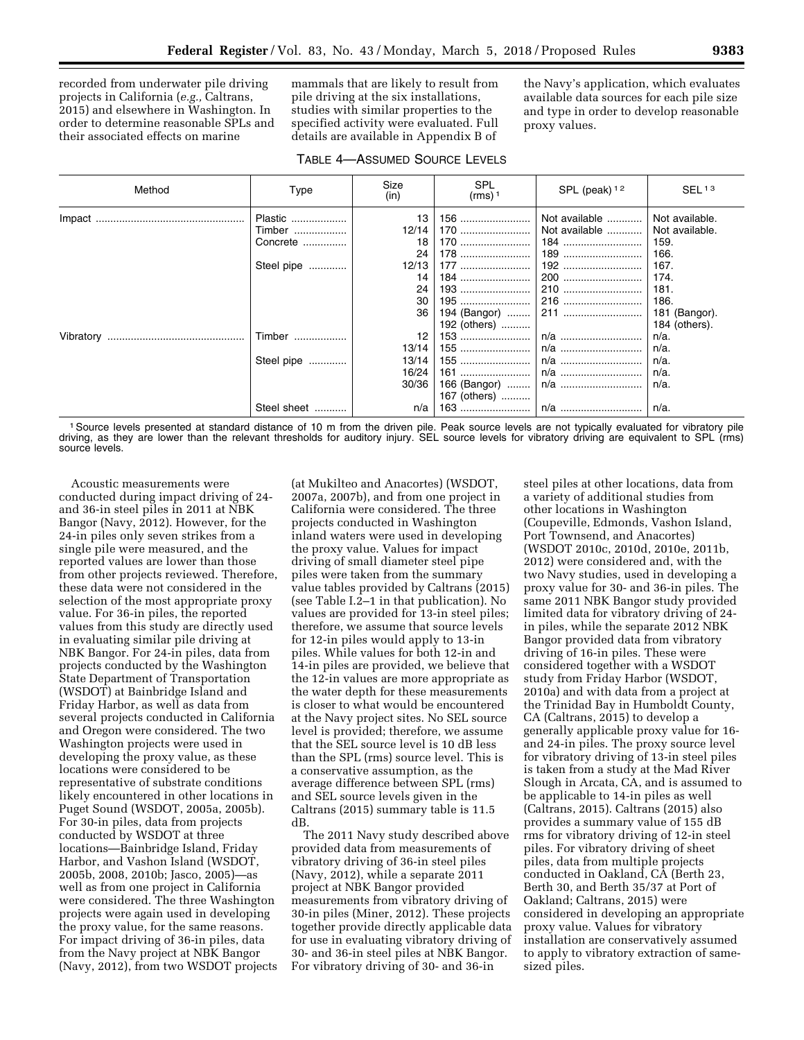recorded from underwater pile driving projects in California (*e.g.,* Caltrans, 2015) and elsewhere in Washington. In order to determine reasonable SPLs and their associated effects on marine mammals that are likely to result from pile driving at the six installations, studies with similar properties to the specified activity were evaluated. Full details are available in Appendix B of the Navy's application, which evaluates available data sources for each pile size and type in order to develop reasonable proxy values.

TABLE 4—ASSUMED SOURCE LEVELS

| Method | Type | Size (in) | SPL (rms) [1] | SPL (peak) [1,2] | SEL [1,3] |
|---|---|---|---|---|---|
| Impact | Plastic | 13 | 156 | Not available | Not available. |
| | Timber | 12/14 | 170 | Not available | Not available. |
| | Concrete | 18 | 170 | 184 | 159. |
| | | 24 | 178 | 189 | 166. |
| | Steel pipe | 12/13 | 177 | 192 | 167. |
| | | 14 | 184 | 200 | 174. |
| | | 24 | 193 | 210 | 181. |
| | | 30 | 195 | 216 | 186. |
| | | 36 | 194 (Bangor)<br>192 (others) | 211 | 181 (Bangor).<br>184 (others). |
| Vibratory | Timber | 12 | 153 | n/a | n/a. |
| | | 13/14 | 155 | n/a | n/a. |
| | Steel pipe | 13/14 | 155 | n/a | n/a. |
| | | 16/24 | 161 | n/a | n/a. |
| | | 30/36 | 166 (Bangor)<br>167 (others) | n/a | n/a. |
| | Steel sheet | n/a | 163 | n/a | n/a. |

[1] Source levels presented at standard distance of 10 m from the driven pile. Peak source levels are not typically evaluated for vibratory pile driving, as they are lower than the relevant thresholds for auditory injury. SEL source levels for vibratory driving are equivalent to SPL (rms) source levels.

Acoustic measurements were conducted during impact driving of 24- and 36-in steel piles in 2011 at NBK Bangor (Navy, 2012). However, for the 24-in piles only seven strikes from a single pile were measured, and the reported values are lower than those from other projects reviewed. Therefore, these data were not considered in the selection of the most appropriate proxy value. For 36-in piles, the reported values from this study are directly used in evaluating similar pile driving at NBK Bangor. For 24-in piles, data from projects conducted by the Washington State Department of Transportation (WSDOT) at Bainbridge Island and Friday Harbor, as well as data from several projects conducted in California and Oregon were considered. The two Washington projects were used in developing the proxy value, as these locations were considered to be representative of substrate conditions likely encountered in other locations in Puget Sound (WSDOT, 2005a, 2005b). For 30-in piles, data from projects conducted by WSDOT at three locations—Bainbridge Island, Friday Harbor, and Vashon Island (WSDOT, 2005b, 2008, 2010b; Jasco, 2005)—as well as from one project in California were considered. The three Washington projects were again used in developing the proxy value, for the same reasons. For impact driving of 36-in piles, data from the Navy project at NBK Bangor (Navy, 2012), from two WSDOT projects (at Mukilteo and Anacortes) (WSDOT, 2007a, 2007b), and from one project in California were considered. The three projects conducted in Washington inland waters were used in developing the proxy value. Values for impact driving of small diameter steel pipe piles were taken from the summary value tables provided by Caltrans (2015) (see Table I.2–1 in that publication). No values are provided for 13-in steel piles; therefore, we assume that source levels for 12-in piles would apply to 13-in piles. While values for both 12-in and 14-in piles are provided, we believe that the 12-in values are more appropriate as the water depth for these measurements is closer to what would be encountered at the Navy project sites. No SEL source level is provided; therefore, we assume that the SEL source level is 10 dB less than the SPL (rms) source level. This is a conservative assumption, as the average difference between SPL (rms) and SEL source levels given in the Caltrans (2015) summary table is 11.5 dB.

The 2011 Navy study described above provided data from measurements of vibratory driving of 36-in steel piles (Navy, 2012), while a separate 2011 project at NBK Bangor provided measurements from vibratory driving of 30-in piles (Miner, 2012). These projects together provide directly applicable data for use in evaluating vibratory driving of 30- and 36-in steel piles at NBK Bangor. For vibratory driving of 30- and 36-in steel piles at other locations, data from a variety of additional studies from other locations in Washington (Coupeville, Edmonds, Vashon Island, Port Townsend, and Anacortes) (WSDOT 2010c, 2010d, 2010e, 2011b, 2012) were considered and, with the two Navy studies, used in developing a proxy value for 30- and 36-in piles. The same 2011 NBK Bangor study provided limited data for vibratory driving of 24-in piles, while the separate 2012 NBK Bangor provided data from vibratory driving of 16-in piles. These were considered together with a WSDOT study from Friday Harbor (WSDOT, 2010a) and with data from a project at the Trinidad Bay in Humboldt County, CA (Caltrans, 2015) to develop a generally applicable proxy value for 16- and 24-in piles. The proxy source level for vibratory driving of 13-in steel piles is taken from a study at the Mad River Slough in Arcata, CA, and is assumed to be applicable to 14-in piles as well (Caltrans, 2015). Caltrans (2015) also provides a summary value of 155 dB rms for vibratory driving of 12-in steel piles. For vibratory driving of sheet piles, data from multiple projects conducted in Oakland, CA (Berth 23, Berth 30, and Berth 35/37 at Port of Oakland; Caltrans, 2015) were considered in developing an appropriate proxy value. Values for vibratory installation are conservatively assumed to apply to vibratory extraction of same-sized piles.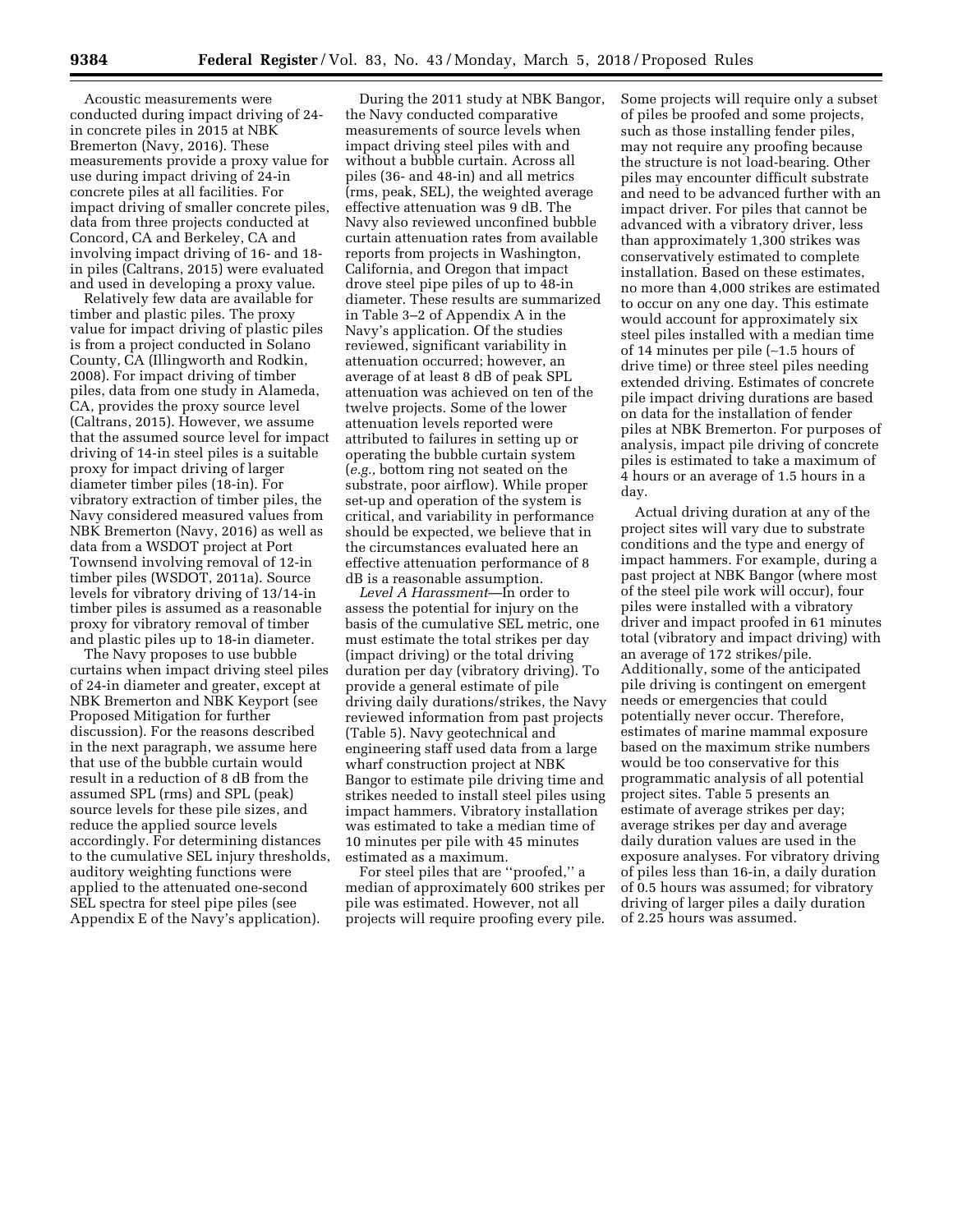Acoustic measurements were conducted during impact driving of 24-in concrete piles in 2015 at NBK Bremerton (Navy, 2016). These measurements provide a proxy value for use during impact driving of 24-in concrete piles at all facilities. For impact driving of smaller concrete piles, data from three projects conducted at Concord, CA and Berkeley, CA and involving impact driving of 16- and 18-in piles (Caltrans, 2015) were evaluated and used in developing a proxy value.

Relatively few data are available for timber and plastic piles. The proxy value for impact driving of plastic piles is from a project conducted in Solano County, CA (Illingworth and Rodkin, 2008). For impact driving of timber piles, data from one study in Alameda, CA, provides the proxy source level (Caltrans, 2015). However, we assume that the assumed source level for impact driving of 14-in steel piles is a suitable proxy for impact driving of larger diameter timber piles (18-in). For vibratory extraction of timber piles, the Navy considered measured values from NBK Bremerton (Navy, 2016) as well as data from a WSDOT project at Port Townsend involving removal of 12-in timber piles (WSDOT, 2011a). Source levels for vibratory driving of 13/14-in timber piles is assumed as a reasonable proxy for vibratory removal of timber and plastic piles up to 18-in diameter.

The Navy proposes to use bubble curtains when impact driving steel piles of 24-in diameter and greater, except at NBK Bremerton and NBK Keyport (see Proposed Mitigation for further discussion). For the reasons described in the next paragraph, we assume here that use of the bubble curtain would result in a reduction of 8 dB from the assumed SPL (rms) and SPL (peak) source levels for these pile sizes, and reduce the applied source levels accordingly. For determining distances to the cumulative SEL injury thresholds, auditory weighting functions were applied to the attenuated one-second SEL spectra for steel pipe piles (see Appendix E of the Navy's application).

During the 2011 study at NBK Bangor, the Navy conducted comparative measurements of source levels when impact driving steel piles with and without a bubble curtain. Across all piles (36- and 48-in) and all metrics (rms, peak, SEL), the weighted average effective attenuation was 9 dB. The Navy also reviewed unconfined bubble curtain attenuation rates from available reports from projects in Washington, California, and Oregon that impact drove steel pipe piles of up to 48-in diameter. These results are summarized in Table 3–2 of Appendix A in the Navy's application. Of the studies reviewed, significant variability in attenuation occurred; however, an average of at least 8 dB of peak SPL attenuation was achieved on ten of the twelve projects. Some of the lower attenuation levels reported were attributed to failures in setting up or operating the bubble curtain system (*e.g.,* bottom ring not seated on the substrate, poor airflow). While proper set-up and operation of the system is critical, and variability in performance should be expected, we believe that in the circumstances evaluated here an effective attenuation performance of 8 dB is a reasonable assumption.

*Level A Harassment*—In order to assess the potential for injury on the basis of the cumulative SEL metric, one must estimate the total strikes per day (impact driving) or the total driving duration per day (vibratory driving). To provide a general estimate of pile driving daily durations/strikes, the Navy reviewed information from past projects (Table 5). Navy geotechnical and engineering staff used data from a large wharf construction project at NBK Bangor to estimate pile driving time and strikes needed to install steel piles using impact hammers. Vibratory installation was estimated to take a median time of 10 minutes per pile with 45 minutes estimated as a maximum.

For steel piles that are "proofed," a median of approximately 600 strikes per pile was estimated. However, not all projects will require proofing every pile. Some projects will require only a subset of piles be proofed and some projects, such as those installing fender piles, may not require any proofing because the structure is not load-bearing. Other piles may encounter difficult substrate and need to be advanced further with an impact driver. For piles that cannot be advanced with a vibratory driver, less than approximately 1,300 strikes was conservatively estimated to complete installation. Based on these estimates, no more than 4,000 strikes are estimated to occur on any one day. This estimate would account for approximately six steel piles installed with a median time of 14 minutes per pile (~1.5 hours of drive time) or three steel piles needing extended driving. Estimates of concrete pile impact driving durations are based on data for the installation of fender piles at NBK Bremerton. For purposes of analysis, impact pile driving of concrete piles is estimated to take a maximum of 4 hours or an average of 1.5 hours in a day.

Actual driving duration at any of the project sites will vary due to substrate conditions and the type and energy of impact hammers. For example, during a past project at NBK Bangor (where most of the steel pile work will occur), four piles were installed with a vibratory driver and impact proofed in 61 minutes total (vibratory and impact driving) with an average of 172 strikes/pile. Additionally, some of the anticipated pile driving is contingent on emergent needs or emergencies that could potentially never occur. Therefore, estimates of marine mammal exposure based on the maximum strike numbers would be too conservative for this programmatic analysis of all potential project sites. Table 5 presents an estimate of average strikes per day; average strikes per day and average daily duration values are used in the exposure analyses. For vibratory driving of piles less than 16-in, a daily duration of 0.5 hours was assumed; for vibratory driving of larger piles a daily duration of 2.25 hours was assumed.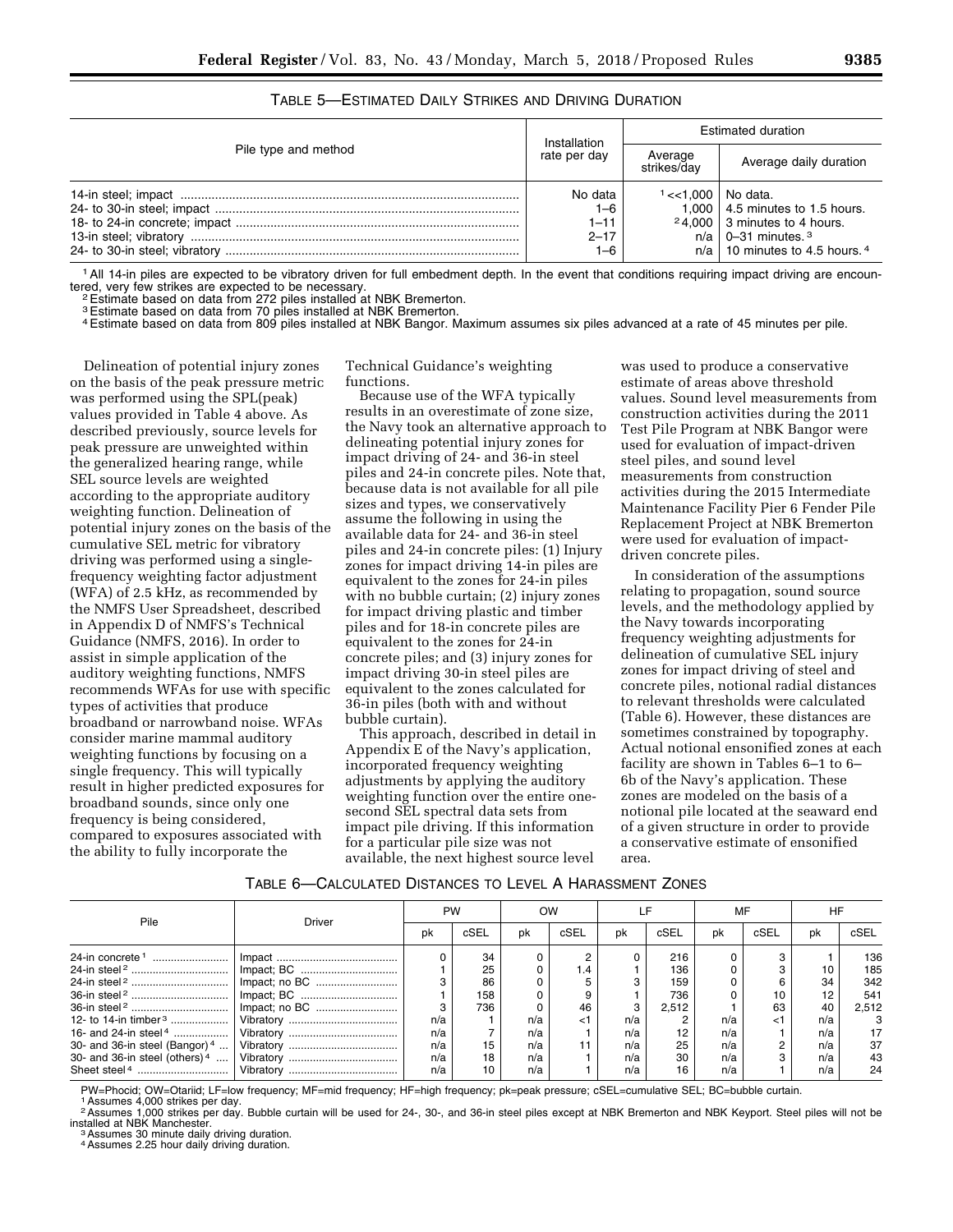TABLE 5—ESTIMATED DAILY STRIKES AND DRIVING DURATION

| Pile type and method | Installation rate per day | Estimated duration | |
|---|---|---|---|
| | | Average strikes/day | Average daily duration |
| 14-in steel; impact | No data | [1] <<1,000 | No data. |
| 24- to 30-in steel; impact | 1–6 | 1,000 | 4.5 minutes to 1.5 hours. |
| 18- to 24-in concrete; impact | 1–11 | [2] 4,000 | 3 minutes to 4 hours. |
| 13-in steel; vibratory | 2–17 | n/a | 0–31 minutes. [3] |
| 24- to 30-in steel; vibratory | 1–6 | n/a | 10 minutes to 4.5 hours. [4] |

[1] All 14-in piles are expected to be vibratory driven for full embedment depth. In the event that conditions requiring impact driving are encountered, very few strikes are expected to be necessary.
[2] Estimate based on data from 272 piles installed at NBK Bremerton.
[3] Estimate based on data from 70 piles installed at NBK Bremerton.
[4] Estimate based on data from 809 piles installed at NBK Bangor. Maximum assumes six piles advanced at a rate of 45 minutes per pile.

Delineation of potential injury zones on the basis of the peak pressure metric was performed using the SPL(peak) values provided in Table 4 above. As described previously, source levels for peak pressure are unweighted within the generalized hearing range, while SEL source levels are weighted according to the appropriate auditory weighting function. Delineation of potential injury zones on the basis of the cumulative SEL metric for vibratory driving was performed using a single-frequency weighting factor adjustment (WFA) of 2.5 kHz, as recommended by the NMFS User Spreadsheet, described in Appendix D of NMFS's Technical Guidance (NMFS, 2016). In order to assist in simple application of the auditory weighting functions, NMFS recommends WFAs for use with specific types of activities that produce broadband or narrowband noise. WFAs consider marine mammal auditory weighting functions by focusing on a single frequency. This will typically result in higher predicted exposures for broadband sounds, since only one frequency is being considered, compared to exposures associated with the ability to fully incorporate the Technical Guidance's weighting functions.

Because use of the WFA typically results in an overestimate of zone size, the Navy took an alternative approach to delineating potential injury zones for impact driving of 24- and 36-in steel piles and 24-in concrete piles. Note that, because data is not available for all pile sizes and types, we conservatively assume the following in using the available data for 24- and 36-in steel piles and 24-in concrete piles: (1) Injury zones for impact driving 14-in piles are equivalent to the zones for 24-in piles with no bubble curtain; (2) injury zones for impact driving plastic and timber piles and for 18-in concrete piles are equivalent to the zones for 24-in concrete piles; and (3) injury zones for impact driving 30-in steel piles are equivalent to the zones calculated for 36-in piles (both with and without bubble curtain).

This approach, described in detail in Appendix E of the Navy's application, incorporated frequency weighting adjustments by applying the auditory weighting function over the entire one-second SEL spectral data sets from impact pile driving. If this information for a particular pile size was not available, the next highest source level was used to produce a conservative estimate of areas above threshold values. Sound level measurements from construction activities during the 2011 Test Pile Program at NBK Bangor were used for evaluation of impact-driven steel piles, and sound level measurements from construction activities during the 2015 Intermediate Maintenance Facility Pier 6 Fender Pile Replacement Project at NBK Bremerton were used for evaluation of impact-driven concrete piles.

In consideration of the assumptions relating to propagation, sound source levels, and the methodology applied by the Navy towards incorporating frequency weighting adjustments for delineation of cumulative SEL injury zones for impact driving of steel and concrete piles, notional radial distances to relevant thresholds were calculated (Table 6). However, these distances are sometimes constrained by topography. Actual notional ensonified zones at each facility are shown in Tables 6–1 to 6–6b of the Navy's application. These zones are modeled on the basis of a notional pile located at the seaward end of a given structure in order to provide a conservative estimate of ensonified area.

TABLE 6—CALCULATED DISTANCES TO LEVEL A HARASSMENT ZONES

| Pile | Driver | PW | | OW | | LF | | MF | | HF | |
|---|---|---|---|---|---|---|---|---|---|---|---|
| | | pk | cSEL | pk | cSEL | pk | cSEL | pk | cSEL | pk | cSEL |
| 24-in concrete [1] | Impact | 0 | 34 | 0 | 2 | 0 | 216 | 0 | 3 | 1 | 136 |
| 24-in steel [2] | Impact; BC | 1 | 25 | 0 | 1.4 | 1 | 136 | 0 | 3 | 10 | 185 |
| 24-in steel [2] | Impact; no BC | 3 | 86 | 0 | 5 | 3 | 159 | 0 | 6 | 34 | 342 |
| 36-in steel [2] | Impact; BC | 1 | 158 | 0 | 9 | 1 | 736 | 0 | 10 | 12 | 541 |
| 36-in steel [2] | Impact; no BC | 3 | 736 | 0 | 46 | 3 | 2,512 | 1 | 63 | 40 | 2,512 |
| 12- to 14-in timber [3] | Vibratory | n/a | 1 | n/a | <1 | n/a | 2 | n/a | <1 | n/a | 3 |
| 16- and 24-in steel [4] | Vibratory | n/a | 7 | n/a | 1 | n/a | 12 | n/a | 1 | n/a | 17 |
| 30- and 36-in steel (Bangor) [4] | Vibratory | n/a | 15 | n/a | 11 | n/a | 25 | n/a | 2 | n/a | 37 |
| 30- and 36-in steel (others) [4] | Vibratory | n/a | 18 | n/a | 1 | n/a | 30 | n/a | 3 | n/a | 43 |
| Sheet steel [4] | Vibratory | n/a | 10 | n/a | 1 | n/a | 16 | n/a | 1 | n/a | 24 |

PW=Phocid; OW=Otariid; LF=low frequency; MF=mid frequency; HF=high frequency; pk=peak pressure; cSEL=cumulative SEL; BC=bubble curtain.
[1] Assumes 4,000 strikes per day.
[2] Assumes 1,000 strikes per day. Bubble curtain will be used for 24-, 30-, and 36-in steel piles except at NBK Bremerton and NBK Keyport. Steel piles will not be installed at NBK Manchester.
[3] Assumes 30 minute daily driving duration.
[4] Assumes 2.25 hour daily driving duration.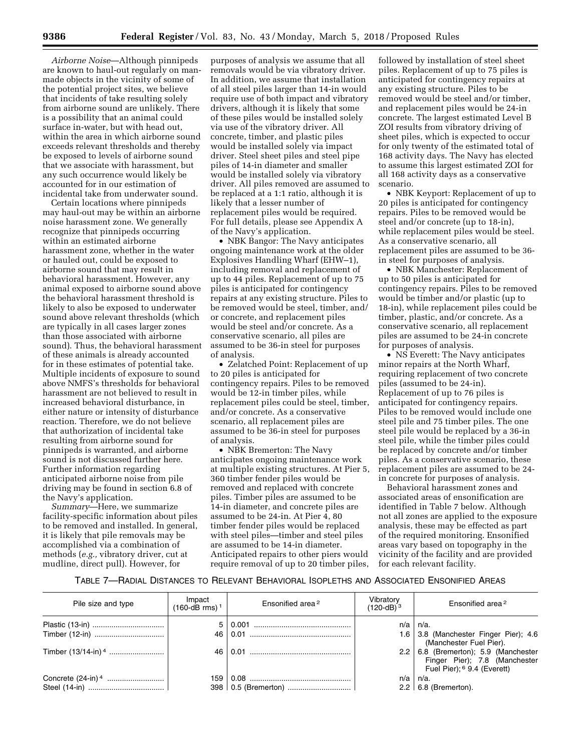*Airborne Noise*—Although pinnipeds are known to haul-out regularly on man-made objects in the vicinity of some of the potential project sites, we believe that incidents of take resulting solely from airborne sound are unlikely. There is a possibility that an animal could surface in-water, but with head out, within the area in which airborne sound exceeds relevant thresholds and thereby be exposed to levels of airborne sound that we associate with harassment, but any such occurrence would likely be accounted for in our estimation of incidental take from underwater sound.

Certain locations where pinnipeds may haul-out may be within an airborne noise harassment zone. We generally recognize that pinnipeds occurring within an estimated airborne harassment zone, whether in the water or hauled out, could be exposed to airborne sound that may result in behavioral harassment. However, any animal exposed to airborne sound above the behavioral harassment threshold is likely to also be exposed to underwater sound above relevant thresholds (which are typically in all cases larger zones than those associated with airborne sound). Thus, the behavioral harassment of these animals is already accounted for in these estimates of potential take. Multiple incidents of exposure to sound above NMFS's thresholds for behavioral harassment are not believed to result in increased behavioral disturbance, in either nature or intensity of disturbance reaction. Therefore, we do not believe that authorization of incidental take resulting from airborne sound for pinnipeds is warranted, and airborne sound is not discussed further here. Further information regarding anticipated airborne noise from pile driving may be found in section 6.8 of the Navy's application.

*Summary*—Here, we summarize facility-specific information about piles to be removed and installed. In general, it is likely that pile removals may be accomplished via a combination of methods (*e.g.,* vibratory driver, cut at mudline, direct pull). However, for purposes of analysis we assume that all removals would be via vibratory driver. In addition, we assume that installation of all steel piles larger than 14-in would require use of both impact and vibratory drivers, although it is likely that some of these piles would be installed solely via use of the vibratory driver. All concrete, timber, and plastic piles would be installed solely via impact driver. Steel sheet piles and steel pipe piles of 14-in diameter and smaller would be installed solely via vibratory driver. All piles removed are assumed to be replaced at a 1:1 ratio, although it is likely that a lesser number of replacement piles would be required. For full details, please see Appendix A of the Navy's application.

- NBK Bangor: The Navy anticipates ongoing maintenance work at the older Explosives Handling Wharf (EHW–1), including removal and replacement of up to 44 piles. Replacement of up to 75 piles is anticipated for contingency repairs at any existing structure. Piles to be removed would be steel, timber, and/or concrete, and replacement piles would be steel and/or concrete. As a conservative scenario, all piles are assumed to be 36-in steel for purposes of analysis.
- Zelatched Point: Replacement of up to 20 piles is anticipated for contingency repairs. Piles to be removed would be 12-in timber piles, while replacement piles could be steel, timber, and/or concrete. As a conservative scenario, all replacement piles are assumed to be 36-in steel for purposes of analysis.
- NBK Bremerton: The Navy anticipates ongoing maintenance work at multiple existing structures. At Pier 5, 360 timber fender piles would be removed and replaced with concrete piles. Timber piles are assumed to be 14-in diameter, and concrete piles are assumed to be 24-in. At Pier 4, 80 timber fender piles would be replaced with steel piles—timber and steel piles are assumed to be 14-in diameter. Anticipated repairs to other piers would require removal of up to 20 timber piles, followed by installation of steel sheet piles. Replacement of up to 75 piles is anticipated for contingency repairs at any existing structure. Piles to be removed would be steel and/or timber, and replacement piles would be 24-in concrete. The largest estimated Level B ZOI results from vibratory driving of sheet piles, which is expected to occur for only twenty of the estimated total of 168 activity days. The Navy has elected to assume this largest estimated ZOI for all 168 activity days as a conservative scenario.
- NBK Keyport: Replacement of up to 20 piles is anticipated for contingency repairs. Piles to be removed would be steel and/or concrete (up to 18-in), while replacement piles would be steel. As a conservative scenario, all replacement piles are assumed to be 36-in steel for purposes of analysis.
- NBK Manchester: Replacement of up to 50 piles is anticipated for contingency repairs. Piles to be removed would be timber and/or plastic (up to 18-in), while replacement piles could be timber, plastic, and/or concrete. As a conservative scenario, all replacement piles are assumed to be 24-in concrete for purposes of analysis.
- NS Everett: The Navy anticipates minor repairs at the North Wharf, requiring replacement of two concrete piles (assumed to be 24-in). Replacement of up to 76 piles is anticipated for contingency repairs. Piles to be removed would include one steel pile and 75 timber piles. The one steel pile would be replaced by a 36-in steel pile, while the timber piles could be replaced by concrete and/or timber piles. As a conservative scenario, these replacement piles are assumed to be 24-in concrete for purposes of analysis.

Behavioral harassment zones and associated areas of ensonification are identified in Table 7 below. Although not all zones are applied to the exposure analysis, these may be effected as part of the required monitoring. Ensonified areas vary based on topography in the vicinity of the facility and are provided for each relevant facility.

TABLE 7—RADIAL DISTANCES TO RELEVANT BEHAVIORAL ISOPLETHS AND ASSOCIATED ENSONIFIED AREAS

| Pile size and type | Impact (160-dB rms) [1] | Ensonified area [2] | Vibratory (120-dB) [3] | Ensonified area [2] |
|---|---|---|---|---|
| Plastic (13-in) | 5 | 0.001 | n/a | n/a. |
| Timber (12-in) | 46 | 0.01 | 1.6 | 3.8 (Manchester Finger Pier); 4.6 (Manchester Fuel Pier). |
| Timber (13/14-in) [4] | 46 | 0.01 | 2.2 | 6.8 (Bremerton); 5.9 (Manchester Finger Pier); 7.8 (Manchester Fuel Pier); [6] 9.4 (Everett) |
| Concrete (24-in) [4] | 159 | 0.08 | n/a | n/a. |
| Steel (14-in) | 398 | 0.5 (Bremerton) | 2.2 | 6.8 (Bremerton). |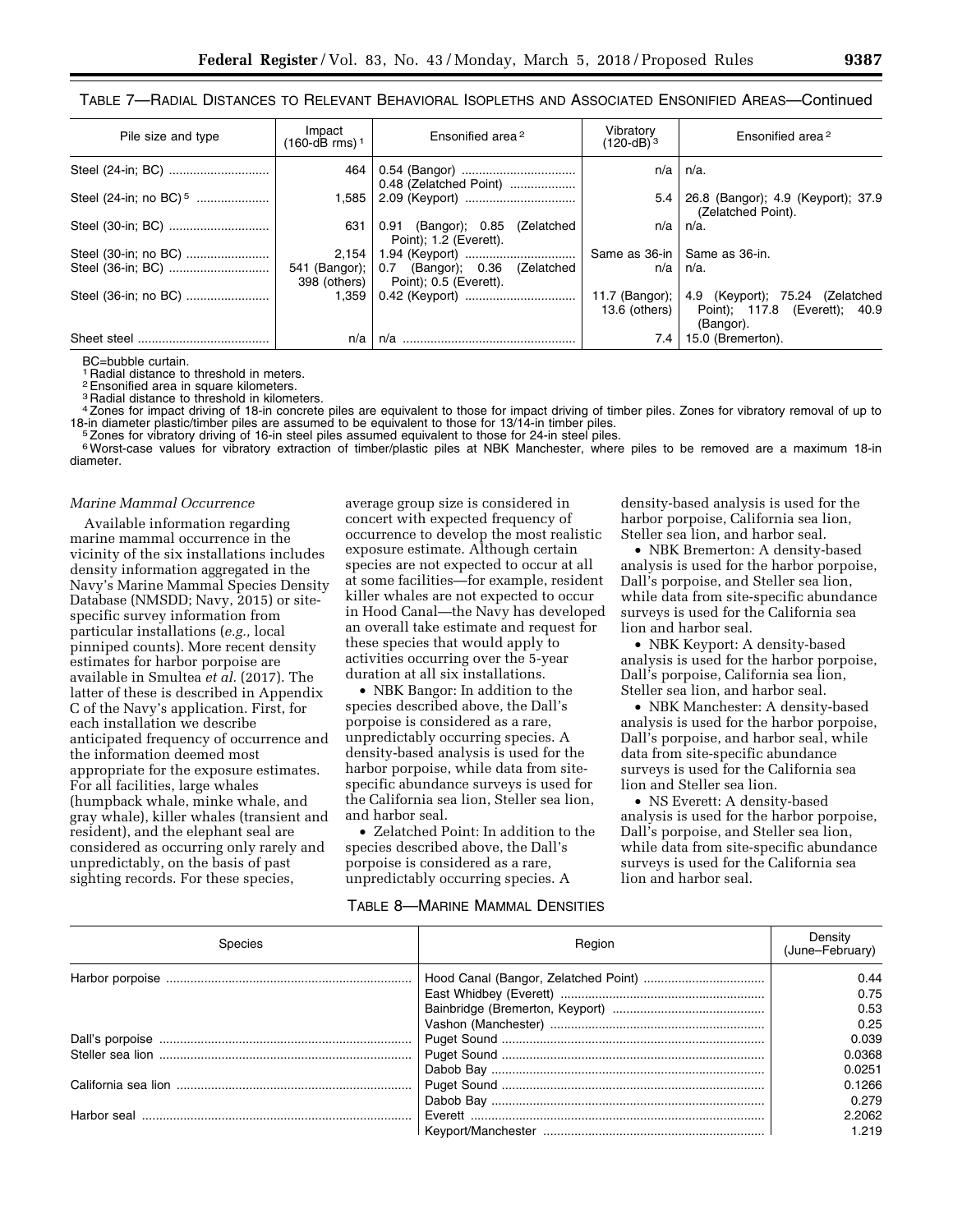TABLE 7—RADIAL DISTANCES TO RELEVANT BEHAVIORAL ISOPLETHS AND ASSOCIATED ENSONIFIED AREAS—Continued

| Pile size and type | Impact (160-dB rms) [1] | Ensonified area [2] | Vibratory (120-dB) [3] | Ensonified area [2] |
|---|---|---|---|---|
| Steel (24-in; BC) | 464 | 0.54 (Bangor) 0.48 (Zelatched Point) | n/a | n/a. |
| Steel (24-in; no BC) [5] | 1,585 | 2.09 (Keyport) | 5.4 | 26.8 (Bangor); 4.9 (Keyport); 37.9 (Zelatched Point). |
| Steel (30-in; BC) | 631 | 0.91 (Bangor); 0.85 (Zelatched Point); 1.2 (Everett). | n/a | n/a. |
| Steel (30-in; no BC) | 2,154 | 1.94 (Keyport) | Same as 36-in | Same as 36-in. |
| Steel (36-in; BC) | 541 (Bangor); 398 (others) | 0.7 (Bangor); 0.36 (Zelatched Point); 0.5 (Everett). | n/a | n/a. |
| Steel (36-in; no BC) | 1,359 | 0.42 (Keyport) | 11.7 (Bangor); 13.6 (others) | 4.9 (Keyport); 75.24 (Zelatched Point); 117.8 (Everett); 40.9 (Bangor). |
| Sheet steel | n/a | n/a | 7.4 | 15.0 (Bremerton). |

BC=bubble curtain.

[1] Radial distance to threshold in meters.

[2] Ensonified area in square kilometers.

[3] Radial distance to threshold in kilometers.

[4] Zones for impact driving of 18-in concrete piles are equivalent to those for impact driving of timber piles. Zones for vibratory removal of up to 18-in diameter plastic/timber piles are assumed to be equivalent to those for 13/14-in timber piles.

[5] Zones for vibratory driving of 16-in steel piles assumed equivalent to those for 24-in steel piles.

[6] Worst-case values for vibratory extraction of timber/plastic piles at NBK Manchester, where piles to be removed are a maximum 18-in diameter.

*Marine Mammal Occurrence*

Available information regarding marine mammal occurrence in the vicinity of the six installations includes density information aggregated in the Navy's Marine Mammal Species Density Database (NMSDD; Navy, 2015) or site-specific survey information from particular installations (*e.g.,* local pinniped counts). More recent density estimates for harbor porpoise are available in Smultea *et al.* (2017). The latter of these is described in Appendix C of the Navy's application. First, for each installation we describe anticipated frequency of occurrence and the information deemed most appropriate for the exposure estimates. For all facilities, large whales (humpback whale, minke whale, and gray whale), killer whales (transient and resident), and the elephant seal are considered as occurring only rarely and unpredictably, on the basis of past sighting records. For these species, average group size is considered in concert with expected frequency of occurrence to develop the most realistic exposure estimate. Although certain species are not expected to occur at all at some facilities—for example, resident killer whales are not expected to occur in Hood Canal—the Navy has developed an overall take estimate and request for these species that would apply to activities occurring over the 5-year duration at all six installations.

- NBK Bangor: In addition to the species described above, the Dall's porpoise is considered as a rare, unpredictably occurring species. A density-based analysis is used for the harbor porpoise, while data from site-specific abundance surveys is used for the California sea lion, Steller sea lion, and harbor seal.
- Zelatched Point: In addition to the species described above, the Dall's porpoise is considered as a rare, unpredictably occurring species. A density-based analysis is used for the harbor porpoise, California sea lion, Steller sea lion, and harbor seal.
- NBK Bremerton: A density-based analysis is used for the harbor porpoise, Dall's porpoise, and Steller sea lion, while data from site-specific abundance surveys is used for the California sea lion and harbor seal.
- NBK Keyport: A density-based analysis is used for the harbor porpoise, Dall's porpoise, California sea lion, Steller sea lion, and harbor seal.
- NBK Manchester: A density-based analysis is used for the harbor porpoise, Dall's porpoise, and harbor seal, while data from site-specific abundance surveys is used for the California sea lion and Steller sea lion.
- NS Everett: A density-based analysis is used for the harbor porpoise, Dall's porpoise, and Steller sea lion, while data from site-specific abundance surveys is used for the California sea lion and harbor seal.

TABLE 8—MARINE MAMMAL DENSITIES

| Species | Region | Density (June–February) |
|---|---|---|
| Harbor porpoise | Hood Canal (Bangor, Zelatched Point) | 0.44 |
| | East Whidbey (Everett) | 0.75 |
| | Bainbridge (Bremerton, Keyport) | 0.53 |
| | Vashon (Manchester) | 0.25 |
| Dall's porpoise | Puget Sound | 0.039 |
| Steller sea lion | Puget Sound | 0.0368 |
| | Dabob Bay | 0.0251 |
| California sea lion | Puget Sound | 0.1266 |
| | Dabob Bay | 0.279 |
| Harbor seal | Everett | 2.2062 |
| | Keyport/Manchester | 1.219 |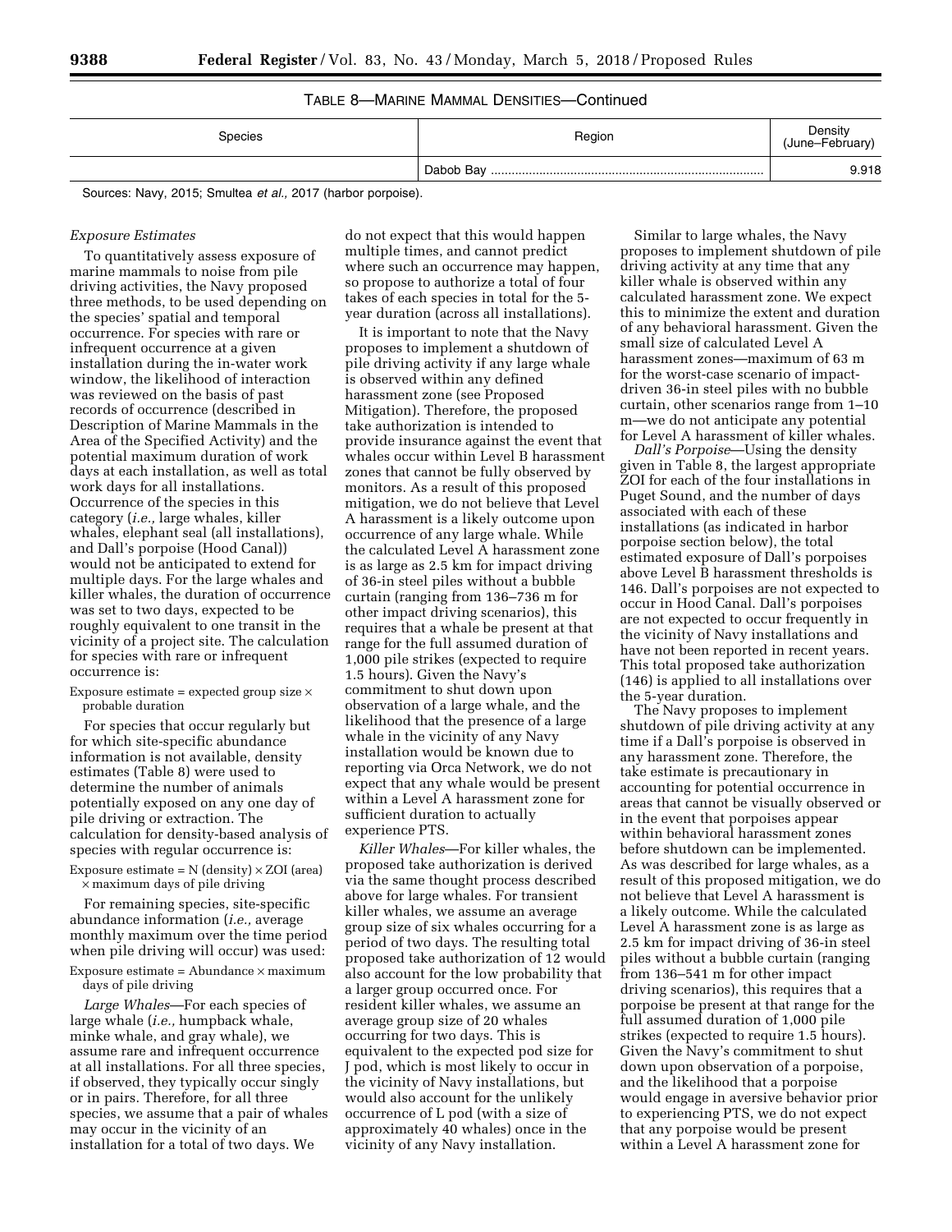TABLE 8—MARINE MAMMAL DENSITIES—Continued

| Species | Region | Density (June–February) |
|---|---|---|
| | Dabob Bay | 9.918 |

Sources: Navy, 2015; Smultea *et al.,* 2017 (harbor porpoise).

*Exposure Estimates*

To quantitatively assess exposure of marine mammals to noise from pile driving activities, the Navy proposed three methods, to be used depending on the species' spatial and temporal occurrence. For species with rare or infrequent occurrence at a given installation during the in-water work window, the likelihood of interaction was reviewed on the basis of past records of occurrence (described in Description of Marine Mammals in the Area of the Specified Activity) and the potential maximum duration of work days at each installation, as well as total work days for all installations. Occurrence of the species in this category (*i.e.,* large whales, killer whales, elephant seal (all installations), and Dall's porpoise (Hood Canal)) would not be anticipated to extend for multiple days. For the large whales and killer whales, the duration of occurrence was set to two days, expected to be roughly equivalent to one transit in the vicinity of a project site. The calculation for species with rare or infrequent occurrence is:

Exposure estimate = expected group size × probable duration

For species that occur regularly but for which site-specific abundance information is not available, density estimates (Table 8) were used to determine the number of animals potentially exposed on any one day of pile driving or extraction. The calculation for density-based analysis of species with regular occurrence is:

Exposure estimate = N (density) × ZOI (area) × maximum days of pile driving

For remaining species, site-specific abundance information (*i.e.,* average monthly maximum over the time period when pile driving will occur) was used:

Exposure estimate = Abundance × maximum days of pile driving

*Large Whales*—For each species of large whale (*i.e.,* humpback whale, minke whale, and gray whale), we assume rare and infrequent occurrence at all installations. For all three species, if observed, they typically occur singly or in pairs. Therefore, for all three species, we assume that a pair of whales may occur in the vicinity of an installation for a total of two days. We do not expect that this would happen multiple times, and cannot predict where such an occurrence may happen, so propose to authorize a total of four takes of each species in total for the 5-year duration (across all installations).

It is important to note that the Navy proposes to implement a shutdown of pile driving activity if any large whale is observed within any defined harassment zone (see Proposed Mitigation). Therefore, the proposed take authorization is intended to provide insurance against the event that whales occur within Level B harassment zones that cannot be fully observed by monitors. As a result of this proposed mitigation, we do not believe that Level A harassment is a likely outcome upon occurrence of any large whale. While the calculated Level A harassment zone is as large as 2.5 km for impact driving of 36-in steel piles without a bubble curtain (ranging from 136–736 m for other impact driving scenarios), this requires that a whale be present at that range for the full assumed duration of 1,000 pile strikes (expected to require 1.5 hours). Given the Navy's commitment to shut down upon observation of a large whale, and the likelihood that the presence of a large whale in the vicinity of any Navy installation would be known due to reporting via Orca Network, we do not expect that any whale would be present within a Level A harassment zone for sufficient duration to actually experience PTS.

*Killer Whales*—For killer whales, the proposed take authorization is derived via the same thought process described above for large whales. For transient killer whales, we assume an average group size of six whales occurring for a period of two days. The resulting total proposed take authorization of 12 would also account for the low probability that a larger group occurred once. For resident killer whales, we assume an average group size of 20 whales occurring for two days. This is equivalent to the expected pod size for J pod, which is most likely to occur in the vicinity of Navy installations, but would also account for the unlikely occurrence of L pod (with a size of approximately 40 whales) once in the vicinity of any Navy installation.

Similar to large whales, the Navy proposes to implement shutdown of pile driving activity at any time that any killer whale is observed within any calculated harassment zone. We expect this to minimize the extent and duration of any behavioral harassment. Given the small size of calculated Level A harassment zones—maximum of 63 m for the worst-case scenario of impact-driven 36-in steel piles with no bubble curtain, other scenarios range from 1–10 m—we do not anticipate any potential for Level A harassment of killer whales.

*Dall's Porpoise*—Using the density given in Table 8, the largest appropriate ZOI for each of the four installations in Puget Sound, and the number of days associated with each of these installations (as indicated in harbor porpoise section below), the total estimated exposure of Dall's porpoises above Level B harassment thresholds is 146. Dall's porpoises are not expected to occur in Hood Canal. Dall's porpoises are not expected to occur frequently in the vicinity of Navy installations and have not been reported in recent years. This total proposed take authorization (146) is applied to all installations over the 5-year duration.

The Navy proposes to implement shutdown of pile driving activity at any time if a Dall's porpoise is observed in any harassment zone. Therefore, the take estimate is precautionary in accounting for potential occurrence in areas that cannot be visually observed or in the event that porpoises appear within behavioral harassment zones before shutdown can be implemented. As was described for large whales, as a result of this proposed mitigation, we do not believe that Level A harassment is a likely outcome. While the calculated Level A harassment zone is as large as 2.5 km for impact driving of 36-in steel piles without a bubble curtain (ranging from 136–541 m for other impact driving scenarios), this requires that a porpoise be present at that range for the full assumed duration of 1,000 pile strikes (expected to require 1.5 hours). Given the Navy's commitment to shut down upon observation of a porpoise, and the likelihood that a porpoise would engage in aversive behavior prior to experiencing PTS, we do not expect that any porpoise would be present within a Level A harassment zone for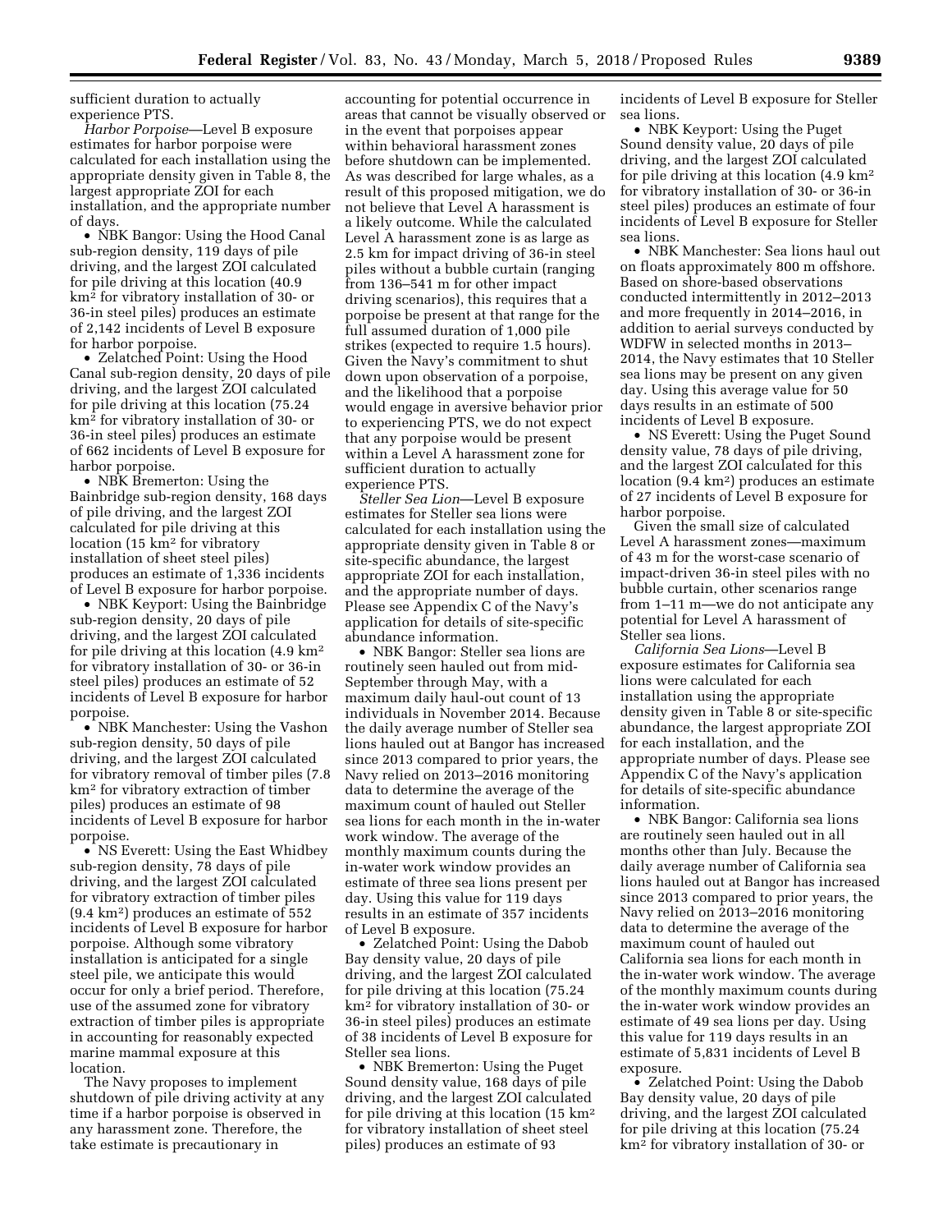sufficient duration to actually experience PTS.

*Harbor Porpoise*—Level B exposure estimates for harbor porpoise were calculated for each installation using the appropriate density given in Table 8, the largest appropriate ZOI for each installation, and the appropriate number of days.

- NBK Bangor: Using the Hood Canal sub-region density, 119 days of pile driving, and the largest ZOI calculated for pile driving at this location (40.9 km$^2$ for vibratory installation of 30- or 36-in steel piles) produces an estimate of 2,142 incidents of Level B exposure for harbor porpoise.
- Zelatched Point: Using the Hood Canal sub-region density, 20 days of pile driving, and the largest ZOI calculated for pile driving at this location (75.24 km$^2$ for vibratory installation of 30- or 36-in steel piles) produces an estimate of 662 incidents of Level B exposure for harbor porpoise.
- NBK Bremerton: Using the Bainbridge sub-region density, 168 days of pile driving, and the largest ZOI calculated for pile driving at this location (15 km$^2$ for vibratory installation of sheet steel piles) produces an estimate of 1,336 incidents of Level B exposure for harbor porpoise.
- NBK Keyport: Using the Bainbridge sub-region density, 20 days of pile driving, and the largest ZOI calculated for pile driving at this location (4.9 km$^2$ for vibratory installation of 30- or 36-in steel piles) produces an estimate of 52 incidents of Level B exposure for harbor porpoise.
- NBK Manchester: Using the Vashon sub-region density, 50 days of pile driving, and the largest ZOI calculated for vibratory removal of timber piles (7.8 km$^2$ for vibratory extraction of timber piles) produces an estimate of 98 incidents of Level B exposure for harbor porpoise.
- NS Everett: Using the East Whidbey sub-region density, 78 days of pile driving, and the largest ZOI calculated for vibratory extraction of timber piles (9.4 km$^2$) produces an estimate of 552 incidents of Level B exposure for harbor porpoise. Although some vibratory installation is anticipated for a single steel pile, we anticipate this would occur for only a brief period. Therefore, use of the assumed zone for vibratory extraction of timber piles is appropriate in accounting for reasonably expected marine mammal exposure at this location.

The Navy proposes to implement shutdown of pile driving activity at any time if a harbor porpoise is observed in any harassment zone. Therefore, the take estimate is precautionary in accounting for potential occurrence in areas that cannot be visually observed or in the event that porpoises appear within behavioral harassment zones before shutdown can be implemented. As was described for large whales, as a result of this proposed mitigation, we do not believe that Level A harassment is a likely outcome. While the calculated Level A harassment zone is as large as 2.5 km for impact driving of 36-in steel piles without a bubble curtain (ranging from 136–541 m for other impact driving scenarios), this requires that a porpoise be present at that range for the full assumed duration of 1,000 pile strikes (expected to require 1.5 hours). Given the Navy's commitment to shut down upon observation of a porpoise, and the likelihood that a porpoise would engage in aversive behavior prior to experiencing PTS, we do not expect that any porpoise would be present within a Level A harassment zone for sufficient duration to actually experience PTS.

*Steller Sea Lion*—Level B exposure estimates for Steller sea lions were calculated for each installation using the appropriate density given in Table 8 or site-specific abundance, the largest appropriate ZOI for each installation, and the appropriate number of days. Please see Appendix C of the Navy's application for details of site-specific abundance information.

- NBK Bangor: Steller sea lions are routinely seen hauled out from mid-September through May, with a maximum daily haul-out count of 13 individuals in November 2014. Because the daily average number of Steller sea lions hauled out at Bangor has increased since 2013 compared to prior years, the Navy relied on 2013–2016 monitoring data to determine the average of the maximum count of hauled out Steller sea lions for each month in the in-water work window. The average of the monthly maximum counts during the in-water work window provides an estimate of three sea lions present per day. Using this value for 119 days results in an estimate of 357 incidents of Level B exposure.
- Zelatched Point: Using the Dabob Bay density value, 20 days of pile driving, and the largest ZOI calculated for pile driving at this location (75.24 km$^2$ for vibratory installation of 30- or 36-in steel piles) produces an estimate of 38 incidents of Level B exposure for Steller sea lions.
- NBK Bremerton: Using the Puget Sound density value, 168 days of pile driving, and the largest ZOI calculated for pile driving at this location (15 km$^2$ for vibratory installation of sheet steel piles) produces an estimate of 93 incidents of Level B exposure for Steller sea lions.
- NBK Keyport: Using the Puget Sound density value, 20 days of pile driving, and the largest ZOI calculated for pile driving at this location (4.9 km$^2$ for vibratory installation of 30- or 36-in steel piles) produces an estimate of four incidents of Level B exposure for Steller sea lions.
- NBK Manchester: Sea lions haul out on floats approximately 800 m offshore. Based on shore-based observations conducted intermittently in 2012–2013 and more frequently in 2014–2016, in addition to aerial surveys conducted by WDFW in selected months in 2013–2014, the Navy estimates that 10 Steller sea lions may be present on any given day. Using this average value for 50 days results in an estimate of 500 incidents of Level B exposure.
- NS Everett: Using the Puget Sound density value, 78 days of pile driving, and the largest ZOI calculated for this location (9.4 km$^2$) produces an estimate of 27 incidents of Level B exposure for harbor porpoise.

Given the small size of calculated Level A harassment zones—maximum of 43 m for the worst-case scenario of impact-driven 36-in steel piles with no bubble curtain, other scenarios range from 1–11 m—we do not anticipate any potential for Level A harassment of Steller sea lions.

*California Sea Lions*—Level B exposure estimates for California sea lions were calculated for each installation using the appropriate density given in Table 8 or site-specific abundance, the largest appropriate ZOI for each installation, and the appropriate number of days. Please see Appendix C of the Navy's application for details of site-specific abundance information.

- NBK Bangor: California sea lions are routinely seen hauled out in all months other than July. Because the daily average number of California sea lions hauled out at Bangor has increased since 2013 compared to prior years, the Navy relied on 2013–2016 monitoring data to determine the average of the maximum count of hauled out California sea lions for each month in the in-water work window. The average of the monthly maximum counts during the in-water work window provides an estimate of 49 sea lions per day. Using this value for 119 days results in an estimate of 5,831 incidents of Level B exposure.
- Zelatched Point: Using the Dabob Bay density value, 20 days of pile driving, and the largest ZOI calculated for pile driving at this location (75.24 km$^2$ for vibratory installation of 30- or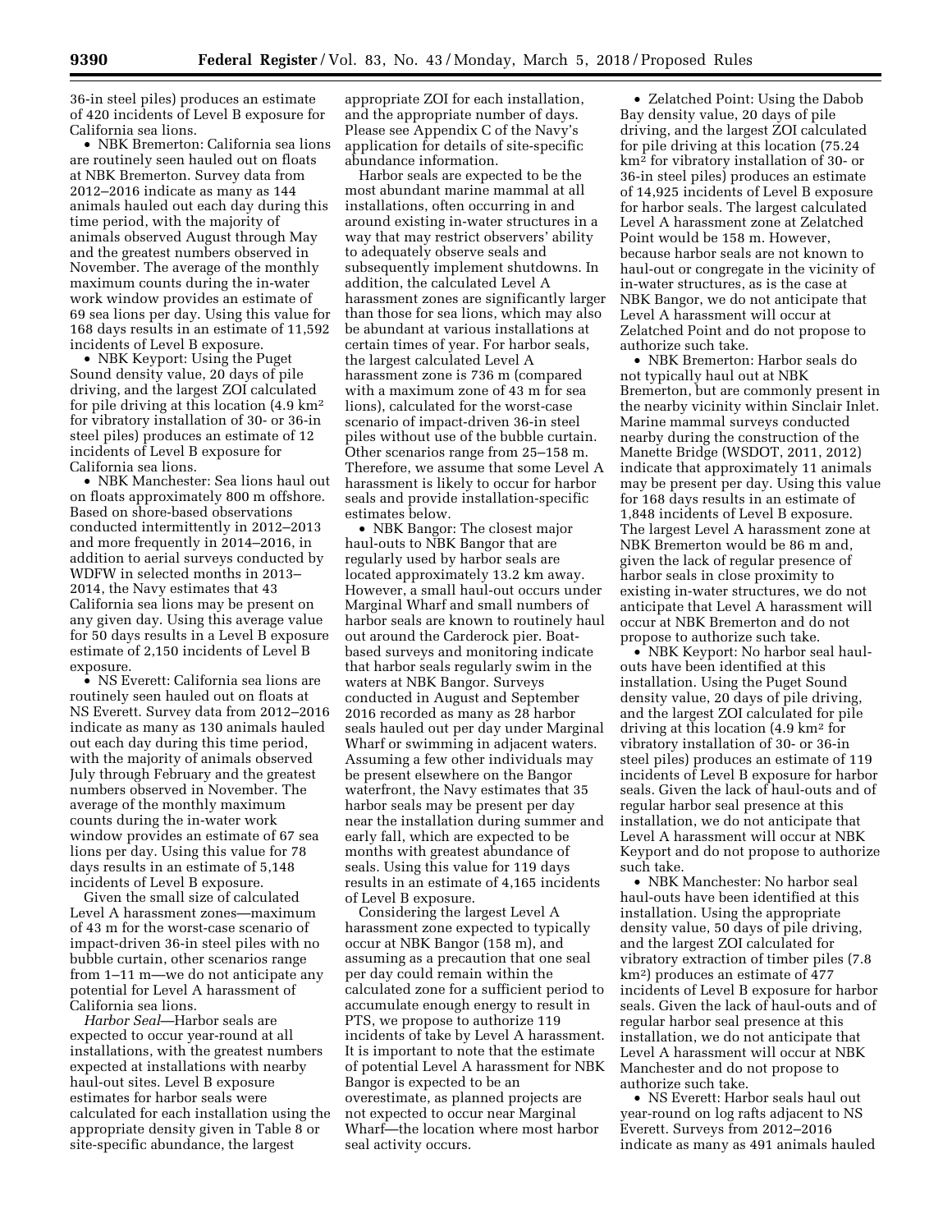36-in steel piles) produces an estimate of 420 incidents of Level B exposure for California sea lions.

- NBK Bremerton: California sea lions are routinely seen hauled out on floats at NBK Bremerton. Survey data from 2012–2016 indicate as many as 144 animals hauled out each day during this time period, with the majority of animals observed August through May and the greatest numbers observed in November. The average of the monthly maximum counts during the in-water work window provides an estimate of 69 sea lions per day. Using this value for 168 days results in an estimate of 11,592 incidents of Level B exposure.
- NBK Keyport: Using the Puget Sound density value, 20 days of pile driving, and the largest ZOI calculated for pile driving at this location (4.9 km$^2$ for vibratory installation of 30- or 36-in steel piles) produces an estimate of 12 incidents of Level B exposure for California sea lions.
- NBK Manchester: Sea lions haul out on floats approximately 800 m offshore. Based on shore-based observations conducted intermittently in 2012–2013 and more frequently in 2014–2016, in addition to aerial surveys conducted by WDFW in selected months in 2013–2014, the Navy estimates that 43 California sea lions may be present on any given day. Using this average value for 50 days results in a Level B exposure estimate of 2,150 incidents of Level B exposure.
- NS Everett: California sea lions are routinely seen hauled out on floats at NS Everett. Survey data from 2012–2016 indicate as many as 130 animals hauled out each day during this time period, with the majority of animals observed July through February and the greatest numbers observed in November. The average of the monthly maximum counts during the in-water work window provides an estimate of 67 sea lions per day. Using this value for 78 days results in an estimate of 5,148 incidents of Level B exposure.

Given the small size of calculated Level A harassment zones—maximum of 43 m for the worst-case scenario of impact-driven 36-in steel piles with no bubble curtain, other scenarios range from 1–11 m—we do not anticipate any potential for Level A harassment of California sea lions.

*Harbor Seal*—Harbor seals are expected to occur year-round at all installations, with the greatest numbers expected at installations with nearby haul-out sites. Level B exposure estimates for harbor seals were calculated for each installation using the appropriate density given in Table 8 or site-specific abundance, the largest appropriate ZOI for each installation, and the appropriate number of days. Please see Appendix C of the Navy's application for details of site-specific abundance information.

Harbor seals are expected to be the most abundant marine mammal at all installations, often occurring in and around existing in-water structures in a way that may restrict observers' ability to adequately observe seals and subsequently implement shutdowns. In addition, the calculated Level A harassment zones are significantly larger than those for sea lions, which may also be abundant at various installations at certain times of year. For harbor seals, the largest calculated Level A harassment zone is 736 m (compared with a maximum zone of 43 m for sea lions), calculated for the worst-case scenario of impact-driven 36-in steel piles without use of the bubble curtain. Other scenarios range from 25–158 m. Therefore, we assume that some Level A harassment is likely to occur for harbor seals and provide installation-specific estimates below.

- NBK Bangor: The closest major haul-outs to NBK Bangor that are regularly used by harbor seals are located approximately 13.2 km away. However, a small haul-out occurs under Marginal Wharf and small numbers of harbor seals are known to routinely haul out around the Carderock pier. Boat-based surveys and monitoring indicate that harbor seals regularly swim in the waters at NBK Bangor. Surveys conducted in August and September 2016 recorded as many as 28 harbor seals hauled out per day under Marginal Wharf or swimming in adjacent waters. Assuming a few other individuals may be present elsewhere on the Bangor waterfront, the Navy estimates that 35 harbor seals may be present per day near the installation during summer and early fall, which are expected to be months with greatest abundance of seals. Using this value for 119 days results in an estimate of 4,165 incidents of Level B exposure.

Considering the largest Level A harassment zone expected to typically occur at NBK Bangor (158 m), and assuming as a precaution that one seal per day could remain within the calculated zone for a sufficient period to accumulate enough energy to result in PTS, we propose to authorize 119 incidents of take by Level A harassment. It is important to note that the estimate of potential Level A harassment for NBK Bangor is expected to be an overestimate, as planned projects are not expected to occur near Marginal Wharf—the location where most harbor seal activity occurs.

- Zelatched Point: Using the Dabob Bay density value, 20 days of pile driving, and the largest ZOI calculated for pile driving at this location (75.24 km$^2$ for vibratory installation of 30- or 36-in steel piles) produces an estimate of 14,925 incidents of Level B exposure for harbor seals. The largest calculated Level A harassment zone at Zelatched Point would be 158 m. However, because harbor seals are not known to haul-out or congregate in the vicinity of in-water structures, as is the case at NBK Bangor, we do not anticipate that Level A harassment will occur at Zelatched Point and do not propose to authorize such take.
- NBK Bremerton: Harbor seals do not typically haul out at NBK Bremerton, but are commonly present in the nearby vicinity within Sinclair Inlet. Marine mammal surveys conducted nearby during the construction of the Manette Bridge (WSDOT, 2011, 2012) indicate that approximately 11 animals may be present per day. Using this value for 168 days results in an estimate of 1,848 incidents of Level B exposure. The largest Level A harassment zone at NBK Bremerton would be 86 m and, given the lack of regular presence of harbor seals in close proximity to existing in-water structures, we do not anticipate that Level A harassment will occur at NBK Bremerton and do not propose to authorize such take.
- NBK Keyport: No harbor seal haul-outs have been identified at this installation. Using the Puget Sound density value, 20 days of pile driving, and the largest ZOI calculated for pile driving at this location (4.9 km$^2$ for vibratory installation of 30- or 36-in steel piles) produces an estimate of 119 incidents of Level B exposure for harbor seals. Given the lack of haul-outs and of regular harbor seal presence at this installation, we do not anticipate that Level A harassment will occur at NBK Keyport and do not propose to authorize such take.
- NBK Manchester: No harbor seal haul-outs have been identified at this installation. Using the appropriate density value, 50 days of pile driving, and the largest ZOI calculated for vibratory extraction of timber piles (7.8 km$^2$) produces an estimate of 477 incidents of Level B exposure for harbor seals. Given the lack of haul-outs and of regular harbor seal presence at this installation, we do not anticipate that Level A harassment will occur at NBK Manchester and do not propose to authorize such take.
- NS Everett: Harbor seals haul out year-round on log rafts adjacent to NS Everett. Surveys from 2012–2016 indicate as many as 491 animals hauled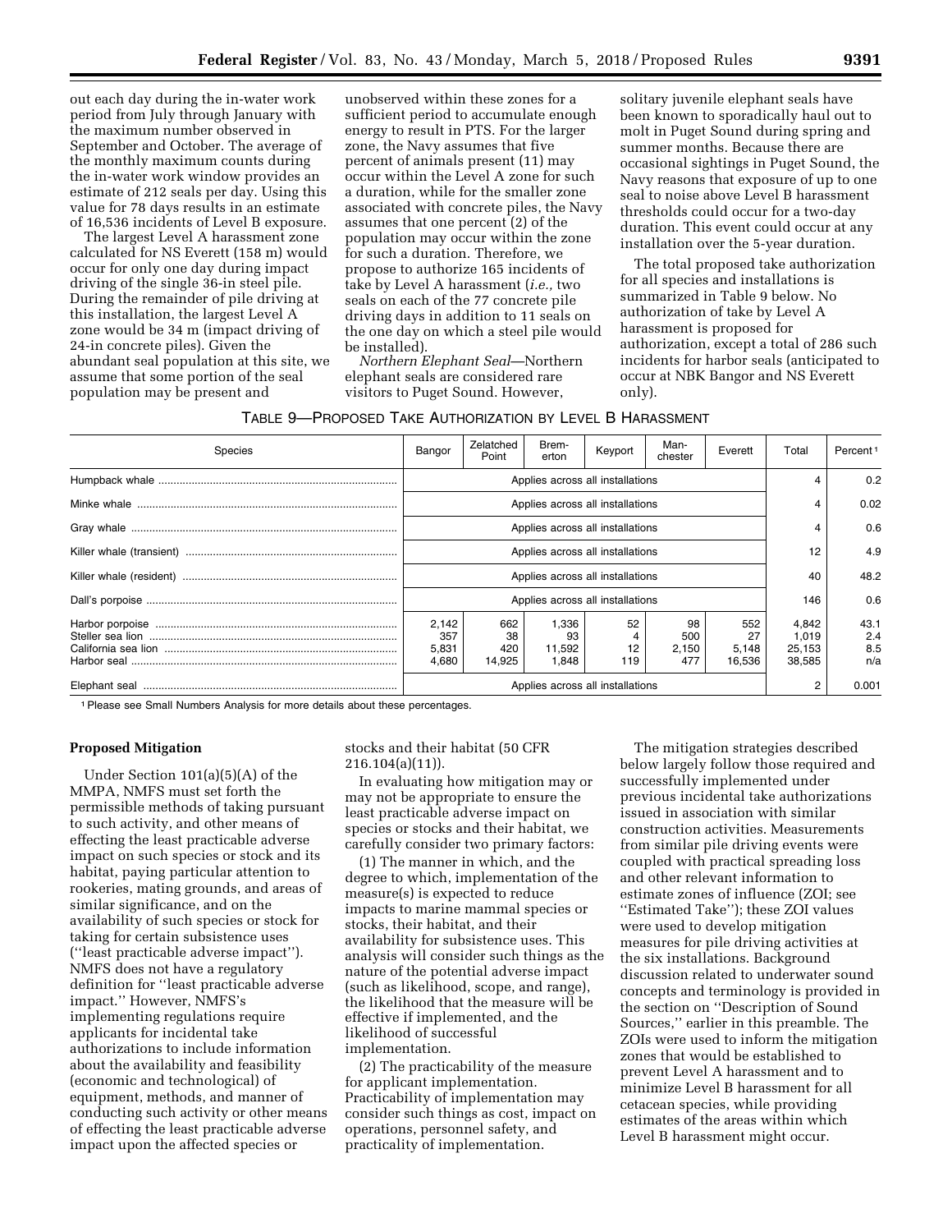out each day during the in-water work period from July through January with the maximum number observed in September and October. The average of the monthly maximum counts during the in-water work window provides an estimate of 212 seals per day. Using this value for 78 days results in an estimate of 16,536 incidents of Level B exposure.

The largest Level A harassment zone calculated for NS Everett (158 m) would occur for only one day during impact driving of the single 36-in steel pile. During the remainder of pile driving at this installation, the largest Level A zone would be 34 m (impact driving of 24-in concrete piles). Given the abundant seal population at this site, we assume that some portion of the seal population may be present and unobserved within these zones for a sufficient period to accumulate enough energy to result in PTS. For the larger zone, the Navy assumes that five percent of animals present (11) may occur within the Level A zone for such a duration, while for the smaller zone associated with concrete piles, the Navy assumes that one percent (2) of the population may occur within the zone for such a duration. Therefore, we propose to authorize 165 incidents of take by Level A harassment (*i.e.,* two seals on each of the 77 concrete pile driving days in addition to 11 seals on the one day on which a steel pile would be installed).

*Northern Elephant Seal*—Northern elephant seals are considered rare visitors to Puget Sound. However, solitary juvenile elephant seals have been known to sporadically haul out to molt in Puget Sound during spring and summer months. Because there are occasional sightings in Puget Sound, the Navy reasons that exposure of up to one seal to noise above Level B harassment thresholds could occur for a two-day duration. This event could occur at any installation over the 5-year duration.

The total proposed take authorization for all species and installations is summarized in Table 9 below. No authorization of take by Level A harassment is proposed for authorization, except a total of 286 such incidents for harbor seals (anticipated to occur at NBK Bangor and NS Everett only).

TABLE 9—PROPOSED TAKE AUTHORIZATION BY LEVEL B HARASSMENT

| Species | Bangor | Zelatched Point | Bremerton | Keyport | Manchester | Everett | Total | Percent[1] |
|---|---|---|---|---|---|---|---|---|
| Humpback whale | Applies across all installations | | | | | | 4 | 0.2 |
| Minke whale | Applies across all installations | | | | | | 4 | 0.02 |
| Gray whale | Applies across all installations | | | | | | 4 | 0.6 |
| Killer whale (transient) | Applies across all installations | | | | | | 12 | 4.9 |
| Killer whale (resident) | Applies across all installations | | | | | | 40 | 48.2 |
| Dall's porpoise | Applies across all installations | | | | | | 146 | 0.6 |
| Harbor porpoise | 2,142 | 662 | 1,336 | 52 | 98 | 552 | 4,842 | 43.1 |
| Steller sea lion | 357 | 38 | 93 | 4 | 500 | 27 | 1,019 | 2.4 |
| California sea lion | 5,831 | 420 | 11,592 | 12 | 2,150 | 5,148 | 25,153 | 8.5 |
| Harbor seal | 4,680 | 14,925 | 1,848 | 119 | 477 | 16,536 | 38,585 | n/a |
| Elephant seal | Applies across all installations | | | | | | 2 | 0.001 |

[1] Please see Small Numbers Analysis for more details about these percentages.

## Proposed Mitigation

Under Section 101(a)(5)(A) of the MMPA, NMFS must set forth the permissible methods of taking pursuant to such activity, and other means of effecting the least practicable adverse impact on such species or stock and its habitat, paying particular attention to rookeries, mating grounds, and areas of similar significance, and on the availability of such species or stock for taking for certain subsistence uses (''least practicable adverse impact''). NMFS does not have a regulatory definition for ''least practicable adverse impact.'' However, NMFS's implementing regulations require applicants for incidental take authorizations to include information about the availability and feasibility (economic and technological) of equipment, methods, and manner of conducting such activity or other means of effecting the least practicable adverse impact upon the affected species or stocks and their habitat (50 CFR 216.104(a)(11)).

In evaluating how mitigation may or may not be appropriate to ensure the least practicable adverse impact on species or stocks and their habitat, we carefully consider two primary factors:

(1) The manner in which, and the degree to which, implementation of the measure(s) is expected to reduce impacts to marine mammal species or stocks, their habitat, and their availability for subsistence uses. This analysis will consider such things as the nature of the potential adverse impact (such as likelihood, scope, and range), the likelihood that the measure will be effective if implemented, and the likelihood of successful implementation.

(2) The practicability of the measure for applicant implementation. Practicability of implementation may consider such things as cost, impact on operations, personnel safety, and practicality of implementation.

The mitigation strategies described below largely follow those required and successfully implemented under previous incidental take authorizations issued in association with similar construction activities. Measurements from similar pile driving events were coupled with practical spreading loss and other relevant information to estimate zones of influence (ZOI; see ''Estimated Take''); these ZOI values were used to develop mitigation measures for pile driving activities at the six installations. Background discussion related to underwater sound concepts and terminology is provided in the section on ''Description of Sound Sources,'' earlier in this preamble. The ZOIs were used to inform the mitigation zones that would be established to prevent Level A harassment and to minimize Level B harassment for all cetacean species, while providing estimates of the areas within which Level B harassment might occur.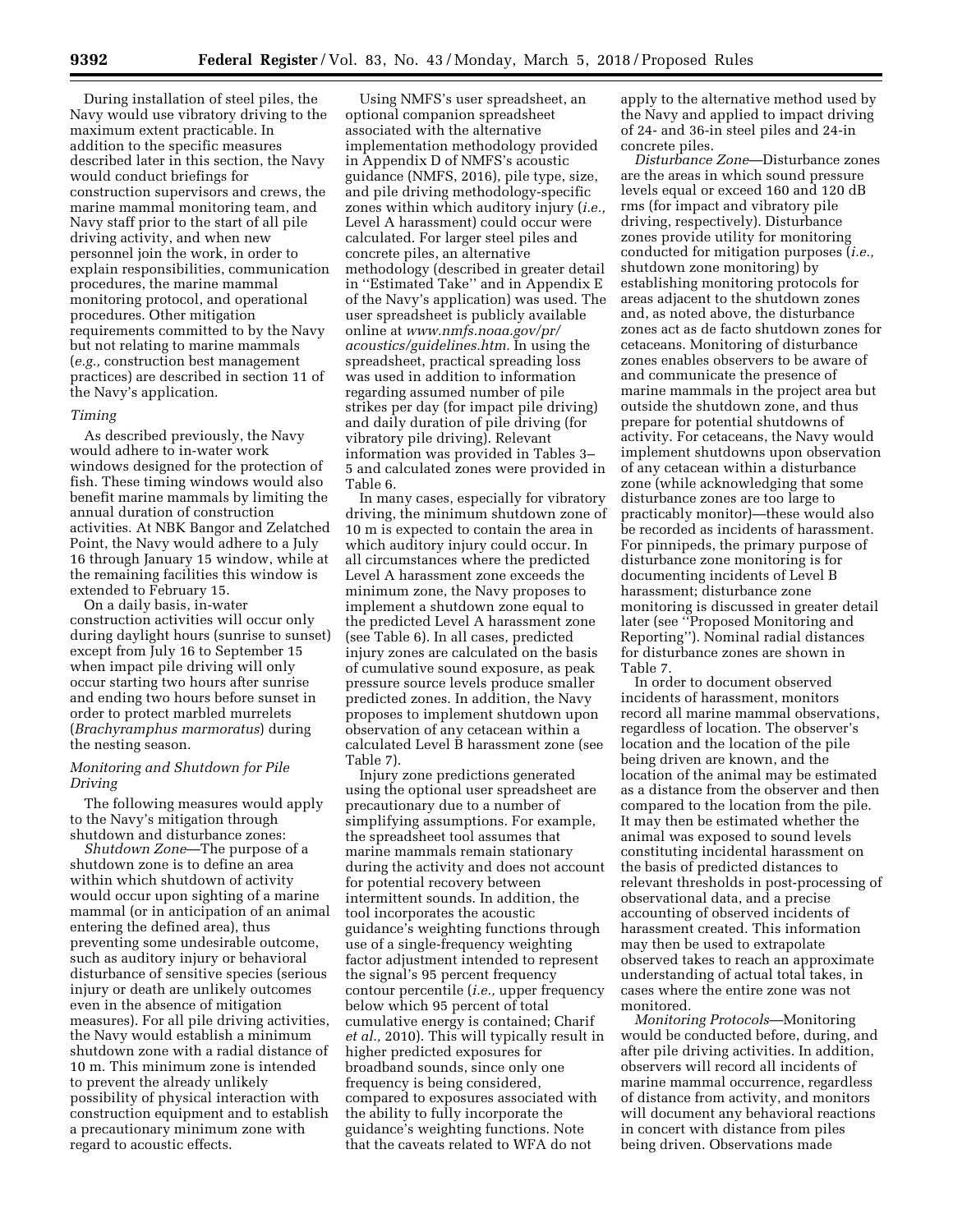During installation of steel piles, the Navy would use vibratory driving to the maximum extent practicable. In addition to the specific measures described later in this section, the Navy would conduct briefings for construction supervisors and crews, the marine mammal monitoring team, and Navy staff prior to the start of all pile driving activity, and when new personnel join the work, in order to explain responsibilities, communication procedures, the marine mammal monitoring protocol, and operational procedures. Other mitigation requirements committed to by the Navy but not relating to marine mammals (*e.g.,* construction best management practices) are described in section 11 of the Navy's application.

### *Timing*

As described previously, the Navy would adhere to in-water work windows designed for the protection of fish. These timing windows would also benefit marine mammals by limiting the annual duration of construction activities. At NBK Bangor and Zelatched Point, the Navy would adhere to a July 16 through January 15 window, while at the remaining facilities this window is extended to February 15.

On a daily basis, in-water construction activities will occur only during daylight hours (sunrise to sunset) except from July 16 to September 15 when impact pile driving will only occur starting two hours after sunrise and ending two hours before sunset in order to protect marbled murrelets (*Brachyramphus marmoratus*) during the nesting season.

### *Monitoring and Shutdown for Pile Driving*

The following measures would apply to the Navy's mitigation through shutdown and disturbance zones:

*Shutdown Zone*—The purpose of a shutdown zone is to define an area within which shutdown of activity would occur upon sighting of a marine mammal (or in anticipation of an animal entering the defined area), thus preventing some undesirable outcome, such as auditory injury or behavioral disturbance of sensitive species (serious injury or death are unlikely outcomes even in the absence of mitigation measures). For all pile driving activities, the Navy would establish a minimum shutdown zone with a radial distance of 10 m. This minimum zone is intended to prevent the already unlikely possibility of physical interaction with construction equipment and to establish a precautionary minimum zone with regard to acoustic effects.

Using NMFS's user spreadsheet, an optional companion spreadsheet associated with the alternative implementation methodology provided in Appendix D of NMFS's acoustic guidance (NMFS, 2016), pile type, size, and pile driving methodology-specific zones within which auditory injury (*i.e.,* Level A harassment) could occur were calculated. For larger steel piles and concrete piles, an alternative methodology (described in greater detail in "Estimated Take" and in Appendix E of the Navy's application) was used. The user spreadsheet is publicly available online at *www.nmfs.noaa.gov/pr/acoustics/guidelines.htm.* In using the spreadsheet, practical spreading loss was used in addition to information regarding assumed number of pile strikes per day (for impact pile driving) and daily duration of pile driving (for vibratory pile driving). Relevant information was provided in Tables 3–5 and calculated zones were provided in Table 6.

In many cases, especially for vibratory driving, the minimum shutdown zone of 10 m is expected to contain the area in which auditory injury could occur. In all circumstances where the predicted Level A harassment zone exceeds the minimum zone, the Navy proposes to implement a shutdown zone equal to the predicted Level A harassment zone (see Table 6). In all cases, predicted injury zones are calculated on the basis of cumulative sound exposure, as peak pressure source levels produce smaller predicted zones. In addition, the Navy proposes to implement shutdown upon observation of any cetacean within a calculated Level B harassment zone (see Table 7).

Injury zone predictions generated using the optional user spreadsheet are precautionary due to a number of simplifying assumptions. For example, the spreadsheet tool assumes that marine mammals remain stationary during the activity and does not account for potential recovery between intermittent sounds. In addition, the tool incorporates the acoustic guidance's weighting functions through use of a single-frequency weighting factor adjustment intended to represent the signal's 95 percent frequency contour percentile (*i.e.,* upper frequency below which 95 percent of total cumulative energy is contained; Charif *et al.,* 2010). This will typically result in higher predicted exposures for broadband sounds, since only one frequency is being considered, compared to exposures associated with the ability to fully incorporate the guidance's weighting functions. Note that the caveats related to WFA do not apply to the alternative method used by the Navy and applied to impact driving of 24- and 36-in steel piles and 24-in concrete piles.

*Disturbance Zone*—Disturbance zones are the areas in which sound pressure levels equal or exceed 160 and 120 dB rms (for impact and vibratory pile driving, respectively). Disturbance zones provide utility for monitoring conducted for mitigation purposes (*i.e.,* shutdown zone monitoring) by establishing monitoring protocols for areas adjacent to the shutdown zones and, as noted above, the disturbance zones act as de facto shutdown zones for cetaceans. Monitoring of disturbance zones enables observers to be aware of and communicate the presence of marine mammals in the project area but outside the shutdown zone, and thus prepare for potential shutdowns of activity. For cetaceans, the Navy would implement shutdowns upon observation of any cetacean within a disturbance zone (while acknowledging that some disturbance zones are too large to practicably monitor)—these would also be recorded as incidents of harassment. For pinnipeds, the primary purpose of disturbance zone monitoring is for documenting incidents of Level B harassment; disturbance zone monitoring is discussed in greater detail later (see "Proposed Monitoring and Reporting"). Nominal radial distances for disturbance zones are shown in Table 7.

In order to document observed incidents of harassment, monitors record all marine mammal observations, regardless of location. The observer's location and the location of the pile being driven are known, and the location of the animal may be estimated as a distance from the observer and then compared to the location from the pile. It may then be estimated whether the animal was exposed to sound levels constituting incidental harassment on the basis of predicted distances to relevant thresholds in post-processing of observational data, and a precise accounting of observed incidents of harassment created. This information may then be used to extrapolate observed takes to reach an approximate understanding of actual total takes, in cases where the entire zone was not monitored.

*Monitoring Protocols*—Monitoring would be conducted before, during, and after pile driving activities. In addition, observers will record all incidents of marine mammal occurrence, regardless of distance from activity, and monitors will document any behavioral reactions in concert with distance from piles being driven. Observations made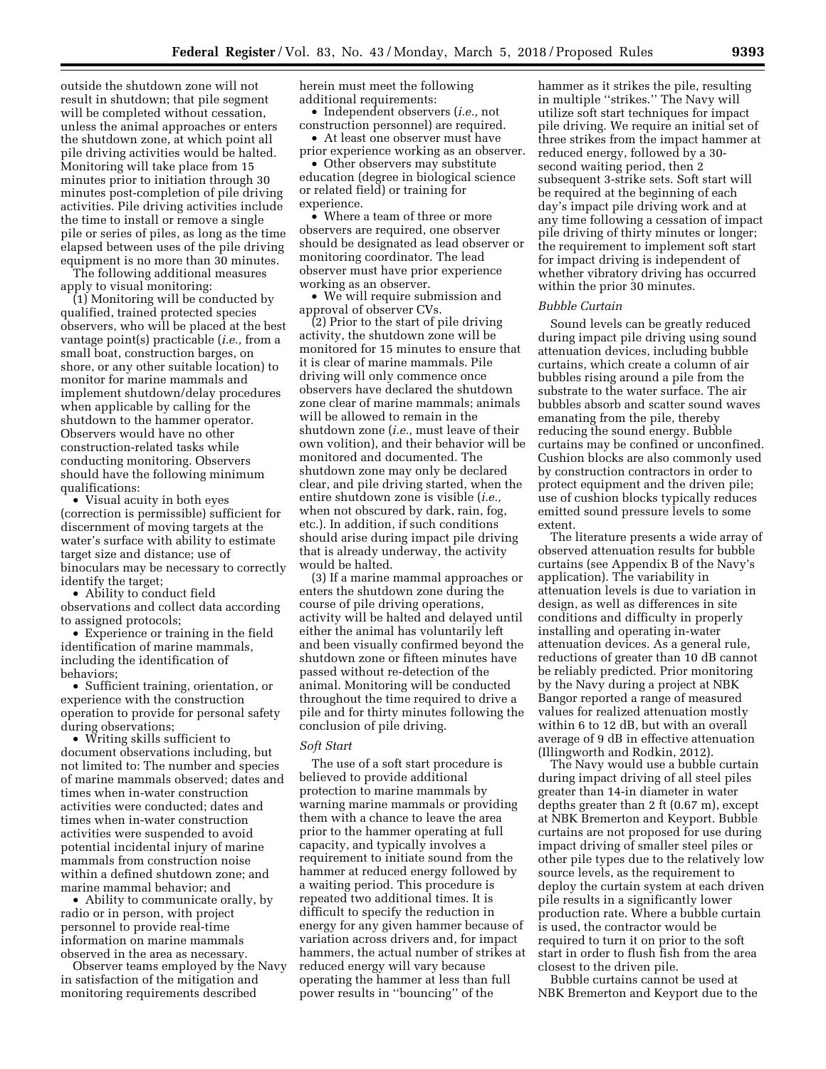outside the shutdown zone will not result in shutdown; that pile segment will be completed without cessation, unless the animal approaches or enters the shutdown zone, at which point all pile driving activities would be halted. Monitoring will take place from 15 minutes prior to initiation through 30 minutes post-completion of pile driving activities. Pile driving activities include the time to install or remove a single pile or series of piles, as long as the time elapsed between uses of the pile driving equipment is no more than 30 minutes.

The following additional measures apply to visual monitoring:

(1) Monitoring will be conducted by qualified, trained protected species observers, who will be placed at the best vantage point(s) practicable (*i.e.,* from a small boat, construction barges, on shore, or any other suitable location) to monitor for marine mammals and implement shutdown/delay procedures when applicable by calling for the shutdown to the hammer operator. Observers would have no other construction-related tasks while conducting monitoring. Observers should have the following minimum qualifications:

- Visual acuity in both eyes (correction is permissible) sufficient for discernment of moving targets at the water's surface with ability to estimate target size and distance; use of binoculars may be necessary to correctly identify the target;
- Ability to conduct field observations and collect data according to assigned protocols;
- Experience or training in the field identification of marine mammals, including the identification of behaviors;
- Sufficient training, orientation, or experience with the construction operation to provide for personal safety during observations;
- Writing skills sufficient to document observations including, but not limited to: The number and species of marine mammals observed; dates and times when in-water construction activities were conducted; dates and times when in-water construction activities were suspended to avoid potential incidental injury of marine mammals from construction noise within a defined shutdown zone; and marine mammal behavior; and
- Ability to communicate orally, by radio or in person, with project personnel to provide real-time information on marine mammals observed in the area as necessary.

Observer teams employed by the Navy in satisfaction of the mitigation and monitoring requirements described herein must meet the following additional requirements:

- Independent observers (*i.e.,* not construction personnel) are required.
- At least one observer must have prior experience working as an observer.
- Other observers may substitute education (degree in biological science or related field) or training for experience.
- Where a team of three or more observers are required, one observer should be designated as lead observer or monitoring coordinator. The lead observer must have prior experience working as an observer.
- We will require submission and approval of observer CVs.

(2) Prior to the start of pile driving activity, the shutdown zone will be monitored for 15 minutes to ensure that it is clear of marine mammals. Pile driving will only commence once observers have declared the shutdown zone clear of marine mammals; animals will be allowed to remain in the shutdown zone (*i.e.,* must leave of their own volition), and their behavior will be monitored and documented. The shutdown zone may only be declared clear, and pile driving started, when the entire shutdown zone is visible (*i.e.,* when not obscured by dark, rain, fog, etc.). In addition, if such conditions should arise during impact pile driving that is already underway, the activity would be halted.

(3) If a marine mammal approaches or enters the shutdown zone during the course of pile driving operations, activity will be halted and delayed until either the animal has voluntarily left and been visually confirmed beyond the shutdown zone or fifteen minutes have passed without re-detection of the animal. Monitoring will be conducted throughout the time required to drive a pile and for thirty minutes following the conclusion of pile driving.

*Soft Start*

The use of a soft start procedure is believed to provide additional protection to marine mammals by warning marine mammals or providing them with a chance to leave the area prior to the hammer operating at full capacity, and typically involves a requirement to initiate sound from the hammer at reduced energy followed by a waiting period. This procedure is repeated two additional times. It is difficult to specify the reduction in energy for any given hammer because of variation across drivers and, for impact hammers, the actual number of strikes at reduced energy will vary because operating the hammer at less than full power results in ''bouncing'' of the hammer as it strikes the pile, resulting in multiple ''strikes.'' The Navy will utilize soft start techniques for impact pile driving. We require an initial set of three strikes from the impact hammer at reduced energy, followed by a 30-second waiting period, then 2 subsequent 3-strike sets. Soft start will be required at the beginning of each day's impact pile driving work and at any time following a cessation of impact pile driving of thirty minutes or longer; the requirement to implement soft start for impact driving is independent of whether vibratory driving has occurred within the prior 30 minutes.

*Bubble Curtain*

Sound levels can be greatly reduced during impact pile driving using sound attenuation devices, including bubble curtains, which create a column of air bubbles rising around a pile from the substrate to the water surface. The air bubbles absorb and scatter sound waves emanating from the pile, thereby reducing the sound energy. Bubble curtains may be confined or unconfined. Cushion blocks are also commonly used by construction contractors in order to protect equipment and the driven pile; use of cushion blocks typically reduces emitted sound pressure levels to some extent.

The literature presents a wide array of observed attenuation results for bubble curtains (see Appendix B of the Navy's application). The variability in attenuation levels is due to variation in design, as well as differences in site conditions and difficulty in properly installing and operating in-water attenuation devices. As a general rule, reductions of greater than 10 dB cannot be reliably predicted. Prior monitoring by the Navy during a project at NBK Bangor reported a range of measured values for realized attenuation mostly within 6 to 12 dB, but with an overall average of 9 dB in effective attenuation (Illingworth and Rodkin, 2012).

The Navy would use a bubble curtain during impact driving of all steel piles greater than 14-in diameter in water depths greater than 2 ft (0.67 m), except at NBK Bremerton and Keyport. Bubble curtains are not proposed for use during impact driving of smaller steel piles or other pile types due to the relatively low source levels, as the requirement to deploy the curtain system at each driven pile results in a significantly lower production rate. Where a bubble curtain is used, the contractor would be required to turn it on prior to the soft start in order to flush fish from the area closest to the driven pile.

Bubble curtains cannot be used at NBK Bremerton and Keyport due to the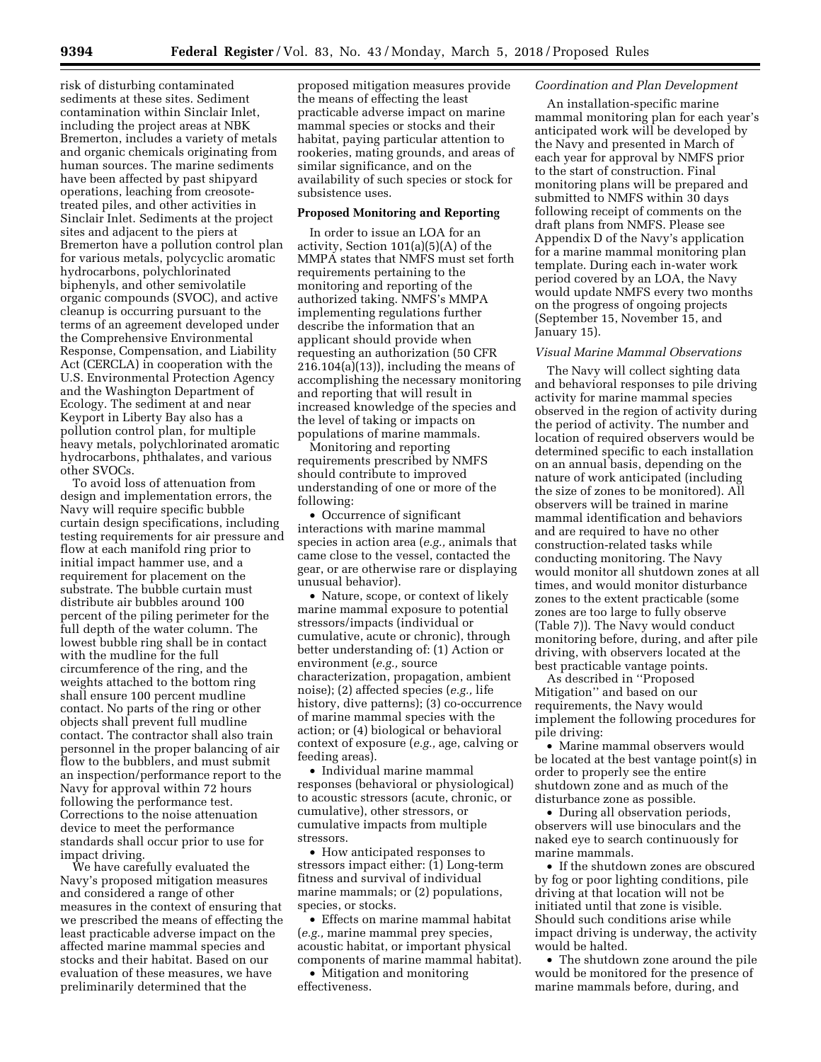risk of disturbing contaminated sediments at these sites. Sediment contamination within Sinclair Inlet, including the project areas at NBK Bremerton, includes a variety of metals and organic chemicals originating from human sources. The marine sediments have been affected by past shipyard operations, leaching from creosote-treated piles, and other activities in Sinclair Inlet. Sediments at the project sites and adjacent to the piers at Bremerton have a pollution control plan for various metals, polycyclic aromatic hydrocarbons, polychlorinated biphenyls, and other semivolatile organic compounds (SVOC), and active cleanup is occurring pursuant to the terms of an agreement developed under the Comprehensive Environmental Response, Compensation, and Liability Act (CERCLA) in cooperation with the U.S. Environmental Protection Agency and the Washington Department of Ecology. The sediment at and near Keyport in Liberty Bay also has a pollution control plan, for multiple heavy metals, polychlorinated aromatic hydrocarbons, phthalates, and various other SVOCs.

To avoid loss of attenuation from design and implementation errors, the Navy will require specific bubble curtain design specifications, including testing requirements for air pressure and flow at each manifold ring prior to initial impact hammer use, and a requirement for placement on the substrate. The bubble curtain must distribute air bubbles around 100 percent of the piling perimeter for the full depth of the water column. The lowest bubble ring shall be in contact with the mudline for the full circumference of the ring, and the weights attached to the bottom ring shall ensure 100 percent mudline contact. No parts of the ring or other objects shall prevent full mudline contact. The contractor shall also train personnel in the proper balancing of air flow to the bubblers, and must submit an inspection/performance report to the Navy for approval within 72 hours following the performance test. Corrections to the noise attenuation device to meet the performance standards shall occur prior to use for impact driving.

We have carefully evaluated the Navy's proposed mitigation measures and considered a range of other measures in the context of ensuring that we prescribed the means of effecting the least practicable adverse impact on the affected marine mammal species and stocks and their habitat. Based on our evaluation of these measures, we have preliminarily determined that the proposed mitigation measures provide the means of effecting the least practicable adverse impact on marine mammal species or stocks and their habitat, paying particular attention to rookeries, mating grounds, and areas of similar significance, and on the availability of such species or stock for subsistence uses.

## Proposed Monitoring and Reporting

In order to issue an LOA for an activity, Section 101(a)(5)(A) of the MMPA states that NMFS must set forth requirements pertaining to the monitoring and reporting of the authorized taking. NMFS's MMPA implementing regulations further describe the information that an applicant should provide when requesting an authorization (50 CFR 216.104(a)(13)), including the means of accomplishing the necessary monitoring and reporting that will result in increased knowledge of the species and the level of taking or impacts on populations of marine mammals.

Monitoring and reporting requirements prescribed by NMFS should contribute to improved understanding of one or more of the following:

- Occurrence of significant interactions with marine mammal species in action area (*e.g.,* animals that came close to the vessel, contacted the gear, or are otherwise rare or displaying unusual behavior).
- Nature, scope, or context of likely marine mammal exposure to potential stressors/impacts (individual or cumulative, acute or chronic), through better understanding of: (1) Action or environment (*e.g.,* source characterization, propagation, ambient noise); (2) affected species (*e.g.,* life history, dive patterns); (3) co-occurrence of marine mammal species with the action; or (4) biological or behavioral context of exposure (*e.g.,* age, calving or feeding areas).
- Individual marine mammal responses (behavioral or physiological) to acoustic stressors (acute, chronic, or cumulative), other stressors, or cumulative impacts from multiple stressors.
- How anticipated responses to stressors impact either: (1) Long-term fitness and survival of individual marine mammals; or (2) populations, species, or stocks.
- Effects on marine mammal habitat (*e.g.,* marine mammal prey species, acoustic habitat, or important physical components of marine mammal habitat).
- Mitigation and monitoring effectiveness.

### *Coordination and Plan Development*

An installation-specific marine mammal monitoring plan for each year's anticipated work will be developed by the Navy and presented in March of each year for approval by NMFS prior to the start of construction. Final monitoring plans will be prepared and submitted to NMFS within 30 days following receipt of comments on the draft plans from NMFS. Please see Appendix D of the Navy's application for a marine mammal monitoring plan template. During each in-water work period covered by an LOA, the Navy would update NMFS every two months on the progress of ongoing projects (September 15, November 15, and January 15).

### *Visual Marine Mammal Observations*

The Navy will collect sighting data and behavioral responses to pile driving activity for marine mammal species observed in the region of activity during the period of activity. The number and location of required observers would be determined specific to each installation on an annual basis, depending on the nature of work anticipated (including the size of zones to be monitored). All observers will be trained in marine mammal identification and behaviors and are required to have no other construction-related tasks while conducting monitoring. The Navy would monitor all shutdown zones at all times, and would monitor disturbance zones to the extent practicable (some zones are too large to fully observe (Table 7)). The Navy would conduct monitoring before, during, and after pile driving, with observers located at the best practicable vantage points.

As described in "Proposed Mitigation" and based on our requirements, the Navy would implement the following procedures for pile driving:

- Marine mammal observers would be located at the best vantage point(s) in order to properly see the entire shutdown zone and as much of the disturbance zone as possible.
- During all observation periods, observers will use binoculars and the naked eye to search continuously for marine mammals.
- If the shutdown zones are obscured by fog or poor lighting conditions, pile driving at that location will not be initiated until that zone is visible. Should such conditions arise while impact driving is underway, the activity would be halted.
- The shutdown zone around the pile would be monitored for the presence of marine mammals before, during, and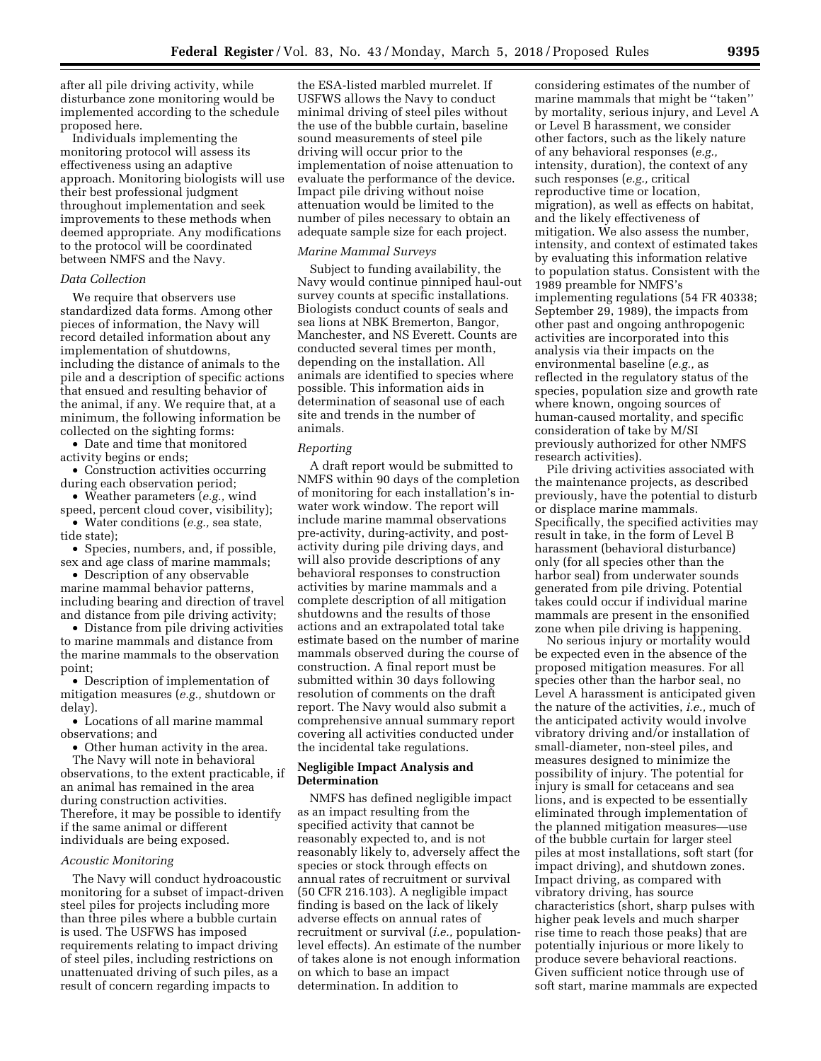after all pile driving activity, while disturbance zone monitoring would be implemented according to the schedule proposed here.

Individuals implementing the monitoring protocol will assess its effectiveness using an adaptive approach. Monitoring biologists will use their best professional judgment throughout implementation and seek improvements to these methods when deemed appropriate. Any modifications to the protocol will be coordinated between NMFS and the Navy.

*Data Collection*

We require that observers use standardized data forms. Among other pieces of information, the Navy will record detailed information about any implementation of shutdowns, including the distance of animals to the pile and a description of specific actions that ensued and resulting behavior of the animal, if any. We require that, at a minimum, the following information be collected on the sighting forms:

• Date and time that monitored activity begins or ends;

• Construction activities occurring during each observation period;

• Weather parameters (*e.g.,* wind speed, percent cloud cover, visibility);

• Water conditions (*e.g.,* sea state, tide state);

• Species, numbers, and, if possible, sex and age class of marine mammals;

• Description of any observable marine mammal behavior patterns, including bearing and direction of travel and distance from pile driving activity;

• Distance from pile driving activities to marine mammals and distance from the marine mammals to the observation point;

• Description of implementation of mitigation measures (*e.g.,* shutdown or delay).

• Locations of all marine mammal observations; and

• Other human activity in the area.

The Navy will note in behavioral observations, to the extent practicable, if an animal has remained in the area during construction activities. Therefore, it may be possible to identify if the same animal or different individuals are being exposed.

*Acoustic Monitoring*

The Navy will conduct hydroacoustic monitoring for a subset of impact-driven steel piles for projects including more than three piles where a bubble curtain is used. The USFWS has imposed requirements relating to impact driving of steel piles, including restrictions on unattenuated driving of such piles, as a result of concern regarding impacts to the ESA-listed marbled murrelet. If USFWS allows the Navy to conduct minimal driving of steel piles without the use of the bubble curtain, baseline sound measurements of steel pile driving will occur prior to the implementation of noise attenuation to evaluate the performance of the device. Impact pile driving without noise attenuation would be limited to the number of piles necessary to obtain an adequate sample size for each project.

*Marine Mammal Surveys*

Subject to funding availability, the Navy would continue pinniped haul-out survey counts at specific installations. Biologists conduct counts of seals and sea lions at NBK Bremerton, Bangor, Manchester, and NS Everett. Counts are conducted several times per month, depending on the installation. All animals are identified to species where possible. This information aids in determination of seasonal use of each site and trends in the number of animals.

*Reporting*

A draft report would be submitted to NMFS within 90 days of the completion of monitoring for each installation's in-water work window. The report will include marine mammal observations pre-activity, during-activity, and post-activity during pile driving days, and will also provide descriptions of any behavioral responses to construction activities by marine mammals and a complete description of all mitigation shutdowns and the results of those actions and an extrapolated total take estimate based on the number of marine mammals observed during the course of construction. A final report must be submitted within 30 days following resolution of comments on the draft report. The Navy would also submit a comprehensive annual summary report covering all activities conducted under the incidental take regulations.

**Negligible Impact Analysis and Determination**

NMFS has defined negligible impact as an impact resulting from the specified activity that cannot be reasonably expected to, and is not reasonably likely to, adversely affect the species or stock through effects on annual rates of recruitment or survival (50 CFR 216.103). A negligible impact finding is based on the lack of likely adverse effects on annual rates of recruitment or survival (*i.e.,* population-level effects). An estimate of the number of takes alone is not enough information on which to base an impact determination. In addition to considering estimates of the number of marine mammals that might be "taken" by mortality, serious injury, and Level A or Level B harassment, we consider other factors, such as the likely nature of any behavioral responses (*e.g.,* intensity, duration), the context of any such responses (*e.g.,* critical reproductive time or location, migration), as well as effects on habitat, and the likely effectiveness of mitigation. We also assess the number, intensity, and context of estimated takes by evaluating this information relative to population status. Consistent with the 1989 preamble for NMFS's implementing regulations (54 FR 40338; September 29, 1989), the impacts from other past and ongoing anthropogenic activities are incorporated into this analysis via their impacts on the environmental baseline (*e.g.,* as reflected in the regulatory status of the species, population size and growth rate where known, ongoing sources of human-caused mortality, and specific consideration of take by M/SI previously authorized for other NMFS research activities).

Pile driving activities associated with the maintenance projects, as described previously, have the potential to disturb or displace marine mammals. Specifically, the specified activities may result in take, in the form of Level B harassment (behavioral disturbance) only (for all species other than the harbor seal) from underwater sounds generated from pile driving. Potential takes could occur if individual marine mammals are present in the ensonified zone when pile driving is happening.

No serious injury or mortality would be expected even in the absence of the proposed mitigation measures. For all species other than the harbor seal, no Level A harassment is anticipated given the nature of the activities, *i.e.,* much of the anticipated activity would involve vibratory driving and/or installation of small-diameter, non-steel piles, and measures designed to minimize the possibility of injury. The potential for injury is small for cetaceans and sea lions, and is expected to be essentially eliminated through implementation of the planned mitigation measures—use of the bubble curtain for larger steel piles at most installations, soft start (for impact driving), and shutdown zones. Impact driving, as compared with vibratory driving, has source characteristics (short, sharp pulses with higher peak levels and much sharper rise time to reach those peaks) that are potentially injurious or more likely to produce severe behavioral reactions. Given sufficient notice through use of soft start, marine mammals are expected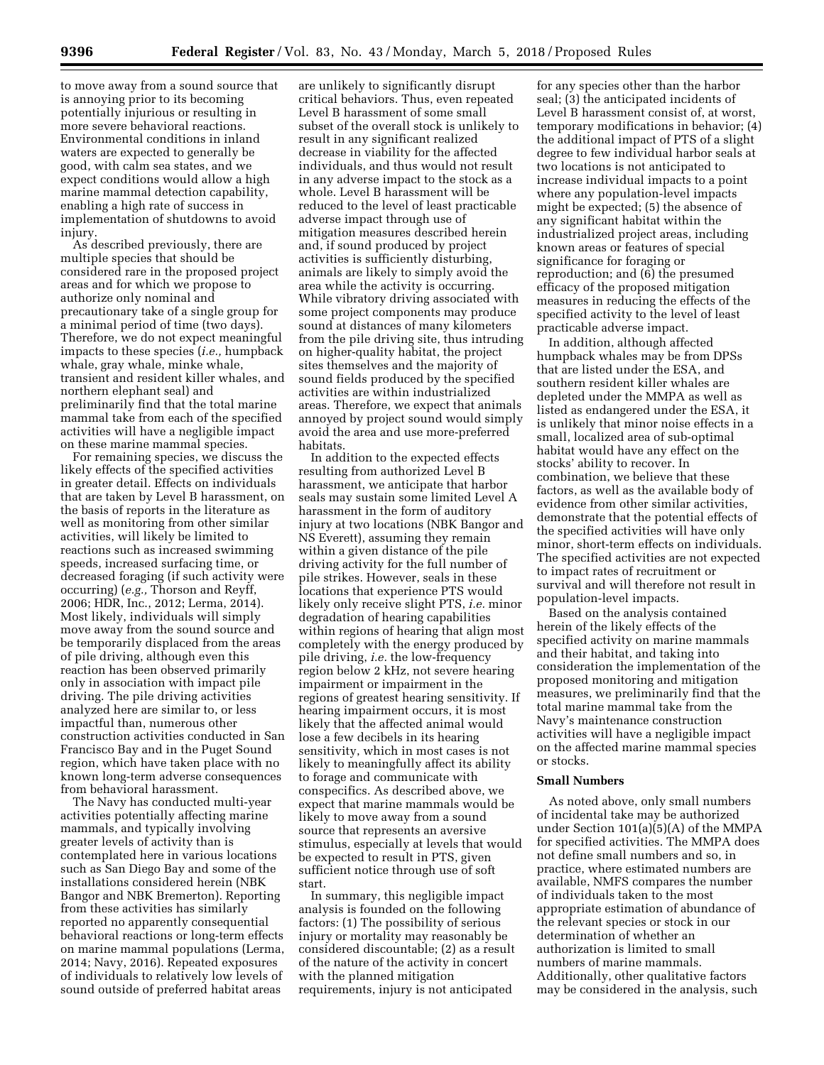to move away from a sound source that is annoying prior to its becoming potentially injurious or resulting in more severe behavioral reactions. Environmental conditions in inland waters are expected to generally be good, with calm sea states, and we expect conditions would allow a high marine mammal detection capability, enabling a high rate of success in implementation of shutdowns to avoid injury.

As described previously, there are multiple species that should be considered rare in the proposed project areas and for which we propose to authorize only nominal and precautionary take of a single group for a minimal period of time (two days). Therefore, we do not expect meaningful impacts to these species (*i.e.,* humpback whale, gray whale, minke whale, transient and resident killer whales, and northern elephant seal) and preliminarily find that the total marine mammal take from each of the specified activities will have a negligible impact on these marine mammal species.

For remaining species, we discuss the likely effects of the specified activities in greater detail. Effects on individuals that are taken by Level B harassment, on the basis of reports in the literature as well as monitoring from other similar activities, will likely be limited to reactions such as increased swimming speeds, increased surfacing time, or decreased foraging (if such activity were occurring) (*e.g.,* Thorson and Reyff, 2006; HDR, Inc., 2012; Lerma, 2014). Most likely, individuals will simply move away from the sound source and be temporarily displaced from the areas of pile driving, although even this reaction has been observed primarily only in association with impact pile driving. The pile driving activities analyzed here are similar to, or less impactful than, numerous other construction activities conducted in San Francisco Bay and in the Puget Sound region, which have taken place with no known long-term adverse consequences from behavioral harassment.

The Navy has conducted multi-year activities potentially affecting marine mammals, and typically involving greater levels of activity than is contemplated here in various locations such as San Diego Bay and some of the installations considered herein (NBK Bangor and NBK Bremerton). Reporting from these activities has similarly reported no apparently consequential behavioral reactions or long-term effects on marine mammal populations (Lerma, 2014; Navy, 2016). Repeated exposures of individuals to relatively low levels of sound outside of preferred habitat areas are unlikely to significantly disrupt critical behaviors. Thus, even repeated Level B harassment of some small subset of the overall stock is unlikely to result in any significant realized decrease in viability for the affected individuals, and thus would not result in any adverse impact to the stock as a whole. Level B harassment will be reduced to the level of least practicable adverse impact through use of mitigation measures described herein and, if sound produced by project activities is sufficiently disturbing, animals are likely to simply avoid the area while the activity is occurring. While vibratory driving associated with some project components may produce sound at distances of many kilometers from the pile driving site, thus intruding on higher-quality habitat, the project sites themselves and the majority of sound fields produced by the specified activities are within industrialized areas. Therefore, we expect that animals annoyed by project sound would simply avoid the area and use more-preferred habitats.

In addition to the expected effects resulting from authorized Level B harassment, we anticipate that harbor seals may sustain some limited Level A harassment in the form of auditory injury at two locations (NBK Bangor and NS Everett), assuming they remain within a given distance of the pile driving activity for the full number of pile strikes. However, seals in these locations that experience PTS would likely only receive slight PTS, *i.e.* minor degradation of hearing capabilities within regions of hearing that align most completely with the energy produced by pile driving, *i.e.* the low-frequency region below 2 kHz, not severe hearing impairment or impairment in the regions of greatest hearing sensitivity. If hearing impairment occurs, it is most likely that the affected animal would lose a few decibels in its hearing sensitivity, which in most cases is not likely to meaningfully affect its ability to forage and communicate with conspecifics. As described above, we expect that marine mammals would be likely to move away from a sound source that represents an aversive stimulus, especially at levels that would be expected to result in PTS, given sufficient notice through use of soft start.

In summary, this negligible impact analysis is founded on the following factors: (1) The possibility of serious injury or mortality may reasonably be considered discountable; (2) as a result of the nature of the activity in concert with the planned mitigation requirements, injury is not anticipated for any species other than the harbor seal; (3) the anticipated incidents of Level B harassment consist of, at worst, temporary modifications in behavior; (4) the additional impact of PTS of a slight degree to few individual harbor seals at two locations is not anticipated to increase individual impacts to a point where any population-level impacts might be expected; (5) the absence of any significant habitat within the industrialized project areas, including known areas or features of special significance for foraging or reproduction; and (6) the presumed efficacy of the proposed mitigation measures in reducing the effects of the specified activity to the level of least practicable adverse impact.

In addition, although affected humpback whales may be from DPSs that are listed under the ESA, and southern resident killer whales are depleted under the MMPA as well as listed as endangered under the ESA, it is unlikely that minor noise effects in a small, localized area of sub-optimal habitat would have any effect on the stocks' ability to recover. In combination, we believe that these factors, as well as the available body of evidence from other similar activities, demonstrate that the potential effects of the specified activities will have only minor, short-term effects on individuals. The specified activities are not expected to impact rates of recruitment or survival and will therefore not result in population-level impacts.

Based on the analysis contained herein of the likely effects of the specified activity on marine mammals and their habitat, and taking into consideration the implementation of the proposed monitoring and mitigation measures, we preliminarily find that the total marine mammal take from the Navy's maintenance construction activities will have a negligible impact on the affected marine mammal species or stocks.

## Small Numbers

As noted above, only small numbers of incidental take may be authorized under Section 101(a)(5)(A) of the MMPA for specified activities. The MMPA does not define small numbers and so, in practice, where estimated numbers are available, NMFS compares the number of individuals taken to the most appropriate estimation of abundance of the relevant species or stock in our determination of whether an authorization is limited to small numbers of marine mammals. Additionally, other qualitative factors may be considered in the analysis, such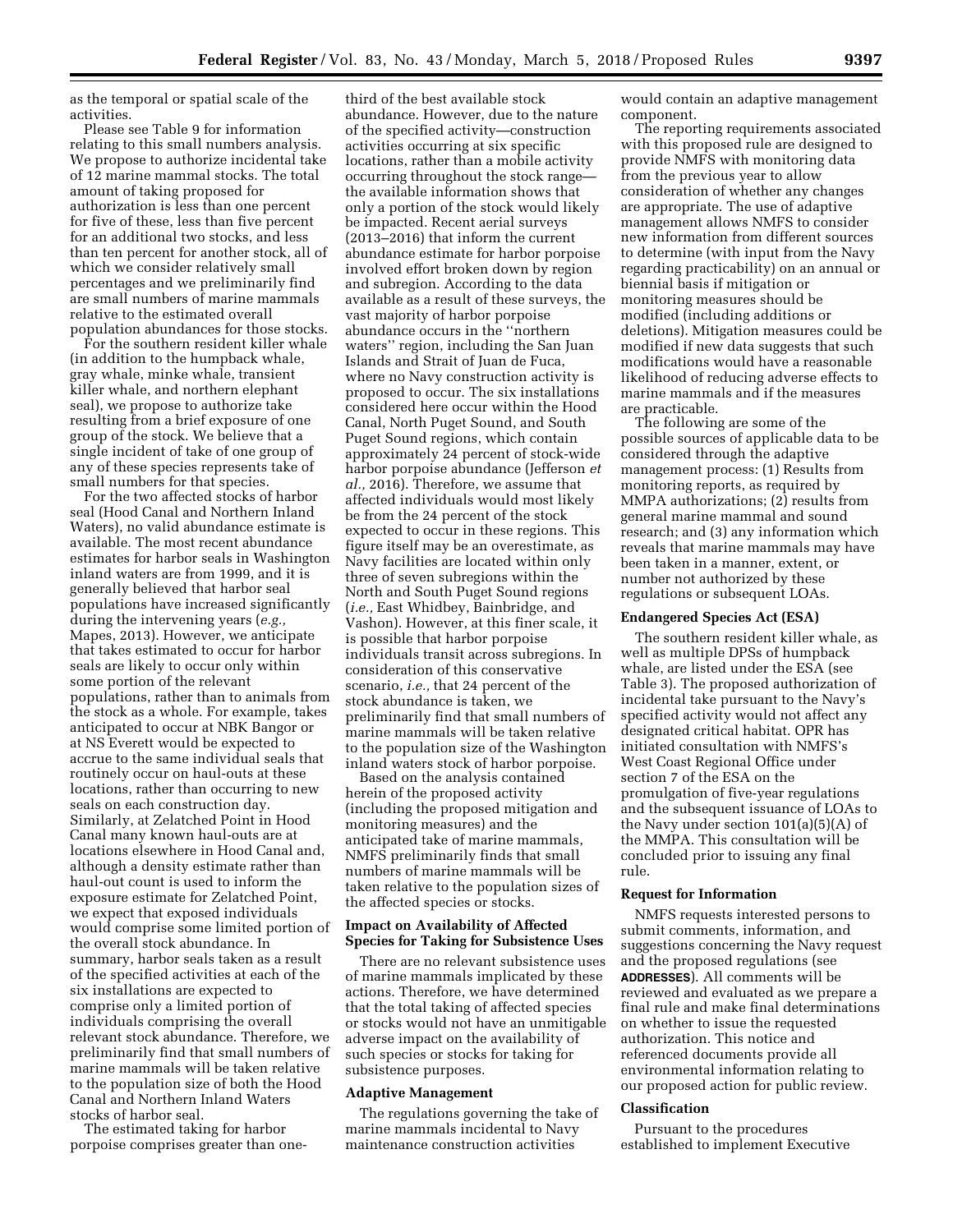as the temporal or spatial scale of the activities.

Please see Table 9 for information relating to this small numbers analysis. We propose to authorize incidental take of 12 marine mammal stocks. The total amount of taking proposed for authorization is less than one percent for five of these, less than five percent for an additional two stocks, and less than ten percent for another stock, all of which we consider relatively small percentages and we preliminarily find are small numbers of marine mammals relative to the estimated overall population abundances for those stocks.

For the southern resident killer whale (in addition to the humpback whale, gray whale, minke whale, transient killer whale, and northern elephant seal), we propose to authorize take resulting from a brief exposure of one group of the stock. We believe that a single incident of take of one group of any of these species represents take of small numbers for that species.

For the two affected stocks of harbor seal (Hood Canal and Northern Inland Waters), no valid abundance estimate is available. The most recent abundance estimates for harbor seals in Washington inland waters are from 1999, and it is generally believed that harbor seal populations have increased significantly during the intervening years (*e.g.,* Mapes, 2013). However, we anticipate that takes estimated to occur for harbor seals are likely to occur only within some portion of the relevant populations, rather than to animals from the stock as a whole. For example, takes anticipated to occur at NBK Bangor or at NS Everett would be expected to accrue to the same individual seals that routinely occur on haul-outs at these locations, rather than occurring to new seals on each construction day. Similarly, at Zelatched Point in Hood Canal many known haul-outs are at locations elsewhere in Hood Canal and, although a density estimate rather than haul-out count is used to inform the exposure estimate for Zelatched Point, we expect that exposed individuals would comprise some limited portion of the overall stock abundance. In summary, harbor seals taken as a result of the specified activities at each of the six installations are expected to comprise only a limited portion of individuals comprising the overall relevant stock abundance. Therefore, we preliminarily find that small numbers of marine mammals will be taken relative to the population size of both the Hood Canal and Northern Inland Waters stocks of harbor seal.

The estimated taking for harbor porpoise comprises greater than one-third of the best available stock abundance. However, due to the nature of the specified activity—construction activities occurring at six specific locations, rather than a mobile activity occurring throughout the stock range—the available information shows that only a portion of the stock would likely be impacted. Recent aerial surveys (2013–2016) that inform the current abundance estimate for harbor porpoise involved effort broken down by region and subregion. According to the data available as a result of these surveys, the vast majority of harbor porpoise abundance occurs in the "northern waters" region, including the San Juan Islands and Strait of Juan de Fuca, where no Navy construction activity is proposed to occur. The six installations considered here occur within the Hood Canal, North Puget Sound, and South Puget Sound regions, which contain approximately 24 percent of stock-wide harbor porpoise abundance (Jefferson *et al.,* 2016). Therefore, we assume that affected individuals would most likely be from the 24 percent of the stock expected to occur in these regions. This figure itself may be an overestimate, as Navy facilities are located within only three of seven subregions within the North and South Puget Sound regions (*i.e.,* East Whidbey, Bainbridge, and Vashon). However, at this finer scale, it is possible that harbor porpoise individuals transit across subregions. In consideration of this conservative scenario, *i.e.,* that 24 percent of the stock abundance is taken, we preliminarily find that small numbers of marine mammals will be taken relative to the population size of the Washington inland waters stock of harbor porpoise.

Based on the analysis contained herein of the proposed activity (including the proposed mitigation and monitoring measures) and the anticipated take of marine mammals, NMFS preliminarily finds that small numbers of marine mammals will be taken relative to the population sizes of the affected species or stocks.

## Impact on Availability of Affected Species for Taking for Subsistence Uses

There are no relevant subsistence uses of marine mammals implicated by these actions. Therefore, we have determined that the total taking of affected species or stocks would not have an unmitigable adverse impact on the availability of such species or stocks for taking for subsistence purposes.

## Adaptive Management

The regulations governing the take of marine mammals incidental to Navy maintenance construction activities would contain an adaptive management component.

The reporting requirements associated with this proposed rule are designed to provide NMFS with monitoring data from the previous year to allow consideration of whether any changes are appropriate. The use of adaptive management allows NMFS to consider new information from different sources to determine (with input from the Navy regarding practicability) on an annual or biennial basis if mitigation or monitoring measures should be modified (including additions or deletions). Mitigation measures could be modified if new data suggests that such modifications would have a reasonable likelihood of reducing adverse effects to marine mammals and if the measures are practicable.

The following are some of the possible sources of applicable data to be considered through the adaptive management process: (1) Results from monitoring reports, as required by MMPA authorizations; (2) results from general marine mammal and sound research; and (3) any information which reveals that marine mammals may have been taken in a manner, extent, or number not authorized by these regulations or subsequent LOAs.

## Endangered Species Act (ESA)

The southern resident killer whale, as well as multiple DPSs of humpback whale, are listed under the ESA (see Table 3). The proposed authorization of incidental take pursuant to the Navy's specified activity would not affect any designated critical habitat. OPR has initiated consultation with NMFS's West Coast Regional Office under section 7 of the ESA on the promulgation of five-year regulations and the subsequent issuance of LOAs to the Navy under section 101(a)(5)(A) of the MMPA. This consultation will be concluded prior to issuing any final rule.

## Request for Information

NMFS requests interested persons to submit comments, information, and suggestions concerning the Navy request and the proposed regulations (see **ADDRESSES**). All comments will be reviewed and evaluated as we prepare a final rule and make final determinations on whether to issue the requested authorization. This notice and referenced documents provide all environmental information relating to our proposed action for public review.

## Classification

Pursuant to the procedures established to implement Executive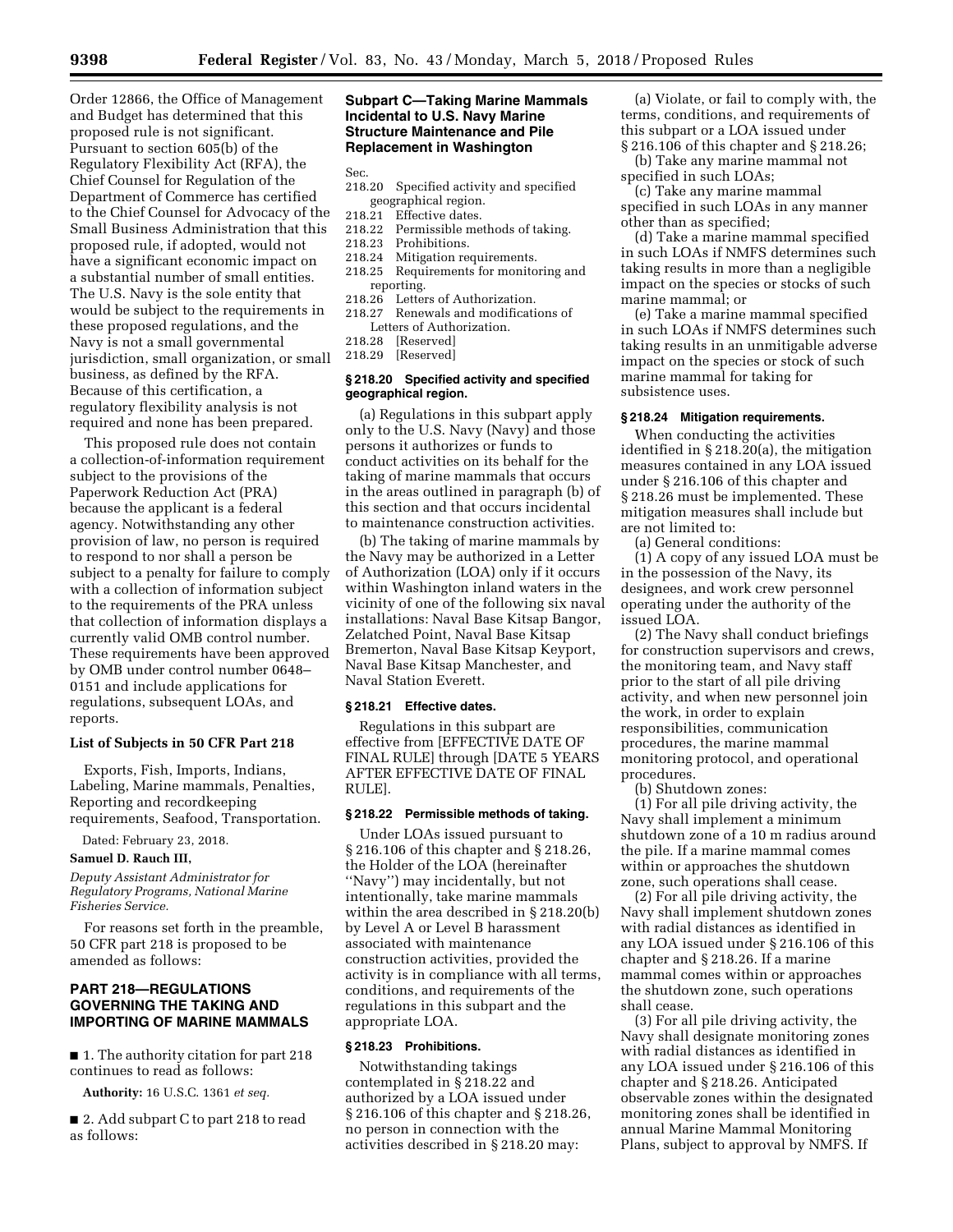Order 12866, the Office of Management and Budget has determined that this proposed rule is not significant. Pursuant to section 605(b) of the Regulatory Flexibility Act (RFA), the Chief Counsel for Regulation of the Department of Commerce has certified to the Chief Counsel for Advocacy of the Small Business Administration that this proposed rule, if adopted, would not have a significant economic impact on a substantial number of small entities. The U.S. Navy is the sole entity that would be subject to the requirements in these proposed regulations, and the Navy is not a small governmental jurisdiction, small organization, or small business, as defined by the RFA. Because of this certification, a regulatory flexibility analysis is not required and none has been prepared.

This proposed rule does not contain a collection-of-information requirement subject to the provisions of the Paperwork Reduction Act (PRA) because the applicant is a federal agency. Notwithstanding any other provision of law, no person is required to respond to nor shall a person be subject to a penalty for failure to comply with a collection of information subject to the requirements of the PRA unless that collection of information displays a currently valid OMB control number. These requirements have been approved by OMB under control number 0648–0151 and include applications for regulations, subsequent LOAs, and reports.

**List of Subjects in 50 CFR Part 218**

Exports, Fish, Imports, Indians, Labeling, Marine mammals, Penalties, Reporting and recordkeeping requirements, Seafood, Transportation.

Dated: February 23, 2018.

**Samuel D. Rauch III,**

*Deputy Assistant Administrator for Regulatory Programs, National Marine Fisheries Service.*

For reasons set forth in the preamble, 50 CFR part 218 is proposed to be amended as follows:

## PART 218—REGULATIONS GOVERNING THE TAKING AND IMPORTING OF MARINE MAMMALS

■ 1. The authority citation for part 218 continues to read as follows:

**Authority:** 16 U.S.C. 1361 *et seq.*

■ 2. Add subpart C to part 218 to read as follows:

### Subpart C—Taking Marine Mammals Incidental to U.S. Navy Marine Structure Maintenance and Pile Replacement in Washington

Sec.
218.20 Specified activity and specified geographical region.
218.21 Effective dates.
218.22 Permissible methods of taking.
218.23 Prohibitions.
218.24 Mitigation requirements.
218.25 Requirements for monitoring and reporting.
218.26 Letters of Authorization.
218.27 Renewals and modifications of Letters of Authorization.
218.28 [Reserved]
218.29 [Reserved]

#### § 218.20 Specified activity and specified geographical region.

(a) Regulations in this subpart apply only to the U.S. Navy (Navy) and those persons it authorizes or funds to conduct activities on its behalf for the taking of marine mammals that occurs in the areas outlined in paragraph (b) of this section and that occurs incidental to maintenance construction activities.

(b) The taking of marine mammals by the Navy may be authorized in a Letter of Authorization (LOA) only if it occurs within Washington inland waters in the vicinity of one of the following six naval installations: Naval Base Kitsap Bangor, Zelatched Point, Naval Base Kitsap Bremerton, Naval Base Kitsap Keyport, Naval Base Kitsap Manchester, and Naval Station Everett.

#### § 218.21 Effective dates.

Regulations in this subpart are effective from [EFFECTIVE DATE OF FINAL RULE] through [DATE 5 YEARS AFTER EFFECTIVE DATE OF FINAL RULE].

#### § 218.22 Permissible methods of taking.

Under LOAs issued pursuant to § 216.106 of this chapter and § 218.26, the Holder of the LOA (hereinafter ''Navy'') may incidentally, but not intentionally, take marine mammals within the area described in § 218.20(b) by Level A or Level B harassment associated with maintenance construction activities, provided the activity is in compliance with all terms, conditions, and requirements of the regulations in this subpart and the appropriate LOA.

#### § 218.23 Prohibitions.

Notwithstanding takings contemplated in § 218.22 and authorized by a LOA issued under § 216.106 of this chapter and § 218.26, no person in connection with the activities described in § 218.20 may:

(a) Violate, or fail to comply with, the terms, conditions, and requirements of this subpart or a LOA issued under § 216.106 of this chapter and § 218.26;

(b) Take any marine mammal not specified in such LOAs;

(c) Take any marine mammal specified in such LOAs in any manner other than as specified;

(d) Take a marine mammal specified in such LOAs if NMFS determines such taking results in more than a negligible impact on the species or stocks of such marine mammal; or

(e) Take a marine mammal specified in such LOAs if NMFS determines such taking results in an unmitigable adverse impact on the species or stock of such marine mammal for taking for subsistence uses.

#### § 218.24 Mitigation requirements.

When conducting the activities identified in § 218.20(a), the mitigation measures contained in any LOA issued under § 216.106 of this chapter and § 218.26 must be implemented. These mitigation measures shall include but are not limited to:

(a) General conditions:

(1) A copy of any issued LOA must be in the possession of the Navy, its designees, and work crew personnel operating under the authority of the issued LOA.

(2) The Navy shall conduct briefings for construction supervisors and crews, the monitoring team, and Navy staff prior to the start of all pile driving activity, and when new personnel join the work, in order to explain responsibilities, communication procedures, the marine mammal monitoring protocol, and operational procedures.

(b) Shutdown zones:

(1) For all pile driving activity, the Navy shall implement a minimum shutdown zone of a 10 m radius around the pile. If a marine mammal comes within or approaches the shutdown zone, such operations shall cease.

(2) For all pile driving activity, the Navy shall implement shutdown zones with radial distances as identified in any LOA issued under § 216.106 of this chapter and § 218.26. If a marine mammal comes within or approaches the shutdown zone, such operations shall cease.

(3) For all pile driving activity, the Navy shall designate monitoring zones with radial distances as identified in any LOA issued under § 216.106 of this chapter and § 218.26. Anticipated observable zones within the designated monitoring zones shall be identified in annual Marine Mammal Monitoring Plans, subject to approval by NMFS. If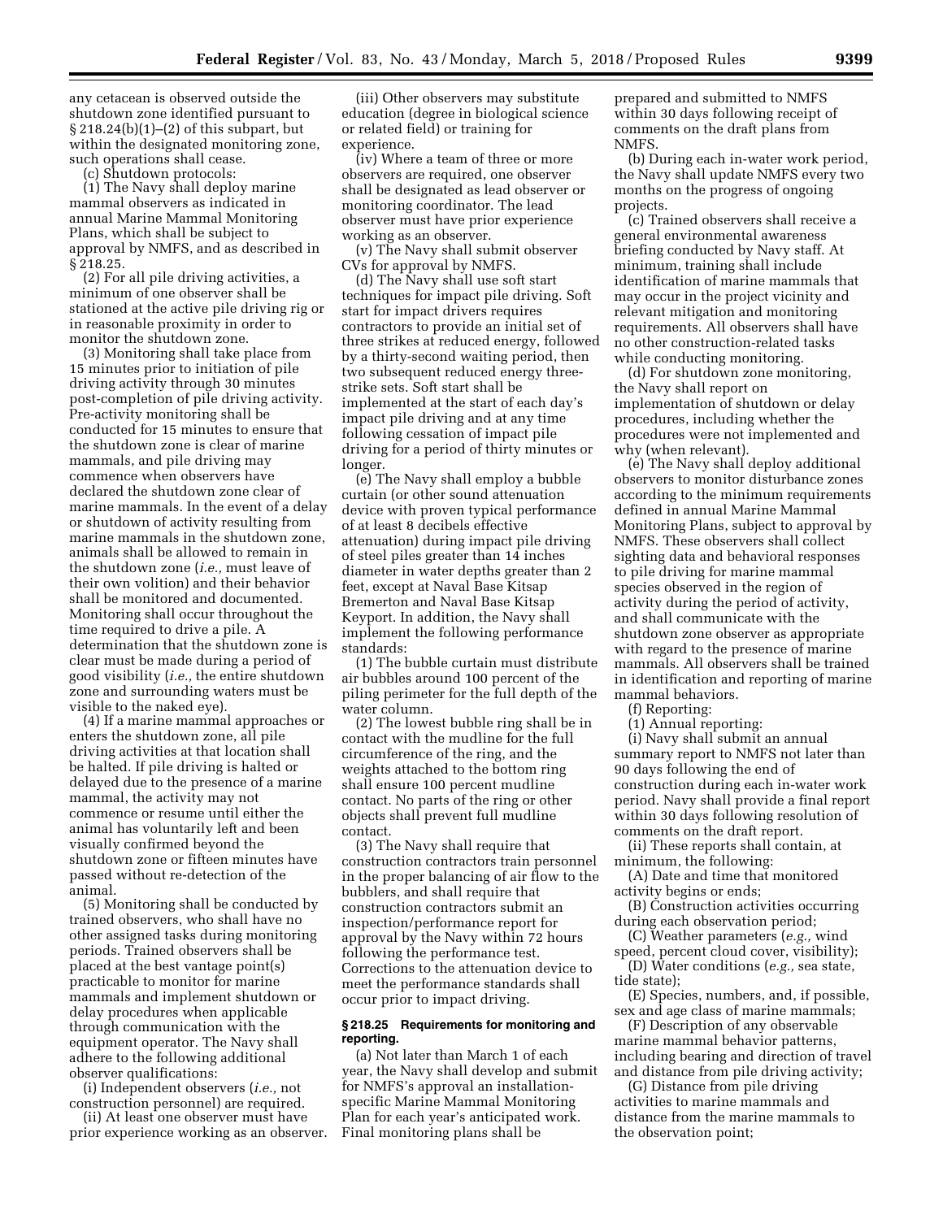any cetacean is observed outside the shutdown zone identified pursuant to § 218.24(b)(1)–(2) of this subpart, but within the designated monitoring zone, such operations shall cease.

(c) Shutdown protocols:

(1) The Navy shall deploy marine mammal observers as indicated in annual Marine Mammal Monitoring Plans, which shall be subject to approval by NMFS, and as described in § 218.25.

(2) For all pile driving activities, a minimum of one observer shall be stationed at the active pile driving rig or in reasonable proximity in order to monitor the shutdown zone.

(3) Monitoring shall take place from 15 minutes prior to initiation of pile driving activity through 30 minutes post-completion of pile driving activity. Pre-activity monitoring shall be conducted for 15 minutes to ensure that the shutdown zone is clear of marine mammals, and pile driving may commence when observers have declared the shutdown zone clear of marine mammals. In the event of a delay or shutdown of activity resulting from marine mammals in the shutdown zone, animals shall be allowed to remain in the shutdown zone (*i.e.,* must leave of their own volition) and their behavior shall be monitored and documented. Monitoring shall occur throughout the time required to drive a pile. A determination that the shutdown zone is clear must be made during a period of good visibility (*i.e.,* the entire shutdown zone and surrounding waters must be visible to the naked eye).

(4) If a marine mammal approaches or enters the shutdown zone, all pile driving activities at that location shall be halted. If pile driving is halted or delayed due to the presence of a marine mammal, the activity may not commence or resume until either the animal has voluntarily left and been visually confirmed beyond the shutdown zone or fifteen minutes have passed without re-detection of the animal.

(5) Monitoring shall be conducted by trained observers, who shall have no other assigned tasks during monitoring periods. Trained observers shall be placed at the best vantage point(s) practicable to monitor for marine mammals and implement shutdown or delay procedures when applicable through communication with the equipment operator. The Navy shall adhere to the following additional observer qualifications:

(i) Independent observers (*i.e.,* not construction personnel) are required.

(ii) At least one observer must have prior experience working as an observer.

(iii) Other observers may substitute education (degree in biological science or related field) or training for experience.

(iv) Where a team of three or more observers are required, one observer shall be designated as lead observer or monitoring coordinator. The lead observer must have prior experience working as an observer.

(v) The Navy shall submit observer CVs for approval by NMFS.

(d) The Navy shall use soft start techniques for impact pile driving. Soft start for impact drivers requires contractors to provide an initial set of three strikes at reduced energy, followed by a thirty-second waiting period, then two subsequent reduced energy three-strike sets. Soft start shall be implemented at the start of each day's impact pile driving and at any time following cessation of impact pile driving for a period of thirty minutes or longer.

(e) The Navy shall employ a bubble curtain (or other sound attenuation device with proven typical performance of at least 8 decibels effective attenuation) during impact pile driving of steel piles greater than 14 inches diameter in water depths greater than 2 feet, except at Naval Base Kitsap Bremerton and Naval Base Kitsap Keyport. In addition, the Navy shall implement the following performance standards:

(1) The bubble curtain must distribute air bubbles around 100 percent of the piling perimeter for the full depth of the water column.

(2) The lowest bubble ring shall be in contact with the mudline for the full circumference of the ring, and the weights attached to the bottom ring shall ensure 100 percent mudline contact. No parts of the ring or other objects shall prevent full mudline contact.

(3) The Navy shall require that construction contractors train personnel in the proper balancing of air flow to the bubblers, and shall require that construction contractors submit an inspection/performance report for approval by the Navy within 72 hours following the performance test. Corrections to the attenuation device to meet the performance standards shall occur prior to impact driving.

### § 218.25 Requirements for monitoring and reporting.

(a) Not later than March 1 of each year, the Navy shall develop and submit for NMFS's approval an installation-specific Marine Mammal Monitoring Plan for each year's anticipated work. Final monitoring plans shall be prepared and submitted to NMFS within 30 days following receipt of comments on the draft plans from NMFS.

(b) During each in-water work period, the Navy shall update NMFS every two months on the progress of ongoing projects.

(c) Trained observers shall receive a general environmental awareness briefing conducted by Navy staff. At minimum, training shall include identification of marine mammals that may occur in the project vicinity and relevant mitigation and monitoring requirements. All observers shall have no other construction-related tasks while conducting monitoring.

(d) For shutdown zone monitoring, the Navy shall report on implementation of shutdown or delay procedures, including whether the procedures were not implemented and why (when relevant).

(e) The Navy shall deploy additional observers to monitor disturbance zones according to the minimum requirements defined in annual Marine Mammal Monitoring Plans, subject to approval by NMFS. These observers shall collect sighting data and behavioral responses to pile driving for marine mammal species observed in the region of activity during the period of activity, and shall communicate with the shutdown zone observer as appropriate with regard to the presence of marine mammals. All observers shall be trained in identification and reporting of marine mammal behaviors.

(f) Reporting:

(1) Annual reporting:

(i) Navy shall submit an annual summary report to NMFS not later than 90 days following the end of construction during each in-water work period. Navy shall provide a final report within 30 days following resolution of comments on the draft report.

(ii) These reports shall contain, at minimum, the following:

(A) Date and time that monitored activity begins or ends;

(B) Construction activities occurring during each observation period;

(C) Weather parameters (*e.g.,* wind speed, percent cloud cover, visibility);

(D) Water conditions (*e.g.,* sea state, tide state);

(E) Species, numbers, and, if possible, sex and age class of marine mammals;

(F) Description of any observable marine mammal behavior patterns, including bearing and direction of travel and distance from pile driving activity;

(G) Distance from pile driving activities to marine mammals and distance from the marine mammals to the observation point;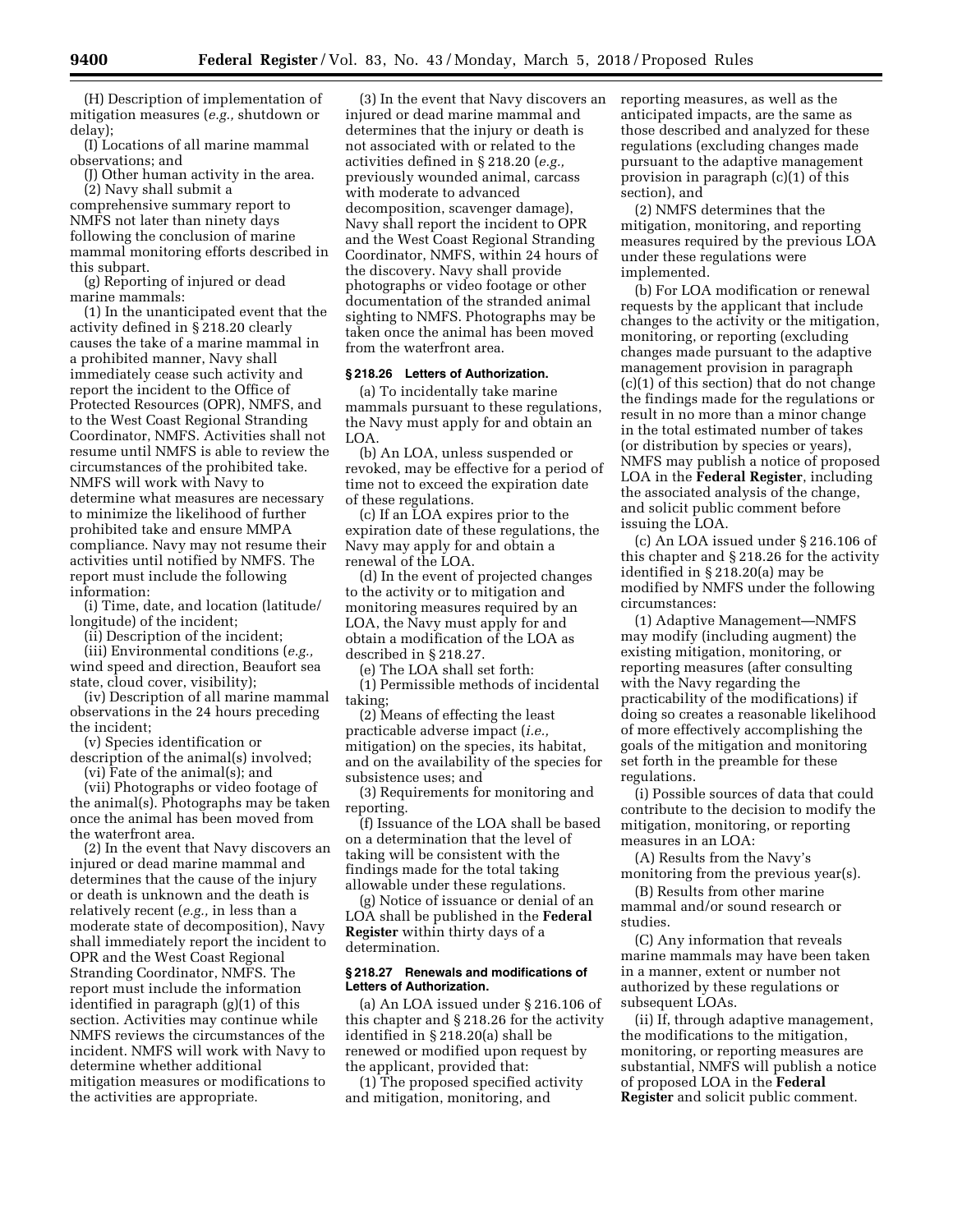(H) Description of implementation of mitigation measures (*e.g.,* shutdown or delay);

(I) Locations of all marine mammal observations; and

(J) Other human activity in the area.

(2) Navy shall submit a comprehensive summary report to NMFS not later than ninety days following the conclusion of marine mammal monitoring efforts described in this subpart.

(g) Reporting of injured or dead marine mammals:

(1) In the unanticipated event that the activity defined in § 218.20 clearly causes the take of a marine mammal in a prohibited manner, Navy shall immediately cease such activity and report the incident to the Office of Protected Resources (OPR), NMFS, and to the West Coast Regional Stranding Coordinator, NMFS. Activities shall not resume until NMFS is able to review the circumstances of the prohibited take. NMFS will work with Navy to determine what measures are necessary to minimize the likelihood of further prohibited take and ensure MMPA compliance. Navy may not resume their activities until notified by NMFS. The report must include the following information:

(i) Time, date, and location (latitude/longitude) of the incident;

(ii) Description of the incident;

(iii) Environmental conditions (*e.g.,* wind speed and direction, Beaufort sea state, cloud cover, visibility);

(iv) Description of all marine mammal observations in the 24 hours preceding the incident;

(v) Species identification or description of the animal(s) involved;

(vi) Fate of the animal(s); and

(vii) Photographs or video footage of the animal(s). Photographs may be taken once the animal has been moved from the waterfront area.

(2) In the event that Navy discovers an injured or dead marine mammal and determines that the cause of the injury or death is unknown and the death is relatively recent (*e.g.,* in less than a moderate state of decomposition), Navy shall immediately report the incident to OPR and the West Coast Regional Stranding Coordinator, NMFS. The report must include the information identified in paragraph (g)(1) of this section. Activities may continue while NMFS reviews the circumstances of the incident. NMFS will work with Navy to determine whether additional mitigation measures or modifications to the activities are appropriate.

(3) In the event that Navy discovers an injured or dead marine mammal and determines that the injury or death is not associated with or related to the activities defined in § 218.20 (*e.g.,* previously wounded animal, carcass with moderate to advanced decomposition, scavenger damage), Navy shall report the incident to OPR and the West Coast Regional Stranding Coordinator, NMFS, within 24 hours of the discovery. Navy shall provide photographs or video footage or other documentation of the stranded animal sighting to NMFS. Photographs may be taken once the animal has been moved from the waterfront area.

## § 218.26 Letters of Authorization.

(a) To incidentally take marine mammals pursuant to these regulations, the Navy must apply for and obtain an LOA.

(b) An LOA, unless suspended or revoked, may be effective for a period of time not to exceed the expiration date of these regulations.

(c) If an LOA expires prior to the expiration date of these regulations, the Navy may apply for and obtain a renewal of the LOA.

(d) In the event of projected changes to the activity or to mitigation and monitoring measures required by an LOA, the Navy must apply for and obtain a modification of the LOA as described in § 218.27.

(e) The LOA shall set forth:

(1) Permissible methods of incidental taking;

(2) Means of effecting the least practicable adverse impact (*i.e.,* mitigation) on the species, its habitat, and on the availability of the species for subsistence uses; and

(3) Requirements for monitoring and reporting.

(f) Issuance of the LOA shall be based on a determination that the level of taking will be consistent with the findings made for the total taking allowable under these regulations.

(g) Notice of issuance or denial of an LOA shall be published in the **Federal Register** within thirty days of a determination.

## § 218.27 Renewals and modifications of Letters of Authorization.

(a) An LOA issued under § 216.106 of this chapter and § 218.26 for the activity identified in § 218.20(a) shall be renewed or modified upon request by the applicant, provided that:

(1) The proposed specified activity and mitigation, monitoring, and reporting measures, as well as the anticipated impacts, are the same as those described and analyzed for these regulations (excluding changes made pursuant to the adaptive management provision in paragraph (c)(1) of this section), and

(2) NMFS determines that the mitigation, monitoring, and reporting measures required by the previous LOA under these regulations were implemented.

(b) For LOA modification or renewal requests by the applicant that include changes to the activity or the mitigation, monitoring, or reporting (excluding changes made pursuant to the adaptive management provision in paragraph (c)(1) of this section) that do not change the findings made for the regulations or result in no more than a minor change in the total estimated number of takes (or distribution by species or years), NMFS may publish a notice of proposed LOA in the **Federal Register**, including the associated analysis of the change, and solicit public comment before issuing the LOA.

(c) An LOA issued under § 216.106 of this chapter and § 218.26 for the activity identified in § 218.20(a) may be modified by NMFS under the following circumstances:

(1) Adaptive Management—NMFS may modify (including augment) the existing mitigation, monitoring, or reporting measures (after consulting with the Navy regarding the practicability of the modifications) if doing so creates a reasonable likelihood of more effectively accomplishing the goals of the mitigation and monitoring set forth in the preamble for these regulations.

(i) Possible sources of data that could contribute to the decision to modify the mitigation, monitoring, or reporting measures in an LOA:

(A) Results from the Navy's monitoring from the previous year(s).

(B) Results from other marine mammal and/or sound research or studies.

(C) Any information that reveals marine mammals may have been taken in a manner, extent or number not authorized by these regulations or subsequent LOAs.

(ii) If, through adaptive management, the modifications to the mitigation, monitoring, or reporting measures are substantial, NMFS will publish a notice of proposed LOA in the **Federal Register** and solicit public comment.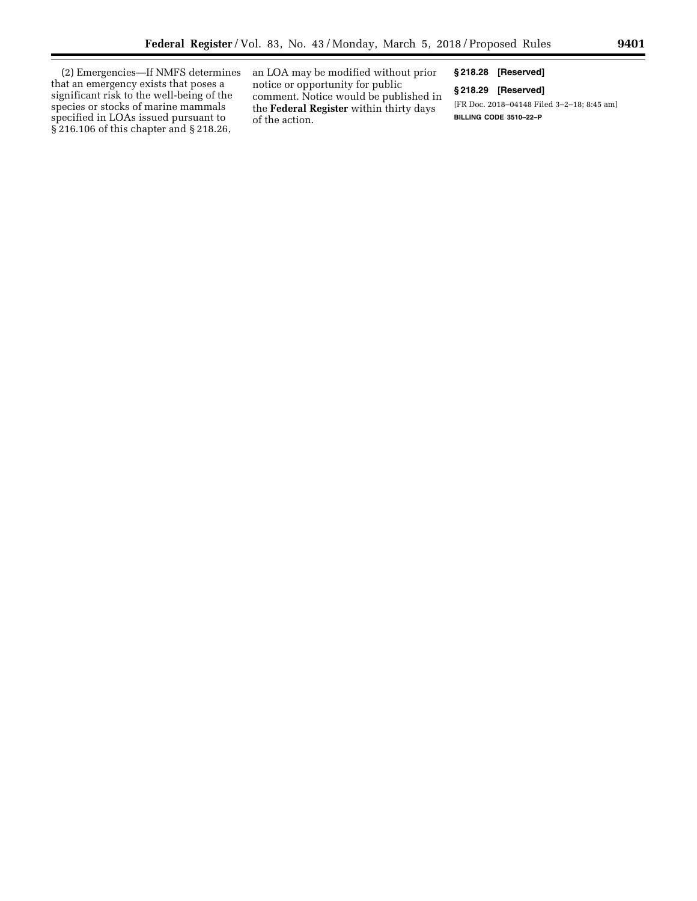(2) Emergencies—If NMFS determines that an emergency exists that poses a significant risk to the well-being of the species or stocks of marine mammals specified in LOAs issued pursuant to § 216.106 of this chapter and § 218.26, an LOA may be modified without prior notice or opportunity for public comment. Notice would be published in the **Federal Register** within thirty days of the action.

**§ 218.28 [Reserved]**

**§ 218.29 [Reserved]**

[FR Doc. 2018–04148 Filed 3–2–18; 8:45 am]

**BILLING CODE 3510–22–P**